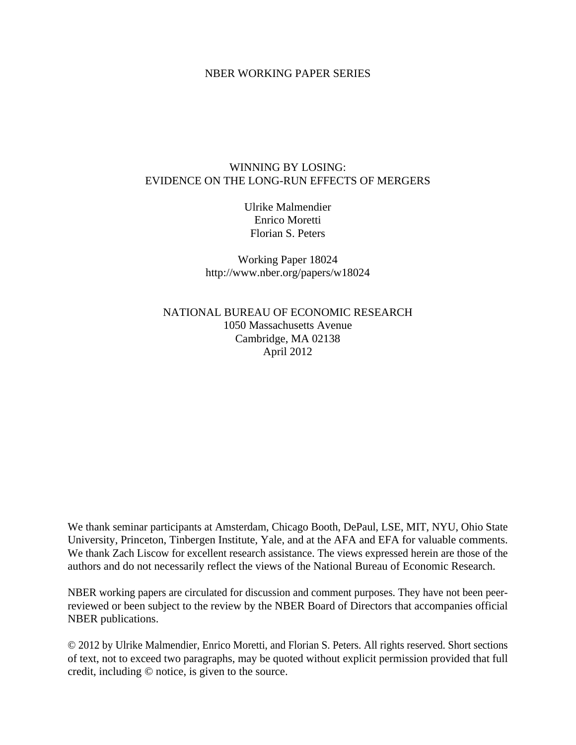NBER WORKING PAPER SERIES

# WINNING BY LOSING: EVIDENCE ON THE LONG-RUN EFFECTS OF MERGERS

Ulrike Malmendier
Enrico Moretti
Florian S. Peters

Working Paper 18024
http://www.nber.org/papers/w18024

NATIONAL BUREAU OF ECONOMIC RESEARCH
1050 Massachusetts Avenue
Cambridge, MA 02138
April 2012

We thank seminar participants at Amsterdam, Chicago Booth, DePaul, LSE, MIT, NYU, Ohio State University, Princeton, Tinbergen Institute, Yale, and at the AFA and EFA for valuable comments. We thank Zach Liscow for excellent research assistance. The views expressed herein are those of the authors and do not necessarily reflect the views of the National Bureau of Economic Research.

NBER working papers are circulated for discussion and comment purposes. They have not been peer-reviewed or been subject to the review by the NBER Board of Directors that accompanies official NBER publications.

© 2012 by Ulrike Malmendier, Enrico Moretti, and Florian S. Peters. All rights reserved. Short sections of text, not to exceed two paragraphs, may be quoted without explicit permission provided that full credit, including © notice, is given to the source.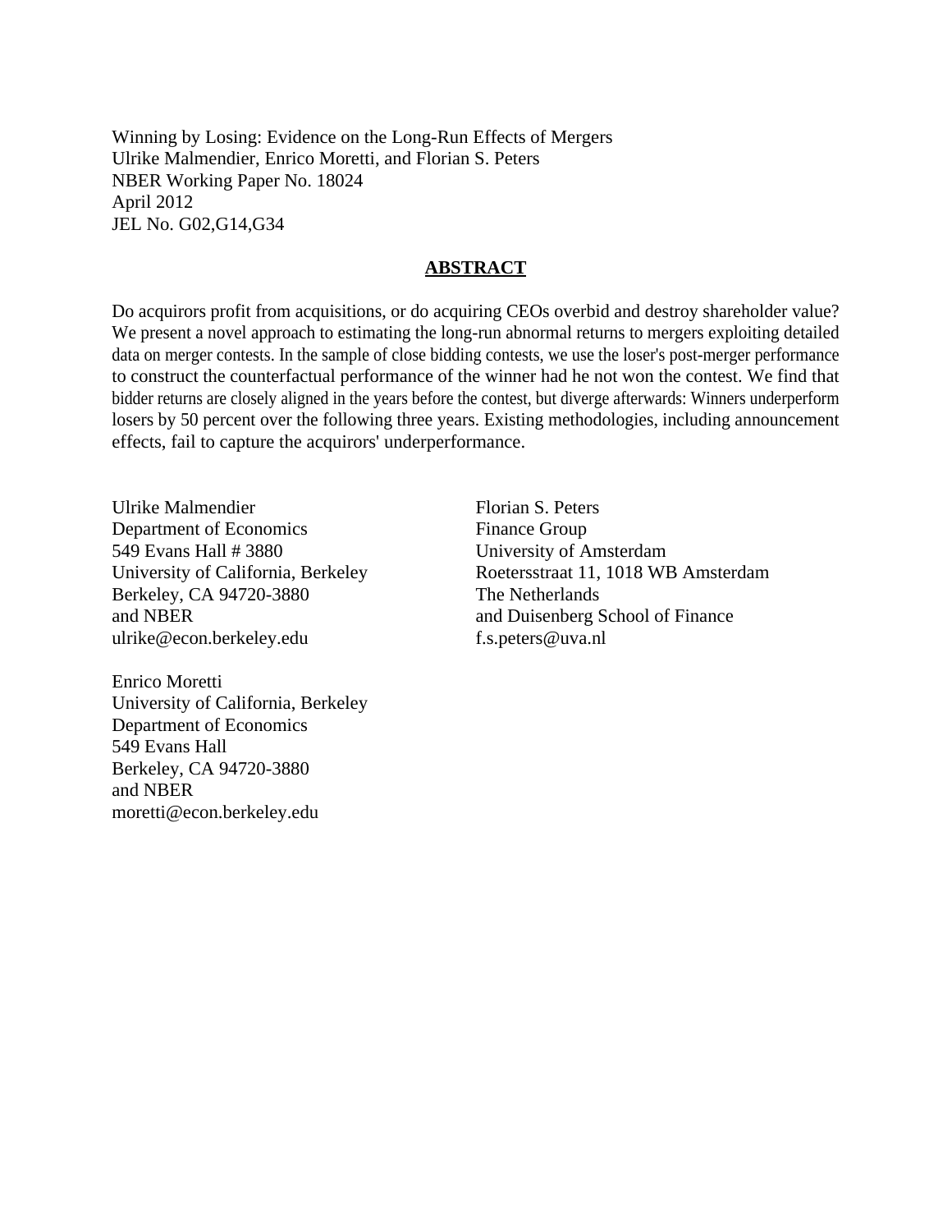Winning by Losing: Evidence on the Long-Run Effects of Mergers
Ulrike Malmendier, Enrico Moretti, and Florian S. Peters
NBER Working Paper No. 18024
April 2012
JEL No. G02,G14,G34

## ABSTRACT

Do acquirors profit from acquisitions, or do acquiring CEOs overbid and destroy shareholder value? We present a novel approach to estimating the long-run abnormal returns to mergers exploiting detailed data on merger contests. In the sample of close bidding contests, we use the loser's post-merger performance to construct the counterfactual performance of the winner had he not won the contest. We find that bidder returns are closely aligned in the years before the contest, but diverge afterwards: Winners underperform losers by 50 percent over the following three years. Existing methodologies, including announcement effects, fail to capture the acquirors' underperformance.

Ulrike Malmendier
Department of Economics
549 Evans Hall # 3880
University of California, Berkeley
Berkeley, CA 94720-3880
and NBER
ulrike@econ.berkeley.edu

Enrico Moretti
University of California, Berkeley
Department of Economics
549 Evans Hall
Berkeley, CA 94720-3880
and NBER
moretti@econ.berkeley.edu

Florian S. Peters
Finance Group
University of Amsterdam
Roetersstraat 11, 1018 WB Amsterdam
The Netherlands
and Duisenberg School of Finance
f.s.peters@uva.nl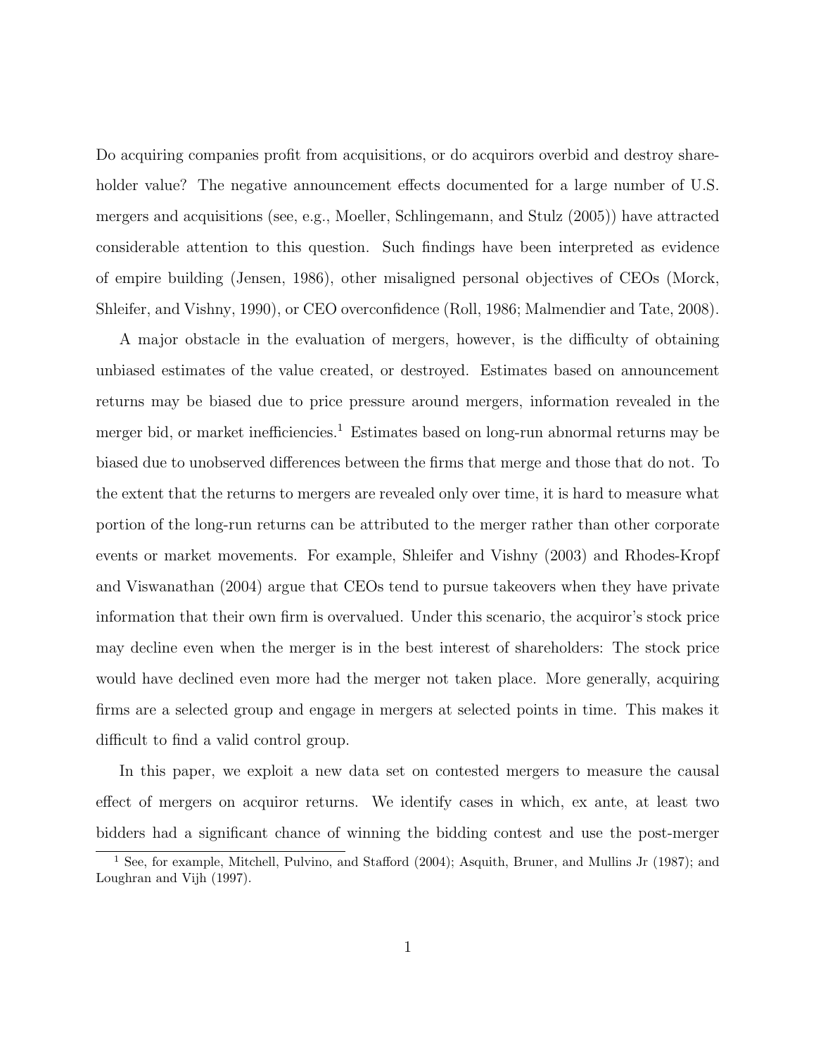Do acquiring companies profit from acquisitions, or do acquirors overbid and destroy shareholder value? The negative announcement effects documented for a large number of U.S. mergers and acquisitions (see, e.g., Moeller, Schlingemann, and Stulz (2005)) have attracted considerable attention to this question. Such findings have been interpreted as evidence of empire building (Jensen, 1986), other misaligned personal objectives of CEOs (Morck, Shleifer, and Vishny, 1990), or CEO overconfidence (Roll, 1986; Malmendier and Tate, 2008).

A major obstacle in the evaluation of mergers, however, is the difficulty of obtaining unbiased estimates of the value created, or destroyed. Estimates based on announcement returns may be biased due to price pressure around mergers, information revealed in the merger bid, or market inefficiencies.[1] Estimates based on long-run abnormal returns may be biased due to unobserved differences between the firms that merge and those that do not. To the extent that the returns to mergers are revealed only over time, it is hard to measure what portion of the long-run returns can be attributed to the merger rather than other corporate events or market movements. For example, Shleifer and Vishny (2003) and Rhodes-Kropf and Viswanathan (2004) argue that CEOs tend to pursue takeovers when they have private information that their own firm is overvalued. Under this scenario, the acquiror's stock price may decline even when the merger is in the best interest of shareholders: The stock price would have declined even more had the merger not taken place. More generally, acquiring firms are a selected group and engage in mergers at selected points in time. This makes it difficult to find a valid control group.

In this paper, we exploit a new data set on contested mergers to measure the causal effect of mergers on acquiror returns. We identify cases in which, ex ante, at least two bidders had a significant chance of winning the bidding contest and use the post-merger

[1] See, for example, Mitchell, Pulvino, and Stafford (2004); Asquith, Bruner, and Mullins Jr (1987); and Loughran and Vijh (1997).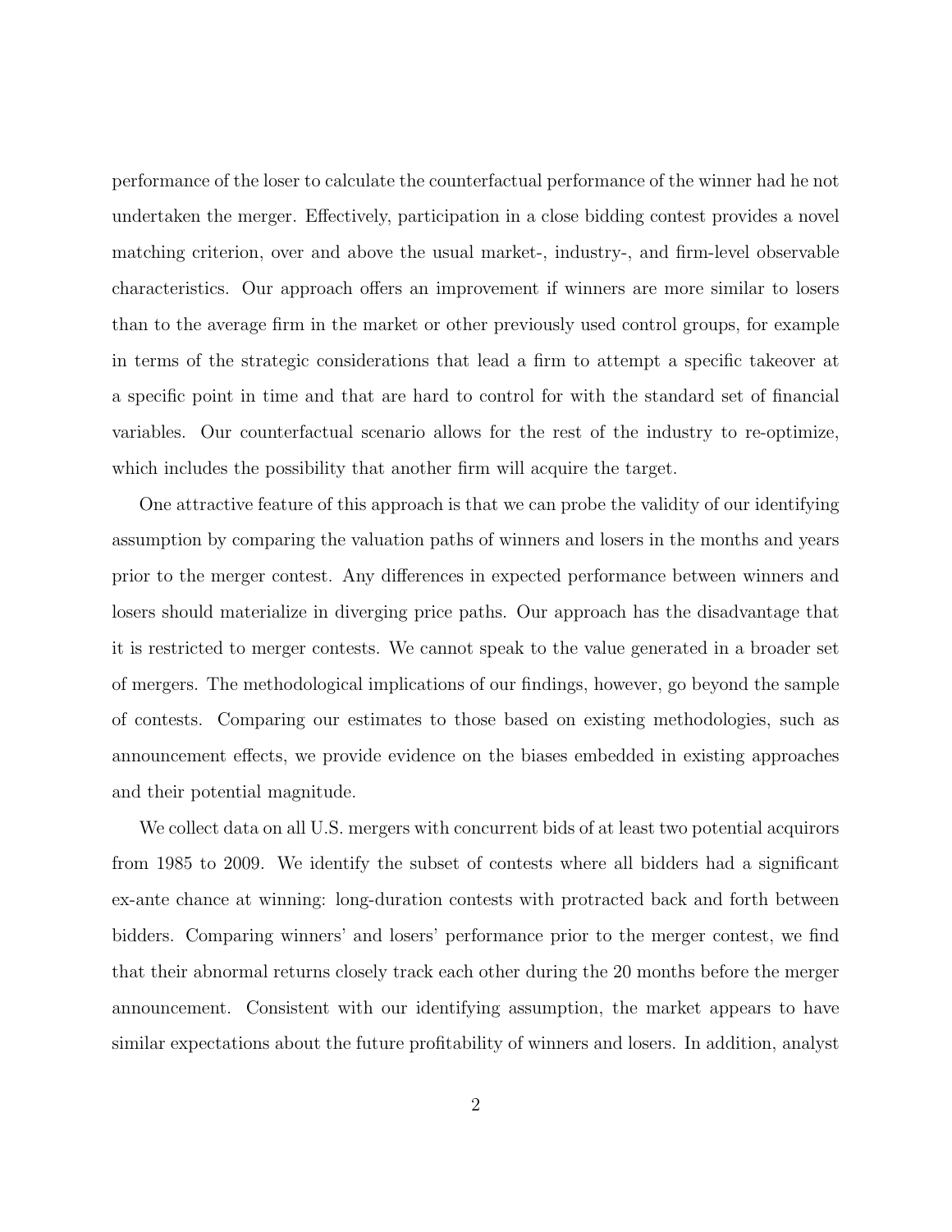performance of the loser to calculate the counterfactual performance of the winner had he not undertaken the merger. Effectively, participation in a close bidding contest provides a novel matching criterion, over and above the usual market-, industry-, and firm-level observable characteristics. Our approach offers an improvement if winners are more similar to losers than to the average firm in the market or other previously used control groups, for example in terms of the strategic considerations that lead a firm to attempt a specific takeover at a specific point in time and that are hard to control for with the standard set of financial variables. Our counterfactual scenario allows for the rest of the industry to re-optimize, which includes the possibility that another firm will acquire the target.

One attractive feature of this approach is that we can probe the validity of our identifying assumption by comparing the valuation paths of winners and losers in the months and years prior to the merger contest. Any differences in expected performance between winners and losers should materialize in diverging price paths. Our approach has the disadvantage that it is restricted to merger contests. We cannot speak to the value generated in a broader set of mergers. The methodological implications of our findings, however, go beyond the sample of contests. Comparing our estimates to those based on existing methodologies, such as announcement effects, we provide evidence on the biases embedded in existing approaches and their potential magnitude.

We collect data on all U.S. mergers with concurrent bids of at least two potential acquirors from 1985 to 2009. We identify the subset of contests where all bidders had a significant ex-ante chance at winning: long-duration contests with protracted back and forth between bidders. Comparing winners' and losers' performance prior to the merger contest, we find that their abnormal returns closely track each other during the 20 months before the merger announcement. Consistent with our identifying assumption, the market appears to have similar expectations about the future profitability of winners and losers. In addition, analyst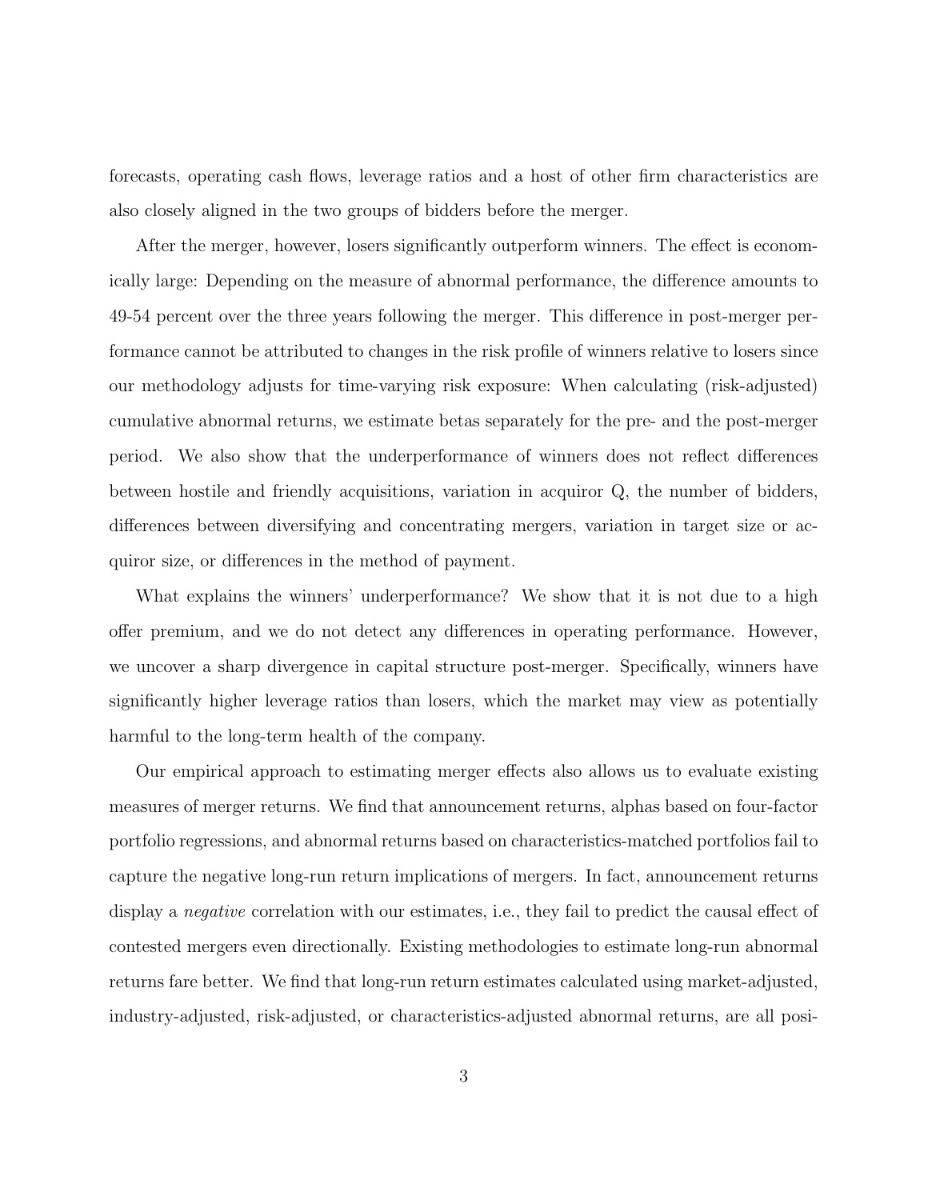forecasts, operating cash flows, leverage ratios and a host of other firm characteristics are also closely aligned in the two groups of bidders before the merger.

After the merger, however, losers significantly outperform winners. The effect is economically large: Depending on the measure of abnormal performance, the difference amounts to 49-54 percent over the three years following the merger. This difference in post-merger performance cannot be attributed to changes in the risk profile of winners relative to losers since our methodology adjusts for time-varying risk exposure: When calculating (risk-adjusted) cumulative abnormal returns, we estimate betas separately for the pre- and the post-merger period. We also show that the underperformance of winners does not reflect differences between hostile and friendly acquisitions, variation in acquiror Q, the number of bidders, differences between diversifying and concentrating mergers, variation in target size or acquiror size, or differences in the method of payment.

What explains the winners' underperformance? We show that it is not due to a high offer premium, and we do not detect any differences in operating performance. However, we uncover a sharp divergence in capital structure post-merger. Specifically, winners have significantly higher leverage ratios than losers, which the market may view as potentially harmful to the long-term health of the company.

Our empirical approach to estimating merger effects also allows us to evaluate existing measures of merger returns. We find that announcement returns, alphas based on four-factor portfolio regressions, and abnormal returns based on characteristics-matched portfolios fail to capture the negative long-run return implications of mergers. In fact, announcement returns display a *negative* correlation with our estimates, i.e., they fail to predict the causal effect of contested mergers even directionally. Existing methodologies to estimate long-run abnormal returns fare better. We find that long-run return estimates calculated using market-adjusted, industry-adjusted, risk-adjusted, or characteristics-adjusted abnormal returns, are all posi-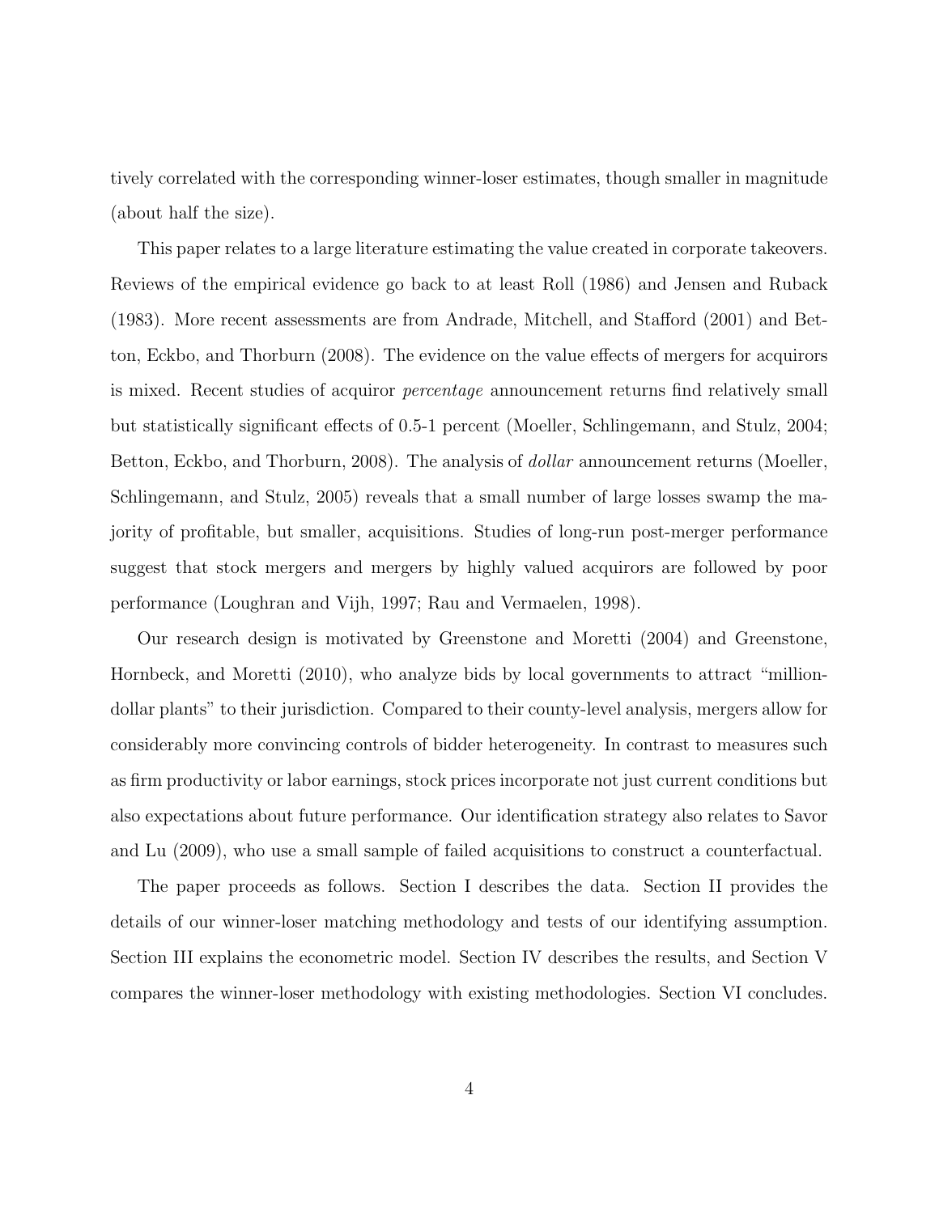tively correlated with the corresponding winner-loser estimates, though smaller in magnitude (about half the size).

This paper relates to a large literature estimating the value created in corporate takeovers. Reviews of the empirical evidence go back to at least Roll (1986) and Jensen and Ruback (1983). More recent assessments are from Andrade, Mitchell, and Stafford (2001) and Betton, Eckbo, and Thorburn (2008). The evidence on the value effects of mergers for acquirors is mixed. Recent studies of acquiror *percentage* announcement returns find relatively small but statistically significant effects of 0.5-1 percent (Moeller, Schlingemann, and Stulz, 2004; Betton, Eckbo, and Thorburn, 2008). The analysis of *dollar* announcement returns (Moeller, Schlingemann, and Stulz, 2005) reveals that a small number of large losses swamp the majority of profitable, but smaller, acquisitions. Studies of long-run post-merger performance suggest that stock mergers and mergers by highly valued acquirors are followed by poor performance (Loughran and Vijh, 1997; Rau and Vermaelen, 1998).

Our research design is motivated by Greenstone and Moretti (2004) and Greenstone, Hornbeck, and Moretti (2010), who analyze bids by local governments to attract "million-dollar plants" to their jurisdiction. Compared to their county-level analysis, mergers allow for considerably more convincing controls of bidder heterogeneity. In contrast to measures such as firm productivity or labor earnings, stock prices incorporate not just current conditions but also expectations about future performance. Our identification strategy also relates to Savor and Lu (2009), who use a small sample of failed acquisitions to construct a counterfactual.

The paper proceeds as follows. Section I describes the data. Section II provides the details of our winner-loser matching methodology and tests of our identifying assumption. Section III explains the econometric model. Section IV describes the results, and Section V compares the winner-loser methodology with existing methodologies. Section VI concludes.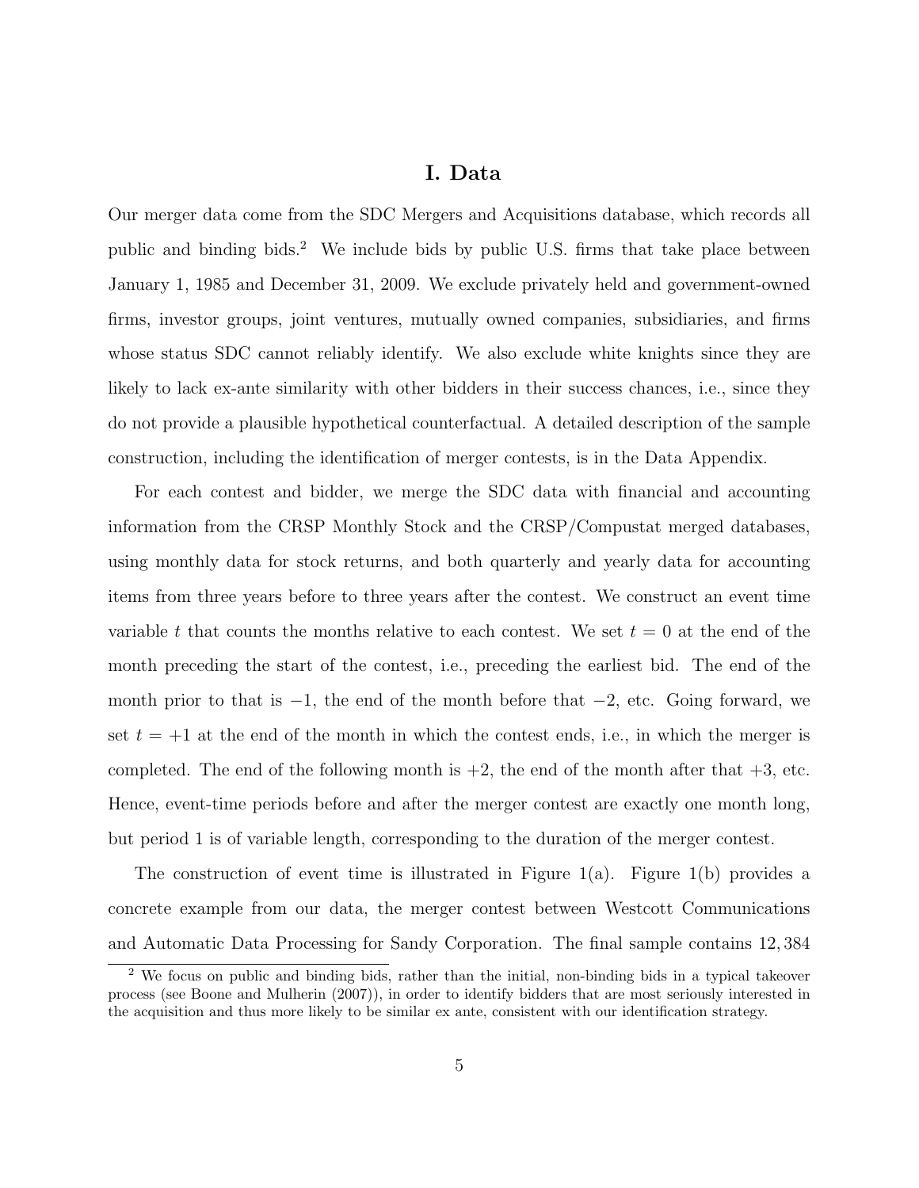# I. Data

Our merger data come from the SDC Mergers and Acquisitions database, which records all public and binding bids.[2] We include bids by public U.S. firms that take place between January 1, 1985 and December 31, 2009. We exclude privately held and government-owned firms, investor groups, joint ventures, mutually owned companies, subsidiaries, and firms whose status SDC cannot reliably identify. We also exclude white knights since they are likely to lack ex-ante similarity with other bidders in their success chances, i.e., since they do not provide a plausible hypothetical counterfactual. A detailed description of the sample construction, including the identification of merger contests, is in the Data Appendix.

For each contest and bidder, we merge the SDC data with financial and accounting information from the CRSP Monthly Stock and the CRSP/Compustat merged databases, using monthly data for stock returns, and both quarterly and yearly data for accounting items from three years before to three years after the contest. We construct an event time variable $t$ that counts the months relative to each contest. We set $t = 0$ at the end of the month preceding the start of the contest, i.e., preceding the earliest bid. The end of the month prior to that is $-1$, the end of the month before that $-2$, etc. Going forward, we set $t = +1$ at the end of the month in which the contest ends, i.e., in which the merger is completed. The end of the following month is $+2$, the end of the month after that $+3$, etc. Hence, event-time periods before and after the merger contest are exactly one month long, but period 1 is of variable length, corresponding to the duration of the merger contest.

The construction of event time is illustrated in Figure 1(a). Figure 1(b) provides a concrete example from our data, the merger contest between Westcott Communications and Automatic Data Processing for Sandy Corporation. The final sample contains 12,384

[2] We focus on public and binding bids, rather than the initial, non-binding bids in a typical takeover process (see Boone and Mulherin (2007)), in order to identify bidders that are most seriously interested in the acquisition and thus more likely to be similar ex ante, consistent with our identification strategy.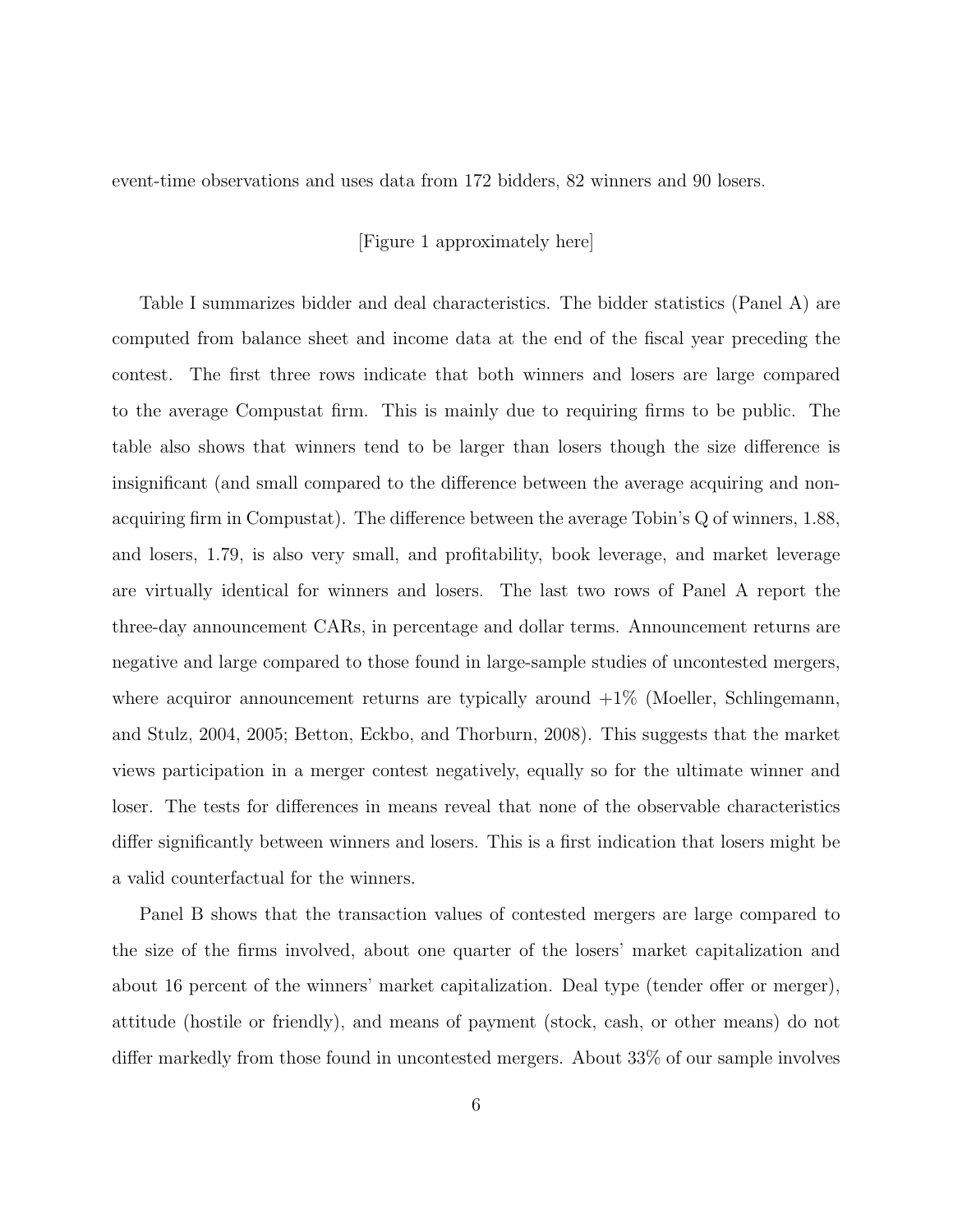event-time observations and uses data from 172 bidders, 82 winners and 90 losers.

[Figure 1 approximately here]

Table I summarizes bidder and deal characteristics. The bidder statistics (Panel A) are computed from balance sheet and income data at the end of the fiscal year preceding the contest. The first three rows indicate that both winners and losers are large compared to the average Compustat firm. This is mainly due to requiring firms to be public. The table also shows that winners tend to be larger than losers though the size difference is insignificant (and small compared to the difference between the average acquiring and non-acquiring firm in Compustat). The difference between the average Tobin's Q of winners, 1.88, and losers, 1.79, is also very small, and profitability, book leverage, and market leverage are virtually identical for winners and losers. The last two rows of Panel A report the three-day announcement CARs, in percentage and dollar terms. Announcement returns are negative and large compared to those found in large-sample studies of uncontested mergers, where acquiror announcement returns are typically around +1% (Moeller, Schlingemann, and Stulz, 2004, 2005; Betton, Eckbo, and Thorburn, 2008). This suggests that the market views participation in a merger contest negatively, equally so for the ultimate winner and loser. The tests for differences in means reveal that none of the observable characteristics differ significantly between winners and losers. This is a first indication that losers might be a valid counterfactual for the winners.

Panel B shows that the transaction values of contested mergers are large compared to the size of the firms involved, about one quarter of the losers' market capitalization and about 16 percent of the winners' market capitalization. Deal type (tender offer or merger), attitude (hostile or friendly), and means of payment (stock, cash, or other means) do not differ markedly from those found in uncontested mergers. About 33% of our sample involves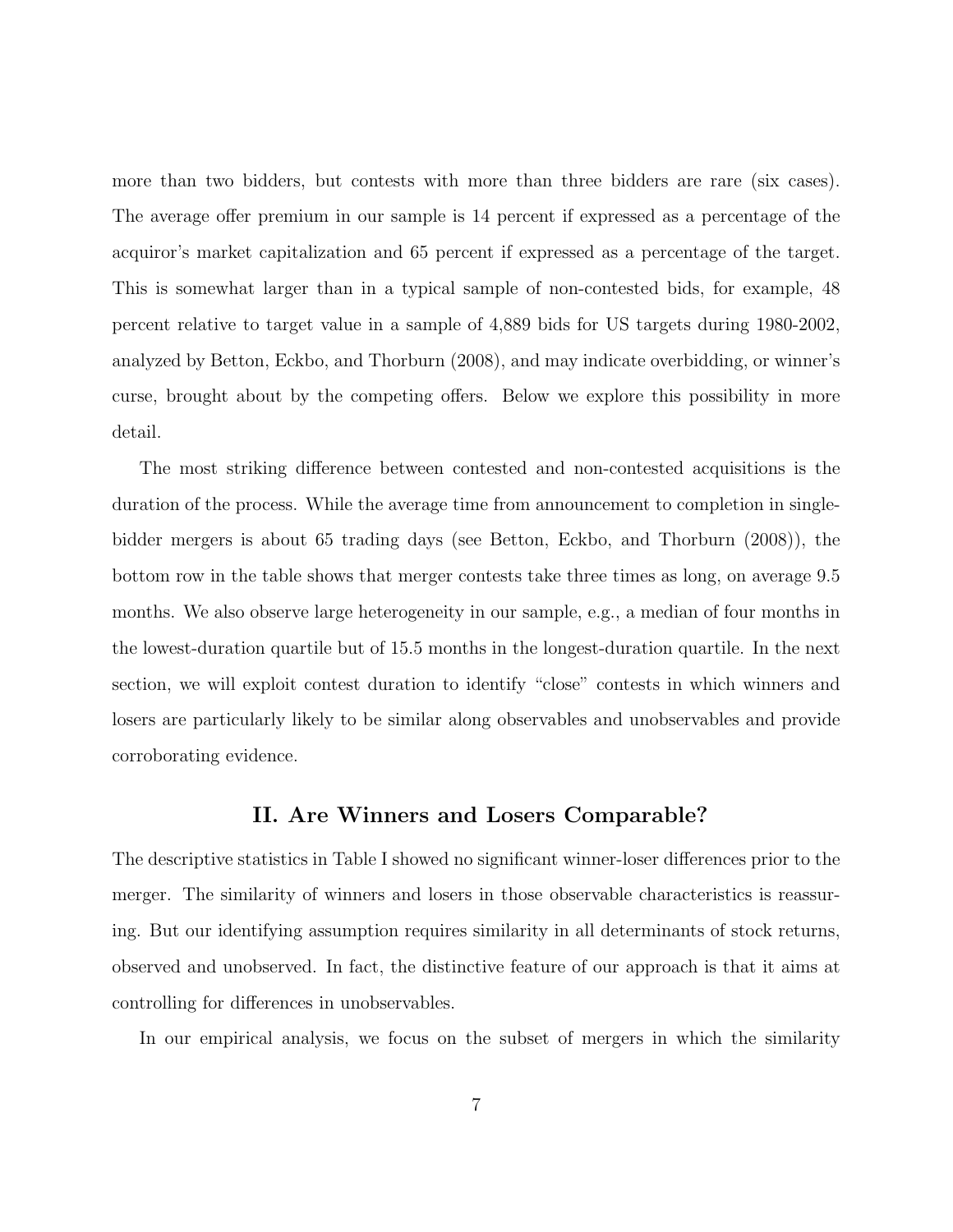more than two bidders, but contests with more than three bidders are rare (six cases). The average offer premium in our sample is 14 percent if expressed as a percentage of the acquiror's market capitalization and 65 percent if expressed as a percentage of the target. This is somewhat larger than in a typical sample of non-contested bids, for example, 48 percent relative to target value in a sample of 4,889 bids for US targets during 1980-2002, analyzed by Betton, Eckbo, and Thorburn (2008), and may indicate overbidding, or winner's curse, brought about by the competing offers. Below we explore this possibility in more detail.

The most striking difference between contested and non-contested acquisitions is the duration of the process. While the average time from announcement to completion in single-bidder mergers is about 65 trading days (see Betton, Eckbo, and Thorburn (2008)), the bottom row in the table shows that merger contests take three times as long, on average 9.5 months. We also observe large heterogeneity in our sample, e.g., a median of four months in the lowest-duration quartile but of 15.5 months in the longest-duration quartile. In the next section, we will exploit contest duration to identify "close" contests in which winners and losers are particularly likely to be similar along observables and unobservables and provide corroborating evidence.

## II. Are Winners and Losers Comparable?

The descriptive statistics in Table I showed no significant winner-loser differences prior to the merger. The similarity of winners and losers in those observable characteristics is reassuring. But our identifying assumption requires similarity in all determinants of stock returns, observed and unobserved. In fact, the distinctive feature of our approach is that it aims at controlling for differences in unobservables.

In our empirical analysis, we focus on the subset of mergers in which the similarity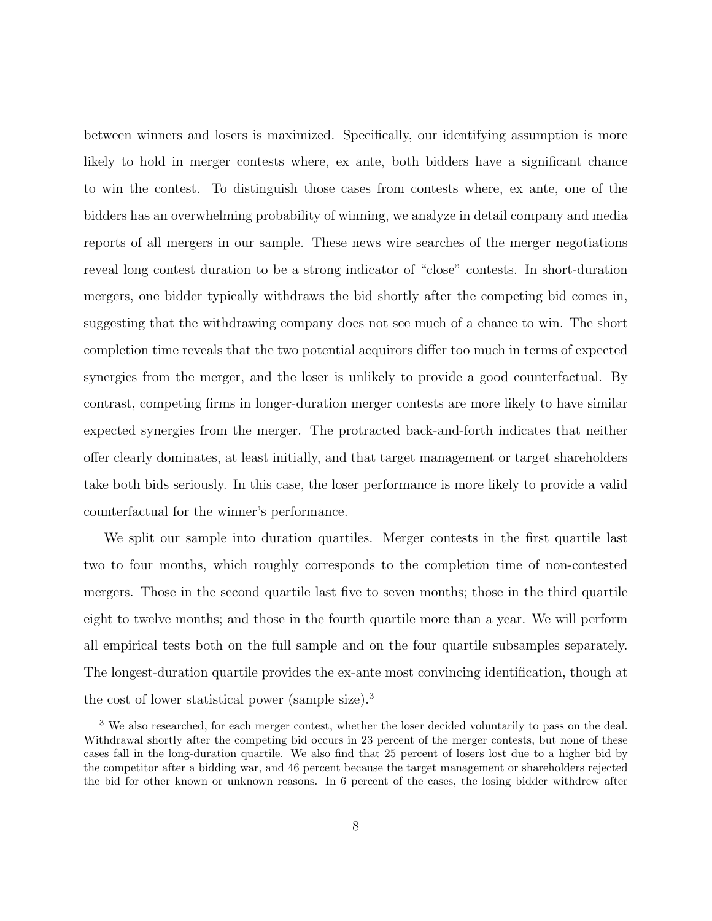between winners and losers is maximized. Specifically, our identifying assumption is more likely to hold in merger contests where, ex ante, both bidders have a significant chance to win the contest. To distinguish those cases from contests where, ex ante, one of the bidders has an overwhelming probability of winning, we analyze in detail company and media reports of all mergers in our sample. These news wire searches of the merger negotiations reveal long contest duration to be a strong indicator of "close" contests. In short-duration mergers, one bidder typically withdraws the bid shortly after the competing bid comes in, suggesting that the withdrawing company does not see much of a chance to win. The short completion time reveals that the two potential acquirors differ too much in terms of expected synergies from the merger, and the loser is unlikely to provide a good counterfactual. By contrast, competing firms in longer-duration merger contests are more likely to have similar expected synergies from the merger. The protracted back-and-forth indicates that neither offer clearly dominates, at least initially, and that target management or target shareholders take both bids seriously. In this case, the loser performance is more likely to provide a valid counterfactual for the winner's performance.

We split our sample into duration quartiles. Merger contests in the first quartile last two to four months, which roughly corresponds to the completion time of non-contested mergers. Those in the second quartile last five to seven months; those in the third quartile eight to twelve months; and those in the fourth quartile more than a year. We will perform all empirical tests both on the full sample and on the four quartile subsamples separately. The longest-duration quartile provides the ex-ante most convincing identification, though at the cost of lower statistical power (sample size).[3]

[3] We also researched, for each merger contest, whether the loser decided voluntarily to pass on the deal. Withdrawal shortly after the competing bid occurs in 23 percent of the merger contests, but none of these cases fall in the long-duration quartile. We also find that 25 percent of losers lost due to a higher bid by the competitor after a bidding war, and 46 percent because the target management or shareholders rejected the bid for other known or unknown reasons. In 6 percent of the cases, the losing bidder withdrew after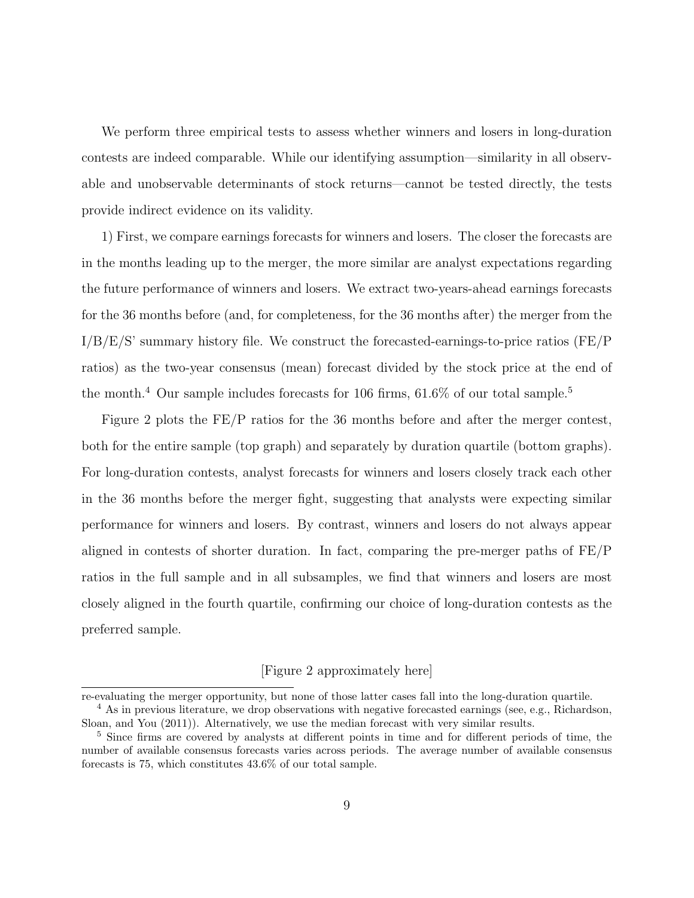We perform three empirical tests to assess whether winners and losers in long-duration contests are indeed comparable. While our identifying assumption—similarity in all observable and unobservable determinants of stock returns—cannot be tested directly, the tests provide indirect evidence on its validity.

1) First, we compare earnings forecasts for winners and losers. The closer the forecasts are in the months leading up to the merger, the more similar are analyst expectations regarding the future performance of winners and losers. We extract two-years-ahead earnings forecasts for the 36 months before (and, for completeness, for the 36 months after) the merger from the I/B/E/S' summary history file. We construct the forecasted-earnings-to-price ratios (FE/P ratios) as the two-year consensus (mean) forecast divided by the stock price at the end of the month.[4] Our sample includes forecasts for 106 firms, 61.6% of our total sample.[5]

Figure 2 plots the FE/P ratios for the 36 months before and after the merger contest, both for the entire sample (top graph) and separately by duration quartile (bottom graphs). For long-duration contests, analyst forecasts for winners and losers closely track each other in the 36 months before the merger fight, suggesting that analysts were expecting similar performance for winners and losers. By contrast, winners and losers do not always appear aligned in contests of shorter duration. In fact, comparing the pre-merger paths of FE/P ratios in the full sample and in all subsamples, we find that winners and losers are most closely aligned in the fourth quartile, confirming our choice of long-duration contests as the preferred sample.

[Figure 2 approximately here]

re-evaluating the merger opportunity, but none of those latter cases fall into the long-duration quartile.

[4] As in previous literature, we drop observations with negative forecasted earnings (see, e.g., Richardson, Sloan, and You (2011)). Alternatively, we use the median forecast with very similar results.

[5] Since firms are covered by analysts at different points in time and for different periods of time, the number of available consensus forecasts varies across periods. The average number of available consensus forecasts is 75, which constitutes 43.6% of our total sample.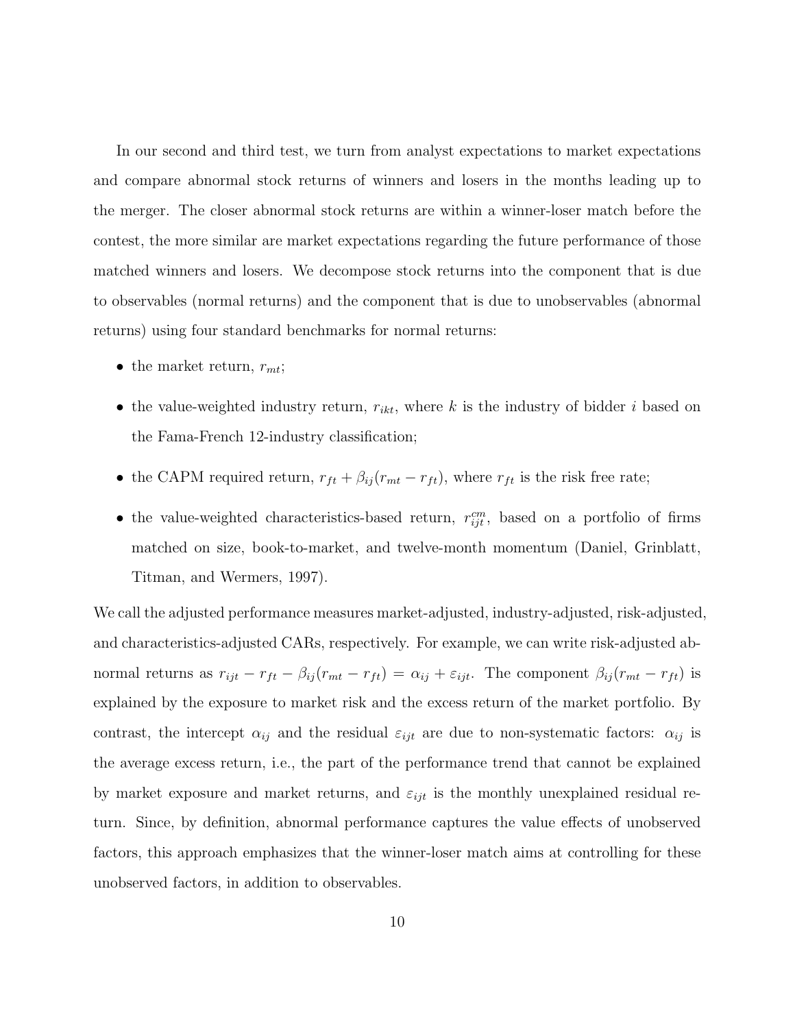In our second and third test, we turn from analyst expectations to market expectations and compare abnormal stock returns of winners and losers in the months leading up to the merger. The closer abnormal stock returns are within a winner-loser match before the contest, the more similar are market expectations regarding the future performance of those matched winners and losers. We decompose stock returns into the component that is due to observables (normal returns) and the component that is due to unobservables (abnormal returns) using four standard benchmarks for normal returns:

- the market return, $r_{mt}$;
- the value-weighted industry return, $r_{ikt}$, where $k$ is the industry of bidder $i$ based on the Fama-French 12-industry classification;
- the CAPM required return, $r_{ft} + \beta_{ij}(r_{mt} - r_{ft})$, where $r_{ft}$ is the risk free rate;
- the value-weighted characteristics-based return, $r_{ijt}^{cm}$, based on a portfolio of firms matched on size, book-to-market, and twelve-month momentum (Daniel, Grinblatt, Titman, and Wermers, 1997).

We call the adjusted performance measures market-adjusted, industry-adjusted, risk-adjusted, and characteristics-adjusted CARs, respectively. For example, we can write risk-adjusted abnormal returns as $r_{ijt} - r_{ft} - \beta_{ij}(r_{mt} - r_{ft}) = \alpha_{ij} + \varepsilon_{ijt}$. The component $\beta_{ij}(r_{mt} - r_{ft})$ is explained by the exposure to market risk and the excess return of the market portfolio. By contrast, the intercept $\alpha_{ij}$ and the residual $\varepsilon_{ijt}$ are due to non-systematic factors: $\alpha_{ij}$ is the average excess return, i.e., the part of the performance trend that cannot be explained by market exposure and market returns, and $\varepsilon_{ijt}$ is the monthly unexplained residual return. Since, by definition, abnormal performance captures the value effects of unobserved factors, this approach emphasizes that the winner-loser match aims at controlling for these unobserved factors, in addition to observables.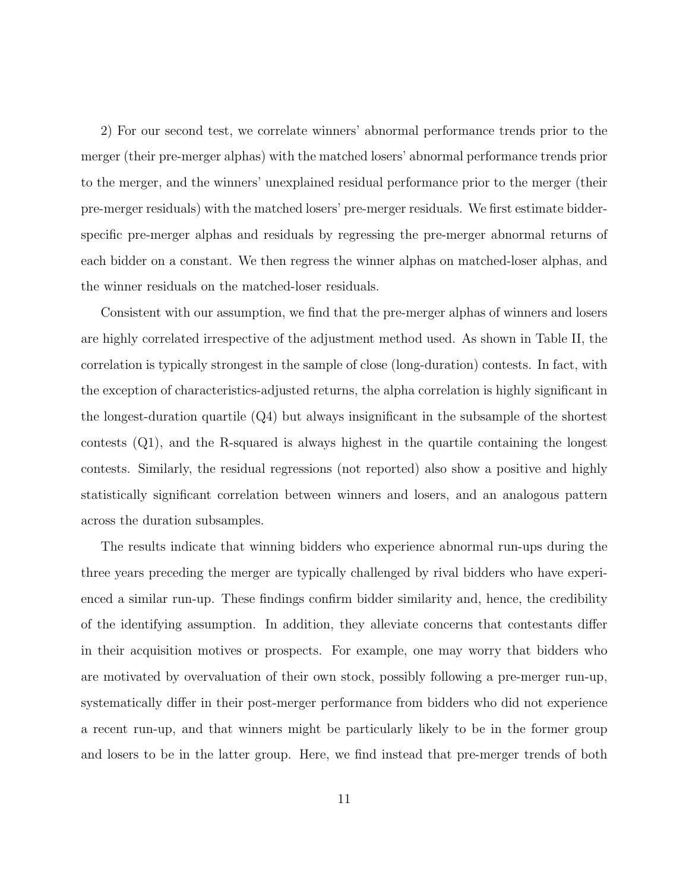2) For our second test, we correlate winners' abnormal performance trends prior to the merger (their pre-merger alphas) with the matched losers' abnormal performance trends prior to the merger, and the winners' unexplained residual performance prior to the merger (their pre-merger residuals) with the matched losers' pre-merger residuals. We first estimate bidder-specific pre-merger alphas and residuals by regressing the pre-merger abnormal returns of each bidder on a constant. We then regress the winner alphas on matched-loser alphas, and the winner residuals on the matched-loser residuals.

Consistent with our assumption, we find that the pre-merger alphas of winners and losers are highly correlated irrespective of the adjustment method used. As shown in Table II, the correlation is typically strongest in the sample of close (long-duration) contests. In fact, with the exception of characteristics-adjusted returns, the alpha correlation is highly significant in the longest-duration quartile (Q4) but always insignificant in the subsample of the shortest contests (Q1), and the R-squared is always highest in the quartile containing the longest contests. Similarly, the residual regressions (not reported) also show a positive and highly statistically significant correlation between winners and losers, and an analogous pattern across the duration subsamples.

The results indicate that winning bidders who experience abnormal run-ups during the three years preceding the merger are typically challenged by rival bidders who have experienced a similar run-up. These findings confirm bidder similarity and, hence, the credibility of the identifying assumption. In addition, they alleviate concerns that contestants differ in their acquisition motives or prospects. For example, one may worry that bidders who are motivated by overvaluation of their own stock, possibly following a pre-merger run-up, systematically differ in their post-merger performance from bidders who did not experience a recent run-up, and that winners might be particularly likely to be in the former group and losers to be in the latter group. Here, we find instead that pre-merger trends of both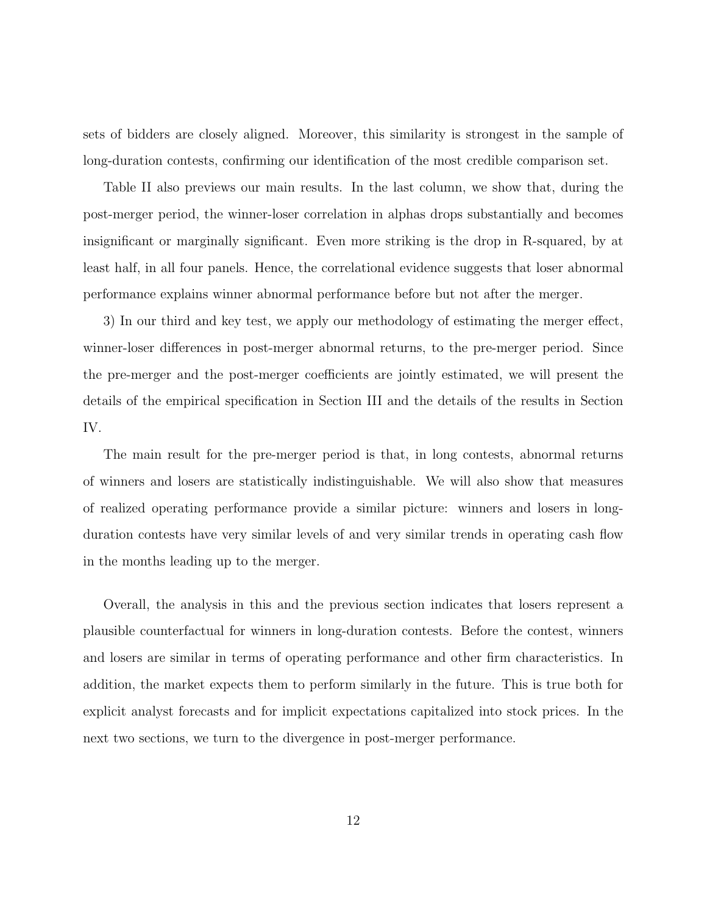sets of bidders are closely aligned. Moreover, this similarity is strongest in the sample of long-duration contests, confirming our identification of the most credible comparison set.

Table II also previews our main results. In the last column, we show that, during the post-merger period, the winner-loser correlation in alphas drops substantially and becomes insignificant or marginally significant. Even more striking is the drop in R-squared, by at least half, in all four panels. Hence, the correlational evidence suggests that loser abnormal performance explains winner abnormal performance before but not after the merger.

3) In our third and key test, we apply our methodology of estimating the merger effect, winner-loser differences in post-merger abnormal returns, to the pre-merger period. Since the pre-merger and the post-merger coefficients are jointly estimated, we will present the details of the empirical specification in Section III and the details of the results in Section IV.

The main result for the pre-merger period is that, in long contests, abnormal returns of winners and losers are statistically indistinguishable. We will also show that measures of realized operating performance provide a similar picture: winners and losers in long-duration contests have very similar levels of and very similar trends in operating cash flow in the months leading up to the merger.

Overall, the analysis in this and the previous section indicates that losers represent a plausible counterfactual for winners in long-duration contests. Before the contest, winners and losers are similar in terms of operating performance and other firm characteristics. In addition, the market expects them to perform similarly in the future. This is true both for explicit analyst forecasts and for implicit expectations capitalized into stock prices. In the next two sections, we turn to the divergence in post-merger performance.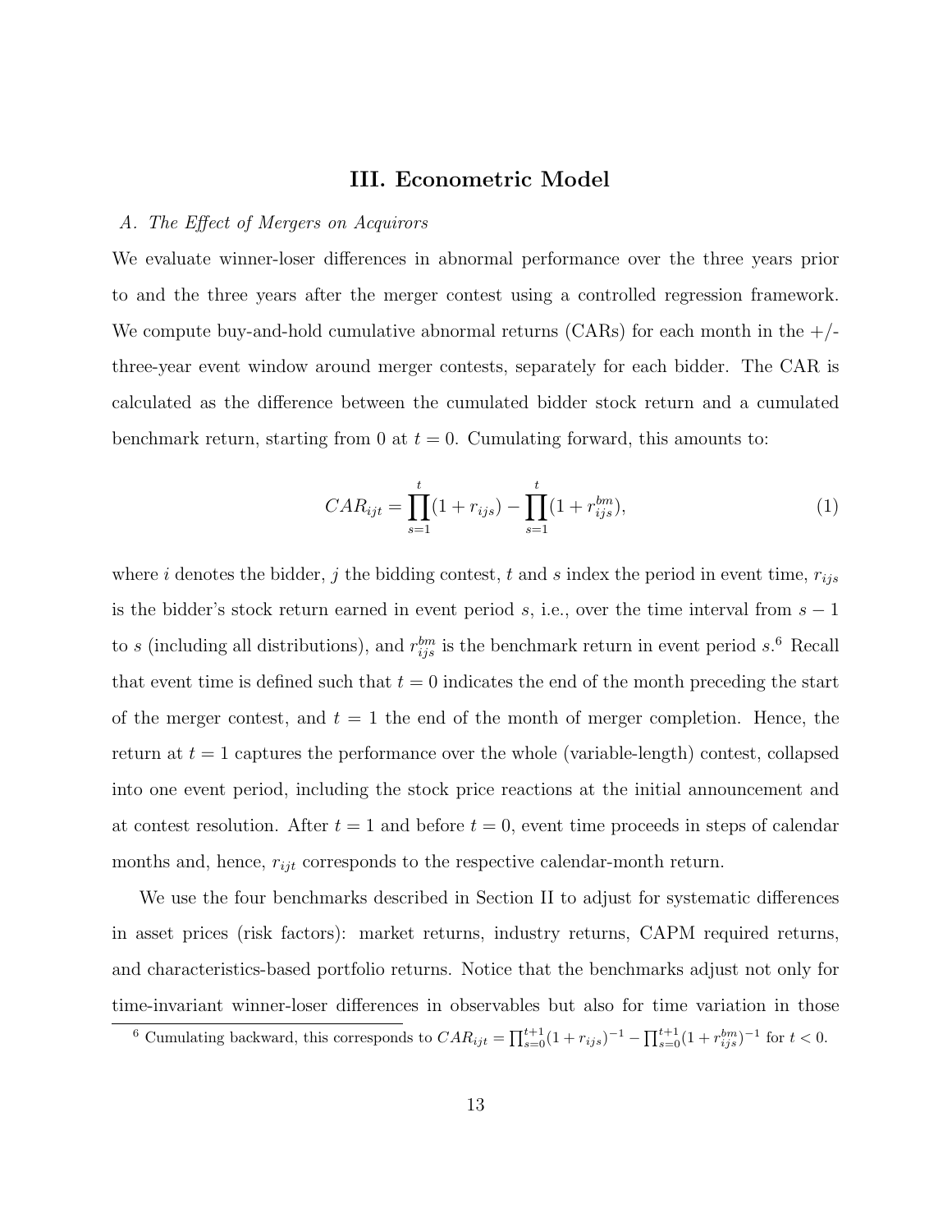## III. Econometric Model

### *A. The Effect of Mergers on Acquirors*

We evaluate winner-loser differences in abnormal performance over the three years prior to and the three years after the merger contest using a controlled regression framework. We compute buy-and-hold cumulative abnormal returns (CARs) for each month in the +/- three-year event window around merger contests, separately for each bidder. The CAR is calculated as the difference between the cumulated bidder stock return and a cumulated benchmark return, starting from 0 at $t = 0$. Cumulating forward, this amounts to:

$$CAR_{ijt} = \prod_{s=1}^{t}(1 + r_{ijs}) - \prod_{s=1}^{t}(1 + r_{ijs}^{bm}), \tag{1}$$

where $i$ denotes the bidder, $j$ the bidding contest, $t$ and $s$ index the period in event time, $r_{ijs}$ is the bidder's stock return earned in event period $s$, i.e., over the time interval from $s - 1$ to $s$ (including all distributions), and $r_{ijs}^{bm}$ is the benchmark return in event period $s$.[6] Recall that event time is defined such that $t = 0$ indicates the end of the month preceding the start of the merger contest, and $t = 1$ the end of the month of merger completion. Hence, the return at $t = 1$ captures the performance over the whole (variable-length) contest, collapsed into one event period, including the stock price reactions at the initial announcement and at contest resolution. After $t = 1$ and before $t = 0$, event time proceeds in steps of calendar months and, hence, $r_{ijt}$ corresponds to the respective calendar-month return.

We use the four benchmarks described in Section II to adjust for systematic differences in asset prices (risk factors): market returns, industry returns, CAPM required returns, and characteristics-based portfolio returns. Notice that the benchmarks adjust not only for time-invariant winner-loser differences in observables but also for time variation in those

[6] Cumulating backward, this corresponds to $CAR_{ijt} = \prod_{s=0}^{t+1}(1 + r_{ijs})^{-1} - \prod_{s=0}^{t+1}(1 + r_{ijs}^{bm})^{-1}$ for $t < 0$.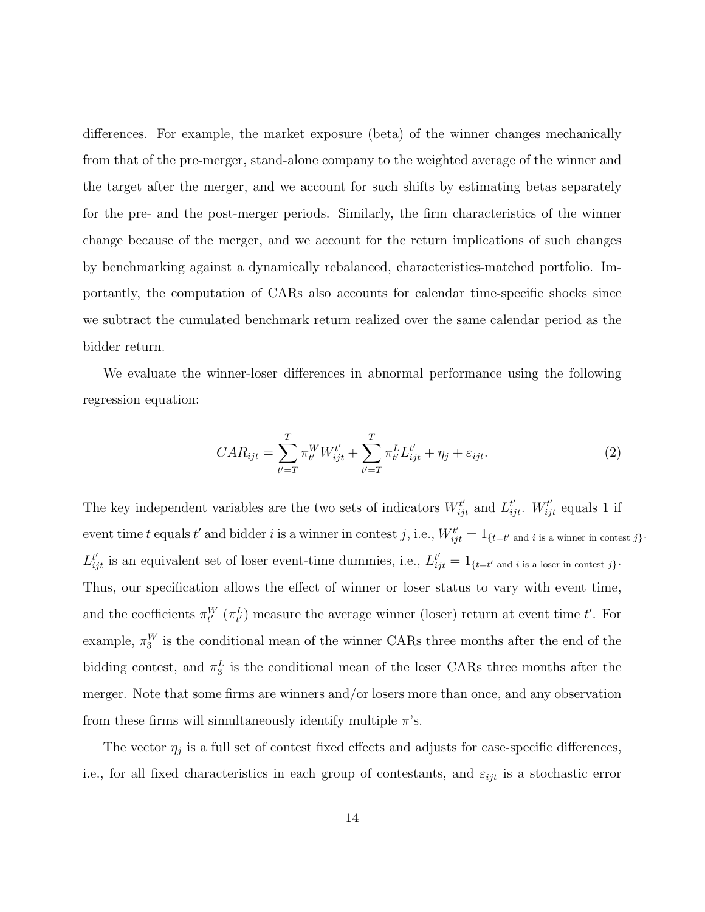differences. For example, the market exposure (beta) of the winner changes mechanically from that of the pre-merger, stand-alone company to the weighted average of the winner and the target after the merger, and we account for such shifts by estimating betas separately for the pre- and the post-merger periods. Similarly, the firm characteristics of the winner change because of the merger, and we account for the return implications of such changes by benchmarking against a dynamically rebalanced, characteristics-matched portfolio. Importantly, the computation of CARs also accounts for calendar time-specific shocks since we subtract the cumulated benchmark return realized over the same calendar period as the bidder return.

We evaluate the winner-loser differences in abnormal performance using the following regression equation:

$$CAR_{ijt} = \sum_{t'=\underline{T}}^{\overline{T}} \pi_{t'}^{W} W_{ijt}^{t'} + \sum_{t'=\underline{T}}^{\overline{T}} \pi_{t'}^{L} L_{ijt}^{t'} + \eta_j + \varepsilon_{ijt}. \quad (2)$$

The key independent variables are the two sets of indicators $W_{ijt}^{t'}$ and $L_{ijt}^{t'}$. $W_{ijt}^{t'}$ equals 1 if event time $t$ equals $t'$ and bidder $i$ is a winner in contest $j$, i.e., $W_{ijt}^{t'} = 1_{\{t=t' \text{ and } i \text{ is a winner in contest } j\}}$. $L_{ijt}^{t'}$ is an equivalent set of loser event-time dummies, i.e., $L_{ijt}^{t'} = 1_{\{t=t' \text{ and } i \text{ is a loser in contest } j\}}$. Thus, our specification allows the effect of winner or loser status to vary with event time, and the coefficients $\pi_{t'}^{W}$ ($\pi_{t'}^{L}$) measure the average winner (loser) return at event time $t'$. For example, $\pi_3^W$ is the conditional mean of the winner CARs three months after the end of the bidding contest, and $\pi_3^L$ is the conditional mean of the loser CARs three months after the merger. Note that some firms are winners and/or losers more than once, and any observation from these firms will simultaneously identify multiple $\pi$'s.

The vector $\eta_j$ is a full set of contest fixed effects and adjusts for case-specific differences, i.e., for all fixed characteristics in each group of contestants, and $\varepsilon_{ijt}$ is a stochastic error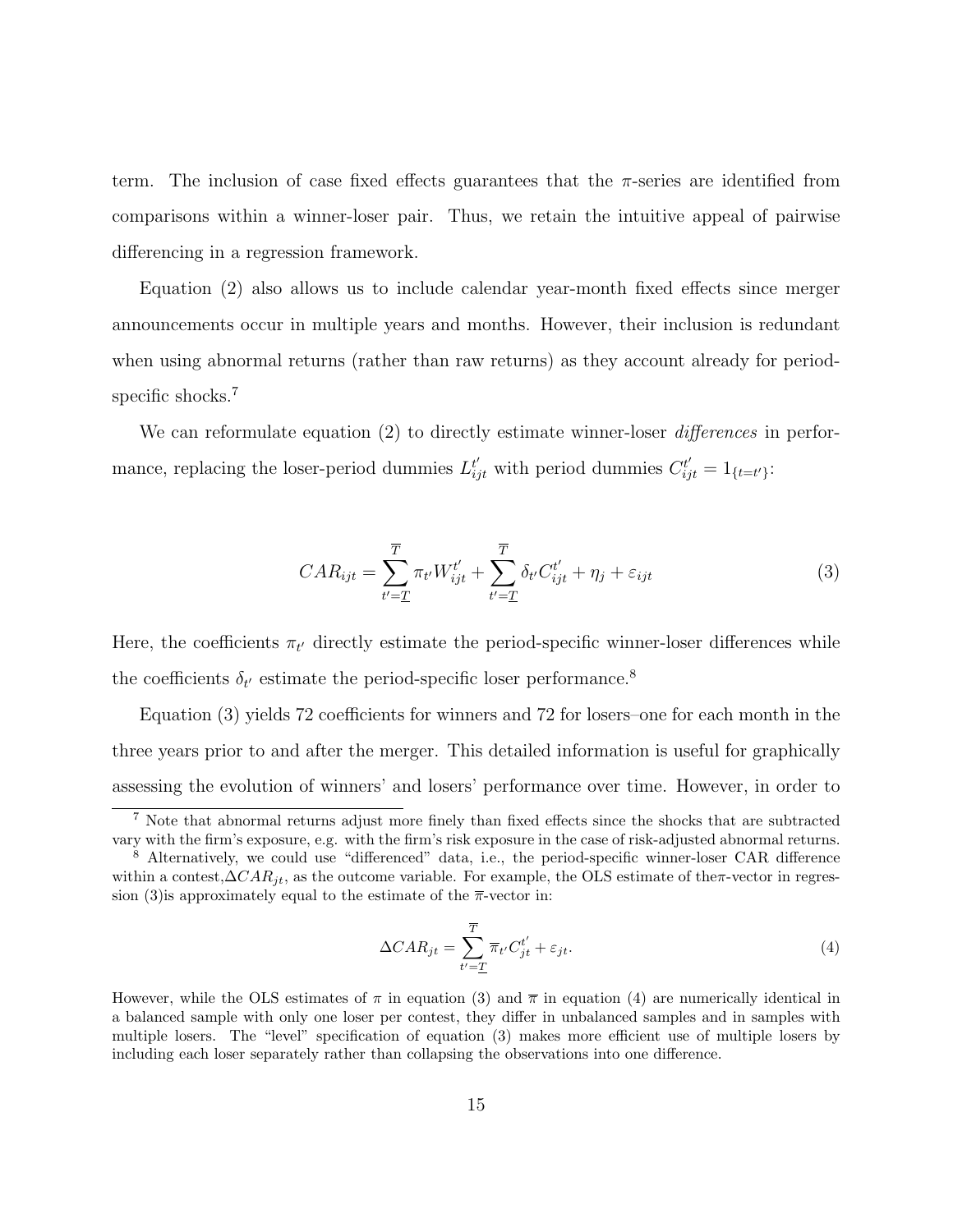term. The inclusion of case fixed effects guarantees that the $\pi$-series are identified from comparisons within a winner-loser pair. Thus, we retain the intuitive appeal of pairwise differencing in a regression framework.

Equation (2) also allows us to include calendar year-month fixed effects since merger announcements occur in multiple years and months. However, their inclusion is redundant when using abnormal returns (rather than raw returns) as they account already for period-specific shocks.[7]

We can reformulate equation (2) to directly estimate winner-loser *differences* in performance, replacing the loser-period dummies $L_{ijt}^{t'}$ with period dummies $C_{ijt}^{t'} = 1_{\{t=t'\}}$:

$$CAR_{ijt} = \sum_{t'=\underline{T}}^{\overline{T}} \pi_{t'} W_{ijt}^{t'} + \sum_{t'=\underline{T}}^{\overline{T}} \delta_{t'} C_{ijt}^{t'} + \eta_j + \varepsilon_{ijt} \tag{3}$$

Here, the coefficients $\pi_{t'}$ directly estimate the period-specific winner-loser differences while the coefficients $\delta_{t'}$ estimate the period-specific loser performance.[8]

Equation (3) yields 72 coefficients for winners and 72 for losers–one for each month in the three years prior to and after the merger. This detailed information is useful for graphically assessing the evolution of winners' and losers' performance over time. However, in order to

[7] Note that abnormal returns adjust more finely than fixed effects since the shocks that are subtracted vary with the firm's exposure, e.g. with the firm's risk exposure in the case of risk-adjusted abnormal returns.

[8] Alternatively, we could use "differenced" data, i.e., the period-specific winner-loser CAR difference within a contest, $\Delta CAR_{jt}$, as the outcome variable. For example, the OLS estimate of the $\pi$-vector in regression (3) is approximately equal to the estimate of the $\overline{\pi}$-vector in:

$$\Delta CAR_{jt} = \sum_{t'=\underline{T}}^{\overline{T}} \overline{\pi}_{t'} C_{jt}^{t'} + \varepsilon_{jt}. \tag{4}$$

However, while the OLS estimates of $\pi$ in equation (3) and $\overline{\pi}$ in equation (4) are numerically identical in a balanced sample with only one loser per contest, they differ in unbalanced samples and in samples with multiple losers. The "level" specification of equation (3) makes more efficient use of multiple losers by including each loser separately rather than collapsing the observations into one difference.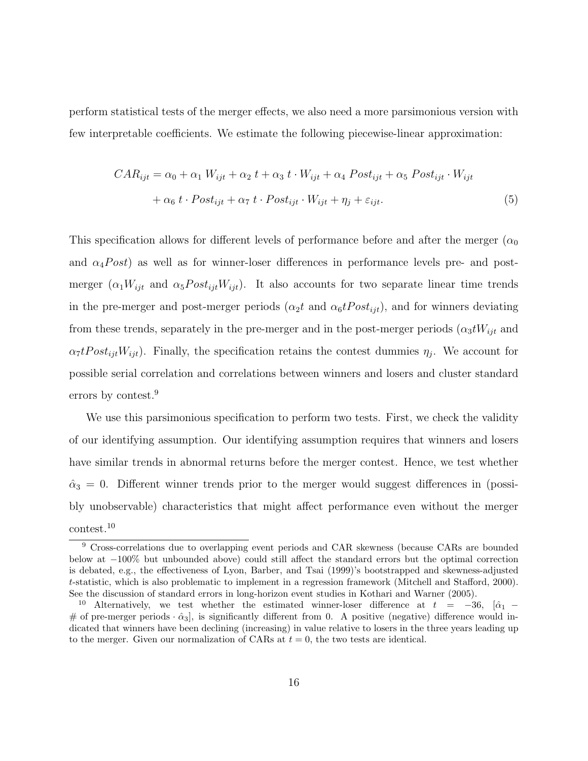perform statistical tests of the merger effects, we also need a more parsimonious version with few interpretable coefficients. We estimate the following piecewise-linear approximation:

$$CAR_{ijt} = \alpha_0 + \alpha_1 \, W_{ijt} + \alpha_2 \, t + \alpha_3 \, t \cdot W_{ijt} + \alpha_4 \, Post_{ijt} + \alpha_5 \, Post_{ijt} \cdot W_{ijt} + \alpha_6 \, t \cdot Post_{ijt} + \alpha_7 \, t \cdot Post_{ijt} \cdot W_{ijt} + \eta_j + \varepsilon_{ijt}. \tag{5}$$

This specification allows for different levels of performance before and after the merger ($\alpha_0$ and $\alpha_4 Post$) as well as for winner-loser differences in performance levels pre- and post-merger ($\alpha_1 W_{ijt}$ and $\alpha_5 Post_{ijt} W_{ijt}$). It also accounts for two separate linear time trends in the pre-merger and post-merger periods ($\alpha_2 t$ and $\alpha_6 t Post_{ijt}$), and for winners deviating from these trends, separately in the pre-merger and in the post-merger periods ($\alpha_3 t W_{ijt}$ and $\alpha_7 t Post_{ijt} W_{ijt}$). Finally, the specification retains the contest dummies $\eta_j$. We account for possible serial correlation and correlations between winners and losers and cluster standard errors by contest.[9]

We use this parsimonious specification to perform two tests. First, we check the validity of our identifying assumption. Our identifying assumption requires that winners and losers have similar trends in abnormal returns before the merger contest. Hence, we test whether $\hat{\alpha}_3 = 0$. Different winner trends prior to the merger would suggest differences in (possibly unobservable) characteristics that might affect performance even without the merger contest.[10]

[9] Cross-correlations due to overlapping event periods and CAR skewness (because CARs are bounded below at −100% but unbounded above) could still affect the standard errors but the optimal correction is debated, e.g., the effectiveness of Lyon, Barber, and Tsai (1999)'s bootstrapped and skewness-adjusted $t$-statistic, which is also problematic to implement in a regression framework (Mitchell and Stafford, 2000). See the discussion of standard errors in long-horizon event studies in Kothari and Warner (2005).

[10] Alternatively, we test whether the estimated winner-loser difference at $t = -36$, $[\hat{\alpha}_1 - \# \text{ of pre-merger periods} \cdot \hat{\alpha}_3]$, is significantly different from 0. A positive (negative) difference would indicated that winners have been declining (increasing) in value relative to losers in the three years leading up to the merger. Given our normalization of CARs at $t = 0$, the two tests are identical.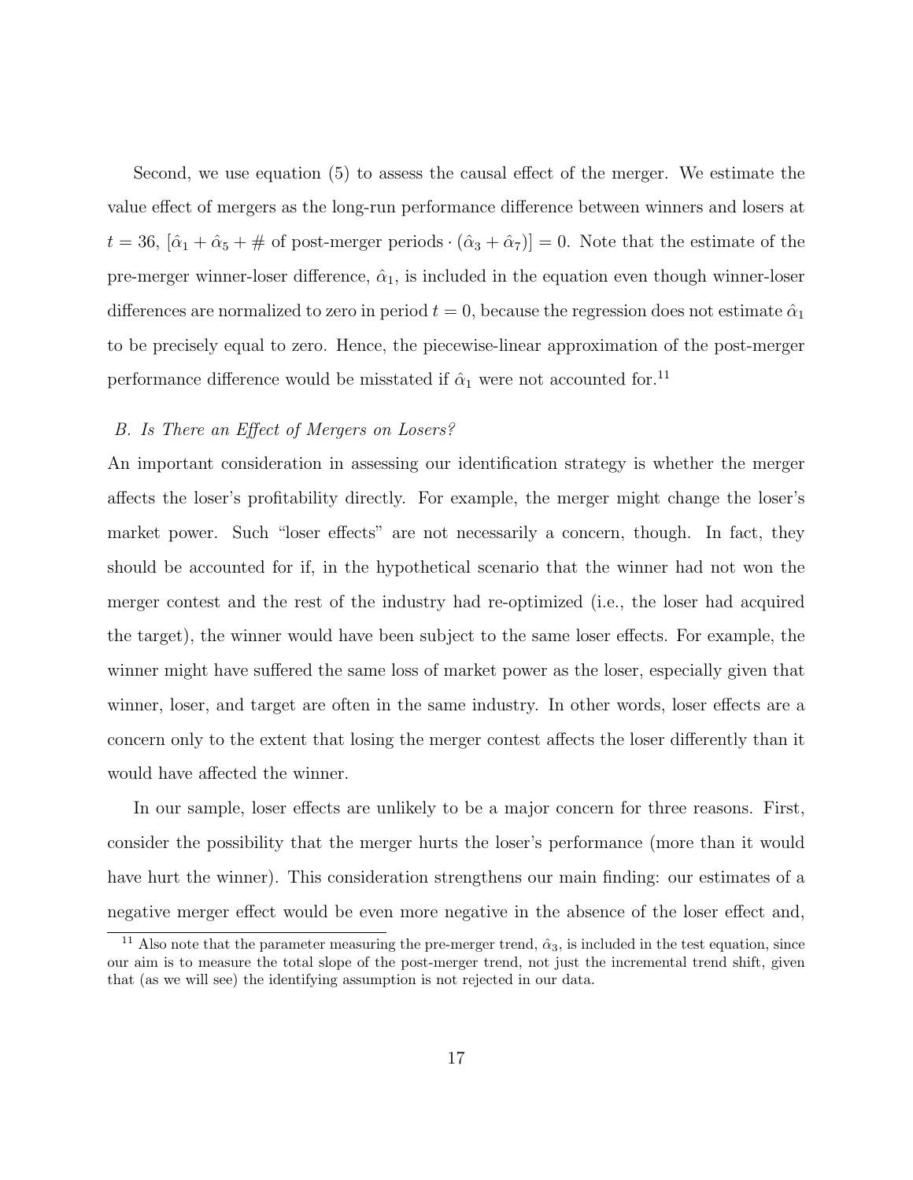Second, we use equation (5) to assess the causal effect of the merger. We estimate the value effect of mergers as the long-run performance difference between winners and losers at $t = 36$, $[\hat{\alpha}_1 + \hat{\alpha}_5 + \#\text{ of post-merger periods} \cdot (\hat{\alpha}_3 + \hat{\alpha}_7)] = 0$. Note that the estimate of the pre-merger winner-loser difference, $\hat{\alpha}_1$, is included in the equation even though winner-loser differences are normalized to zero in period $t = 0$, because the regression does not estimate $\hat{\alpha}_1$ to be precisely equal to zero. Hence, the piecewise-linear approximation of the post-merger performance difference would be misstated if $\hat{\alpha}_1$ were not accounted for.[11]

### *B. Is There an Effect of Mergers on Losers?*

An important consideration in assessing our identification strategy is whether the merger affects the loser's profitability directly. For example, the merger might change the loser's market power. Such "loser effects" are not necessarily a concern, though. In fact, they should be accounted for if, in the hypothetical scenario that the winner had not won the merger contest and the rest of the industry had re-optimized (i.e., the loser had acquired the target), the winner would have been subject to the same loser effects. For example, the winner might have suffered the same loss of market power as the loser, especially given that winner, loser, and target are often in the same industry. In other words, loser effects are a concern only to the extent that losing the merger contest affects the loser differently than it would have affected the winner.

In our sample, loser effects are unlikely to be a major concern for three reasons. First, consider the possibility that the merger hurts the loser's performance (more than it would have hurt the winner). This consideration strengthens our main finding: our estimates of a negative merger effect would be even more negative in the absence of the loser effect and,

[11] Also note that the parameter measuring the pre-merger trend, $\hat{\alpha}_3$, is included in the test equation, since our aim is to measure the total slope of the post-merger trend, not just the incremental trend shift, given that (as we will see) the identifying assumption is not rejected in our data.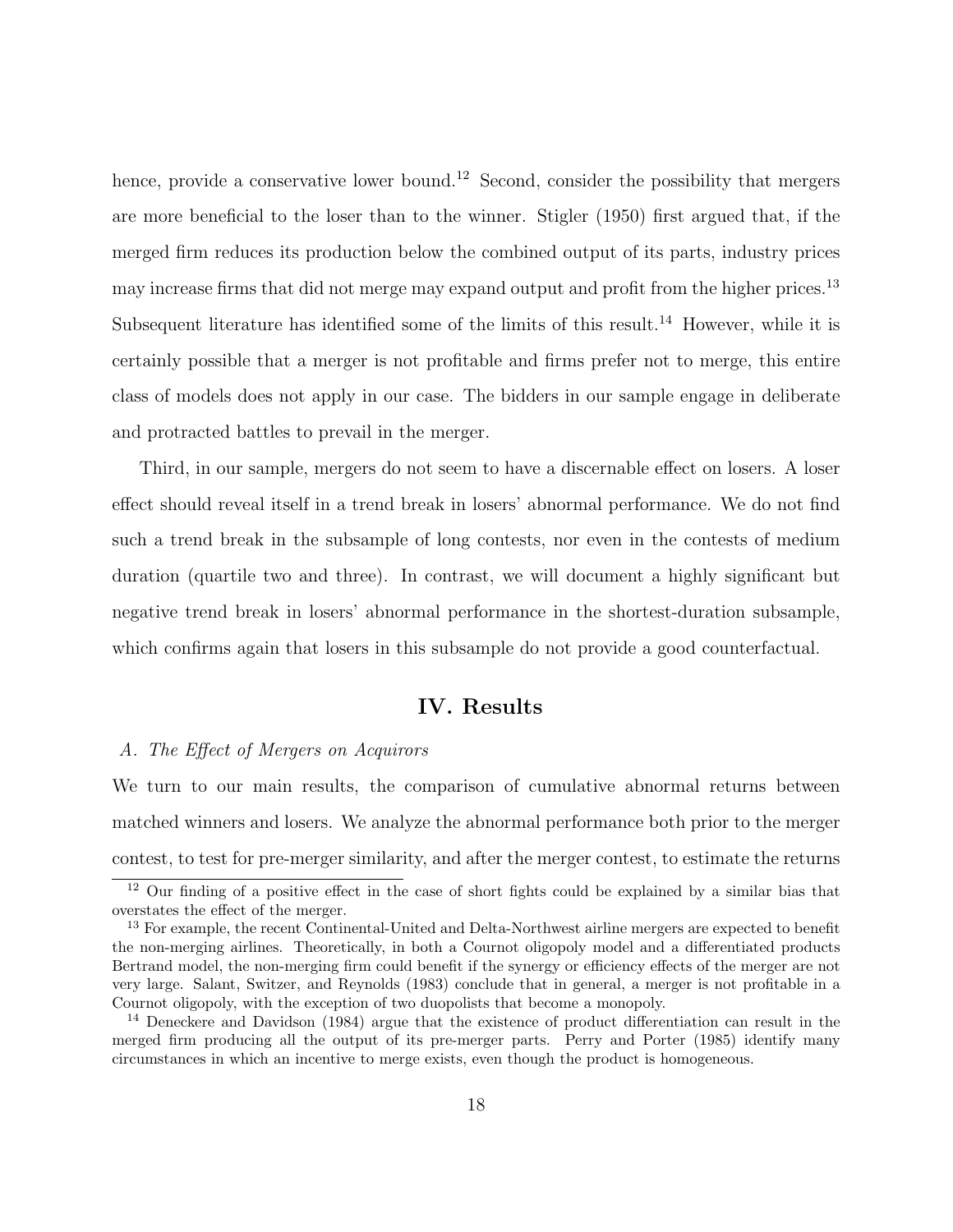hence, provide a conservative lower bound.[12] Second, consider the possibility that mergers are more beneficial to the loser than to the winner. Stigler (1950) first argued that, if the merged firm reduces its production below the combined output of its parts, industry prices may increase firms that did not merge may expand output and profit from the higher prices.[13] Subsequent literature has identified some of the limits of this result.[14] However, while it is certainly possible that a merger is not profitable and firms prefer not to merge, this entire class of models does not apply in our case. The bidders in our sample engage in deliberate and protracted battles to prevail in the merger.

Third, in our sample, mergers do not seem to have a discernable effect on losers. A loser effect should reveal itself in a trend break in losers' abnormal performance. We do not find such a trend break in the subsample of long contests, nor even in the contests of medium duration (quartile two and three). In contrast, we will document a highly significant but negative trend break in losers' abnormal performance in the shortest-duration subsample, which confirms again that losers in this subsample do not provide a good counterfactual.

## IV. Results

*A. The Effect of Mergers on Acquirors*

We turn to our main results, the comparison of cumulative abnormal returns between matched winners and losers. We analyze the abnormal performance both prior to the merger contest, to test for pre-merger similarity, and after the merger contest, to estimate the returns

[12] Our finding of a positive effect in the case of short fights could be explained by a similar bias that overstates the effect of the merger.

[13] For example, the recent Continental-United and Delta-Northwest airline mergers are expected to benefit the non-merging airlines. Theoretically, in both a Cournot oligopoly model and a differentiated products Bertrand model, the non-merging firm could benefit if the synergy or efficiency effects of the merger are not very large. Salant, Switzer, and Reynolds (1983) conclude that in general, a merger is not profitable in a Cournot oligopoly, with the exception of two duopolists that become a monopoly.

[14] Deneckere and Davidson (1984) argue that the existence of product differentiation can result in the merged firm producing all the output of its pre-merger parts. Perry and Porter (1985) identify many circumstances in which an incentive to merge exists, even though the product is homogeneous.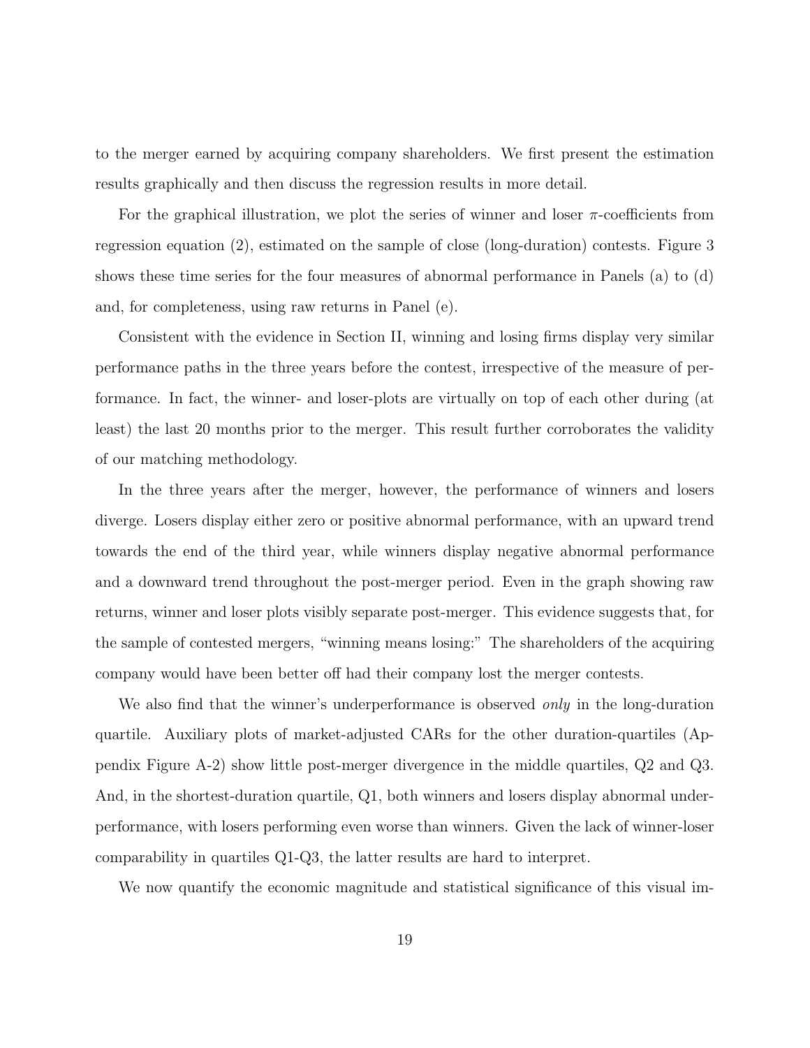to the merger earned by acquiring company shareholders. We first present the estimation results graphically and then discuss the regression results in more detail.

For the graphical illustration, we plot the series of winner and loser $\pi$-coefficients from regression equation (2), estimated on the sample of close (long-duration) contests. Figure 3 shows these time series for the four measures of abnormal performance in Panels (a) to (d) and, for completeness, using raw returns in Panel (e).

Consistent with the evidence in Section II, winning and losing firms display very similar performance paths in the three years before the contest, irrespective of the measure of performance. In fact, the winner- and loser-plots are virtually on top of each other during (at least) the last 20 months prior to the merger. This result further corroborates the validity of our matching methodology.

In the three years after the merger, however, the performance of winners and losers diverge. Losers display either zero or positive abnormal performance, with an upward trend towards the end of the third year, while winners display negative abnormal performance and a downward trend throughout the post-merger period. Even in the graph showing raw returns, winner and loser plots visibly separate post-merger. This evidence suggests that, for the sample of contested mergers, "winning means losing:" The shareholders of the acquiring company would have been better off had their company lost the merger contests.

We also find that the winner's underperformance is observed *only* in the long-duration quartile. Auxiliary plots of market-adjusted CARs for the other duration-quartiles (Appendix Figure A-2) show little post-merger divergence in the middle quartiles, Q2 and Q3. And, in the shortest-duration quartile, Q1, both winners and losers display abnormal underperformance, with losers performing even worse than winners. Given the lack of winner-loser comparability in quartiles Q1-Q3, the latter results are hard to interpret.

We now quantify the economic magnitude and statistical significance of this visual im-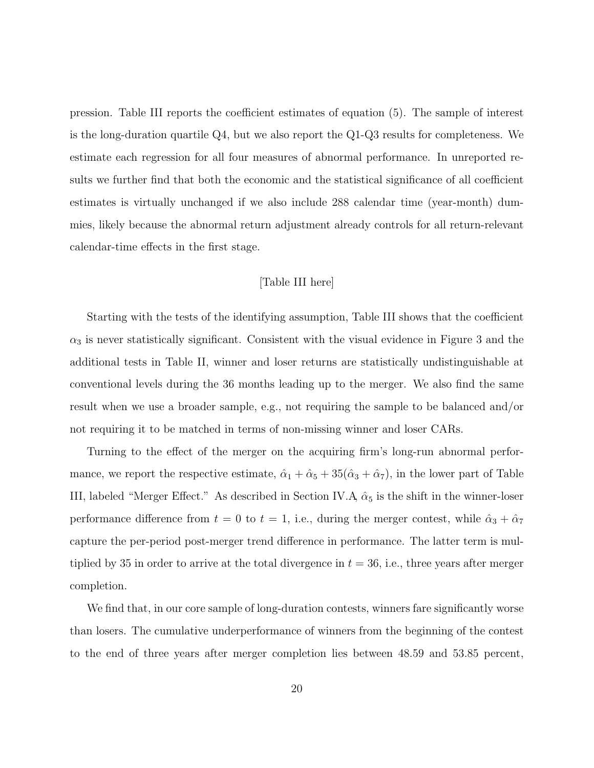pression. Table III reports the coefficient estimates of equation (5). The sample of interest is the long-duration quartile Q4, but we also report the Q1-Q3 results for completeness. We estimate each regression for all four measures of abnormal performance. In unreported results we further find that both the economic and the statistical significance of all coefficient estimates is virtually unchanged if we also include 288 calendar time (year-month) dummies, likely because the abnormal return adjustment already controls for all return-relevant calendar-time effects in the first stage.

[Table III here]

Starting with the tests of the identifying assumption, Table III shows that the coefficient $\alpha_3$ is never statistically significant. Consistent with the visual evidence in Figure 3 and the additional tests in Table II, winner and loser returns are statistically undistinguishable at conventional levels during the 36 months leading up to the merger. We also find the same result when we use a broader sample, e.g., not requiring the sample to be balanced and/or not requiring it to be matched in terms of non-missing winner and loser CARs.

Turning to the effect of the merger on the acquiring firm's long-run abnormal performance, we report the respective estimate, $\hat{\alpha}_1 + \hat{\alpha}_5 + 35(\hat{\alpha}_3 + \hat{\alpha}_7)$, in the lower part of Table III, labeled "Merger Effect." As described in Section IV.A, $\hat{\alpha}_5$ is the shift in the winner-loser performance difference from $t = 0$ to $t = 1$, i.e., during the merger contest, while $\hat{\alpha}_3 + \hat{\alpha}_7$ capture the per-period post-merger trend difference in performance. The latter term is multiplied by 35 in order to arrive at the total divergence in $t = 36$, i.e., three years after merger completion.

We find that, in our core sample of long-duration contests, winners fare significantly worse than losers. The cumulative underperformance of winners from the beginning of the contest to the end of three years after merger completion lies between 48.59 and 53.85 percent,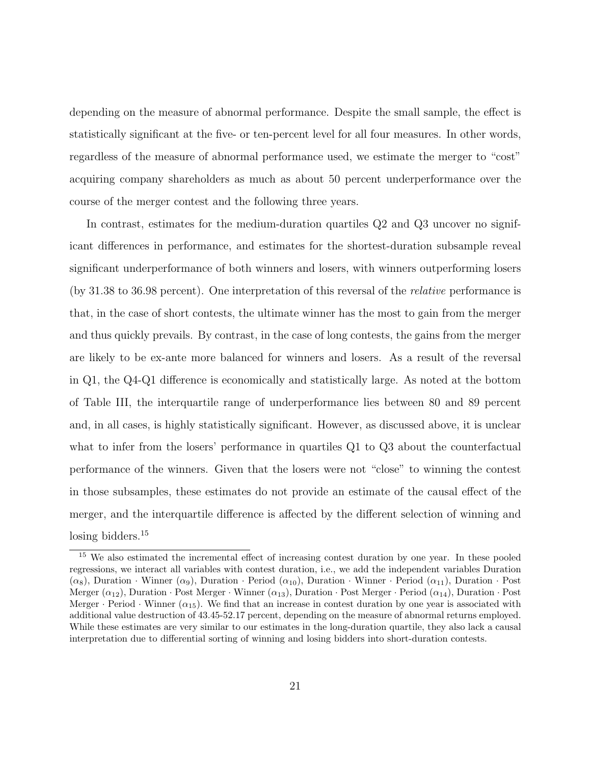depending on the measure of abnormal performance. Despite the small sample, the effect is statistically significant at the five- or ten-percent level for all four measures. In other words, regardless of the measure of abnormal performance used, we estimate the merger to "cost" acquiring company shareholders as much as about 50 percent underperformance over the course of the merger contest and the following three years.

In contrast, estimates for the medium-duration quartiles Q2 and Q3 uncover no significant differences in performance, and estimates for the shortest-duration subsample reveal significant underperformance of both winners and losers, with winners outperforming losers (by 31.38 to 36.98 percent). One interpretation of this reversal of the *relative* performance is that, in the case of short contests, the ultimate winner has the most to gain from the merger and thus quickly prevails. By contrast, in the case of long contests, the gains from the merger are likely to be ex-ante more balanced for winners and losers. As a result of the reversal in Q1, the Q4-Q1 difference is economically and statistically large. As noted at the bottom of Table III, the interquartile range of underperformance lies between 80 and 89 percent and, in all cases, is highly statistically significant. However, as discussed above, it is unclear what to infer from the losers' performance in quartiles Q1 to Q3 about the counterfactual performance of the winners. Given that the losers were not "close" to winning the contest in those subsamples, these estimates do not provide an estimate of the causal effect of the merger, and the interquartile difference is affected by the different selection of winning and losing bidders.[15]

[15] We also estimated the incremental effect of increasing contest duration by one year. In these pooled regressions, we interact all variables with contest duration, i.e., we add the independent variables Duration ($\alpha_8$), Duration · Winner ($\alpha_9$), Duration · Period ($\alpha_{10}$), Duration · Winner · Period ($\alpha_{11}$), Duration · Post Merger ($\alpha_{12}$), Duration · Post Merger · Winner ($\alpha_{13}$), Duration · Post Merger · Period ($\alpha_{14}$), Duration · Post Merger · Period · Winner ($\alpha_{15}$). We find that an increase in contest duration by one year is associated with additional value destruction of 43.45-52.17 percent, depending on the measure of abnormal returns employed. While these estimates are very similar to our estimates in the long-duration quartile, they also lack a causal interpretation due to differential sorting of winning and losing bidders into short-duration contests.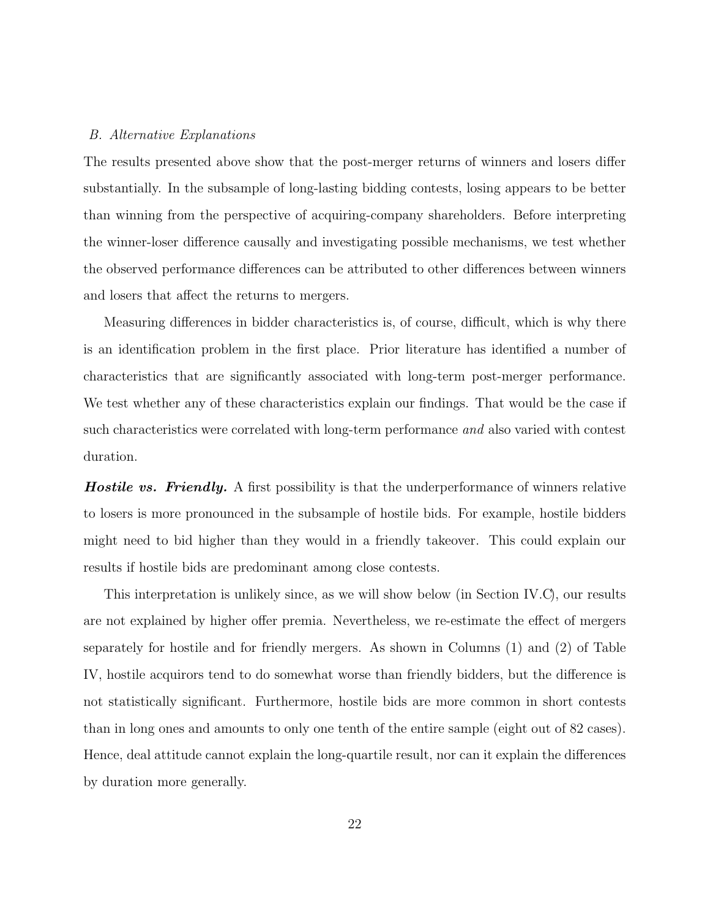### B. Alternative Explanations

The results presented above show that the post-merger returns of winners and losers differ substantially. In the subsample of long-lasting bidding contests, losing appears to be better than winning from the perspective of acquiring-company shareholders. Before interpreting the winner-loser difference causally and investigating possible mechanisms, we test whether the observed performance differences can be attributed to other differences between winners and losers that affect the returns to mergers.

Measuring differences in bidder characteristics is, of course, difficult, which is why there is an identification problem in the first place. Prior literature has identified a number of characteristics that are significantly associated with long-term post-merger performance. We test whether any of these characteristics explain our findings. That would be the case if such characteristics were correlated with long-term performance *and* also varied with contest duration.

***Hostile vs. Friendly.*** A first possibility is that the underperformance of winners relative to losers is more pronounced in the subsample of hostile bids. For example, hostile bidders might need to bid higher than they would in a friendly takeover. This could explain our results if hostile bids are predominant among close contests.

This interpretation is unlikely since, as we will show below (in Section IV.C), our results are not explained by higher offer premia. Nevertheless, we re-estimate the effect of mergers separately for hostile and for friendly mergers. As shown in Columns (1) and (2) of Table IV, hostile acquirors tend to do somewhat worse than friendly bidders, but the difference is not statistically significant. Furthermore, hostile bids are more common in short contests than in long ones and amounts to only one tenth of the entire sample (eight out of 82 cases). Hence, deal attitude cannot explain the long-quartile result, nor can it explain the differences by duration more generally.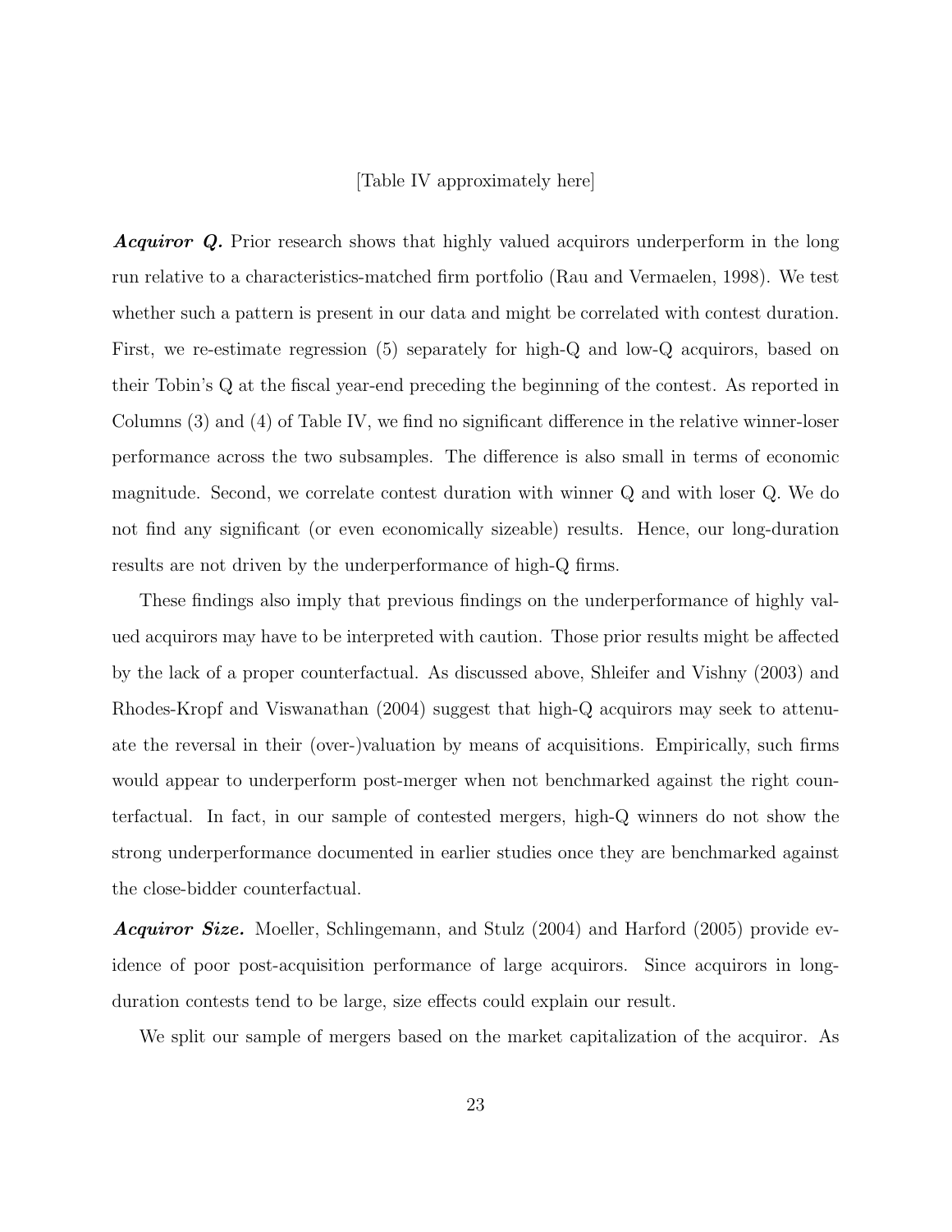[Table IV approximately here]

***Acquiror Q.*** Prior research shows that highly valued acquirors underperform in the long run relative to a characteristics-matched firm portfolio (Rau and Vermaelen, 1998). We test whether such a pattern is present in our data and might be correlated with contest duration. First, we re-estimate regression (5) separately for high-Q and low-Q acquirors, based on their Tobin's Q at the fiscal year-end preceding the beginning of the contest. As reported in Columns (3) and (4) of Table IV, we find no significant difference in the relative winner-loser performance across the two subsamples. The difference is also small in terms of economic magnitude. Second, we correlate contest duration with winner Q and with loser Q. We do not find any significant (or even economically sizeable) results. Hence, our long-duration results are not driven by the underperformance of high-Q firms.

These findings also imply that previous findings on the underperformance of highly valued acquirors may have to be interpreted with caution. Those prior results might be affected by the lack of a proper counterfactual. As discussed above, Shleifer and Vishny (2003) and Rhodes-Kropf and Viswanathan (2004) suggest that high-Q acquirors may seek to attenuate the reversal in their (over-)valuation by means of acquisitions. Empirically, such firms would appear to underperform post-merger when not benchmarked against the right counterfactual. In fact, in our sample of contested mergers, high-Q winners do not show the strong underperformance documented in earlier studies once they are benchmarked against the close-bidder counterfactual.

***Acquiror Size.*** Moeller, Schlingemann, and Stulz (2004) and Harford (2005) provide evidence of poor post-acquisition performance of large acquirors. Since acquirors in long-duration contests tend to be large, size effects could explain our result.

We split our sample of mergers based on the market capitalization of the acquiror. As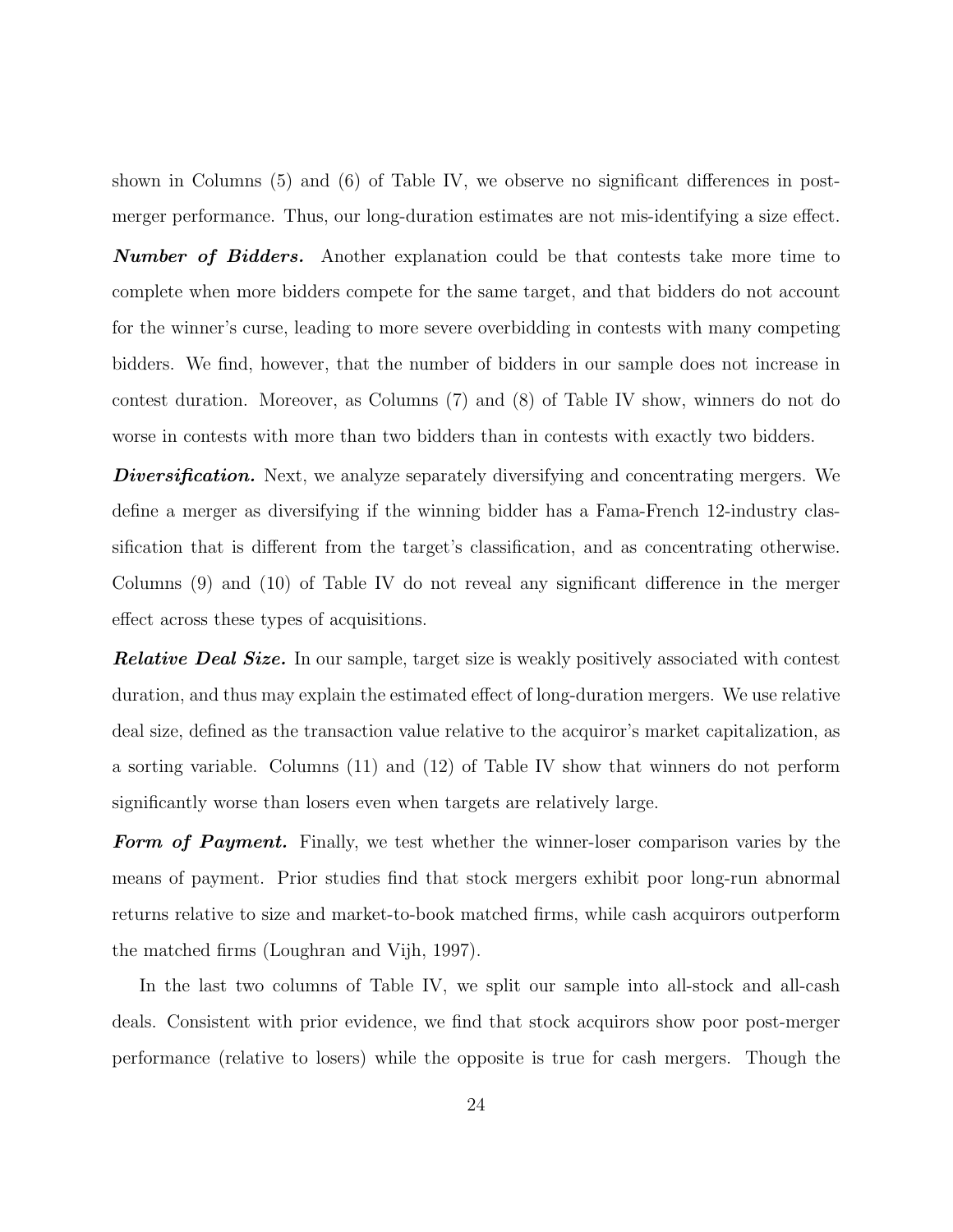shown in Columns (5) and (6) of Table IV, we observe no significant differences in post-merger performance. Thus, our long-duration estimates are not mis-identifying a size effect.

***Number of Bidders.*** Another explanation could be that contests take more time to complete when more bidders compete for the same target, and that bidders do not account for the winner's curse, leading to more severe overbidding in contests with many competing bidders. We find, however, that the number of bidders in our sample does not increase in contest duration. Moreover, as Columns (7) and (8) of Table IV show, winners do not do worse in contests with more than two bidders than in contests with exactly two bidders.

***Diversification.*** Next, we analyze separately diversifying and concentrating mergers. We define a merger as diversifying if the winning bidder has a Fama-French 12-industry classification that is different from the target's classification, and as concentrating otherwise. Columns (9) and (10) of Table IV do not reveal any significant difference in the merger effect across these types of acquisitions.

***Relative Deal Size.*** In our sample, target size is weakly positively associated with contest duration, and thus may explain the estimated effect of long-duration mergers. We use relative deal size, defined as the transaction value relative to the acquiror's market capitalization, as a sorting variable. Columns (11) and (12) of Table IV show that winners do not perform significantly worse than losers even when targets are relatively large.

***Form of Payment.*** Finally, we test whether the winner-loser comparison varies by the means of payment. Prior studies find that stock mergers exhibit poor long-run abnormal returns relative to size and market-to-book matched firms, while cash acquirors outperform the matched firms (Loughran and Vijh, 1997).

In the last two columns of Table IV, we split our sample into all-stock and all-cash deals. Consistent with prior evidence, we find that stock acquirors show poor post-merger performance (relative to losers) while the opposite is true for cash mergers. Though the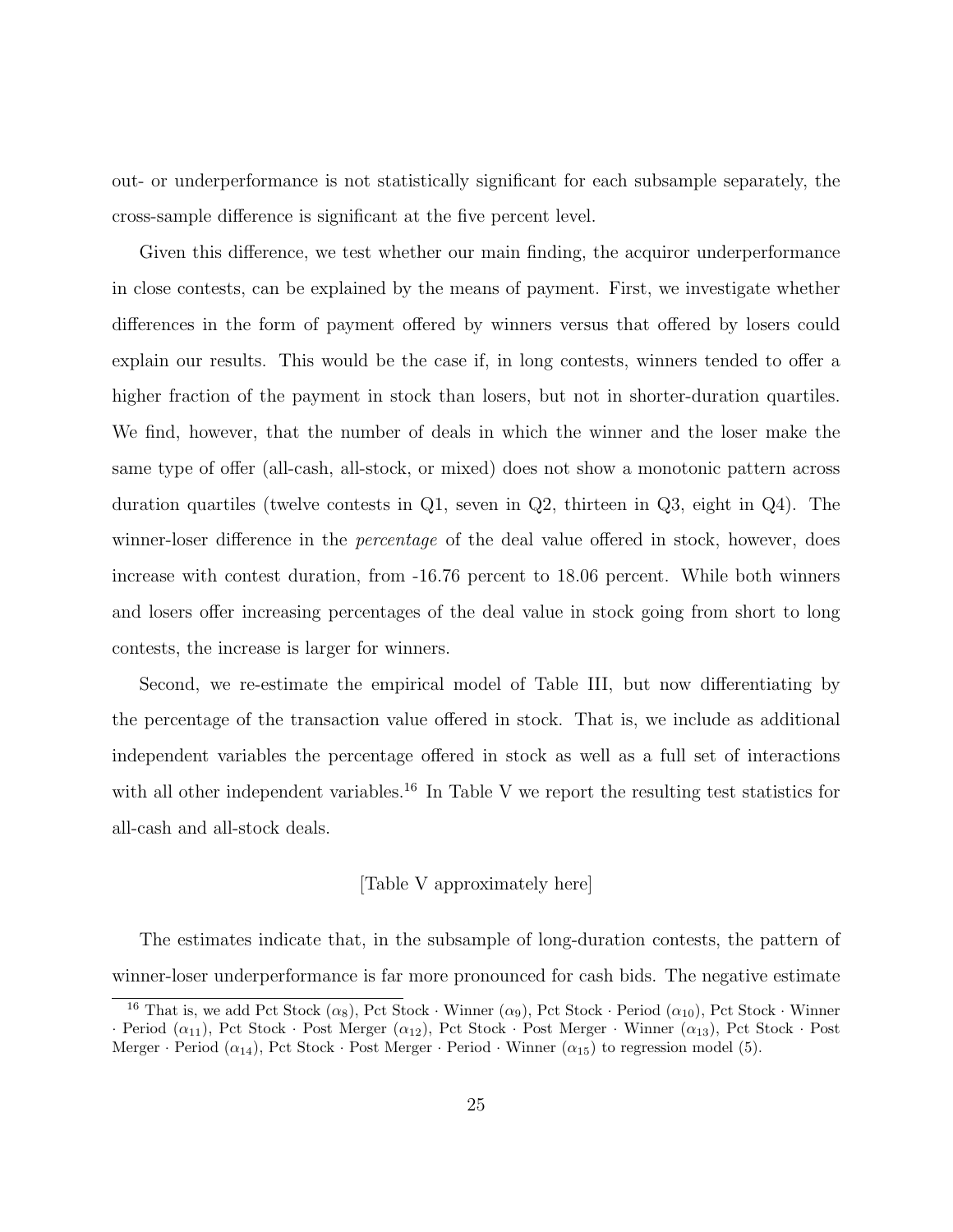out- or underperformance is not statistically significant for each subsample separately, the cross-sample difference is significant at the five percent level.

Given this difference, we test whether our main finding, the acquiror underperformance in close contests, can be explained by the means of payment. First, we investigate whether differences in the form of payment offered by winners versus that offered by losers could explain our results. This would be the case if, in long contests, winners tended to offer a higher fraction of the payment in stock than losers, but not in shorter-duration quartiles. We find, however, that the number of deals in which the winner and the loser make the same type of offer (all-cash, all-stock, or mixed) does not show a monotonic pattern across duration quartiles (twelve contests in Q1, seven in Q2, thirteen in Q3, eight in Q4). The winner-loser difference in the *percentage* of the deal value offered in stock, however, does increase with contest duration, from -16.76 percent to 18.06 percent. While both winners and losers offer increasing percentages of the deal value in stock going from short to long contests, the increase is larger for winners.

Second, we re-estimate the empirical model of Table III, but now differentiating by the percentage of the transaction value offered in stock. That is, we include as additional independent variables the percentage offered in stock as well as a full set of interactions with all other independent variables.[16] In Table V we report the resulting test statistics for all-cash and all-stock deals.

[Table V approximately here]

The estimates indicate that, in the subsample of long-duration contests, the pattern of winner-loser underperformance is far more pronounced for cash bids. The negative estimate

[16] That is, we add Pct Stock ($\alpha_8$), Pct Stock · Winner ($\alpha_9$), Pct Stock · Period ($\alpha_{10}$), Pct Stock · Winner · Period ($\alpha_{11}$), Pct Stock · Post Merger ($\alpha_{12}$), Pct Stock · Post Merger · Winner ($\alpha_{13}$), Pct Stock · Post Merger · Period ($\alpha_{14}$), Pct Stock · Post Merger · Period · Winner ($\alpha_{15}$) to regression model (5).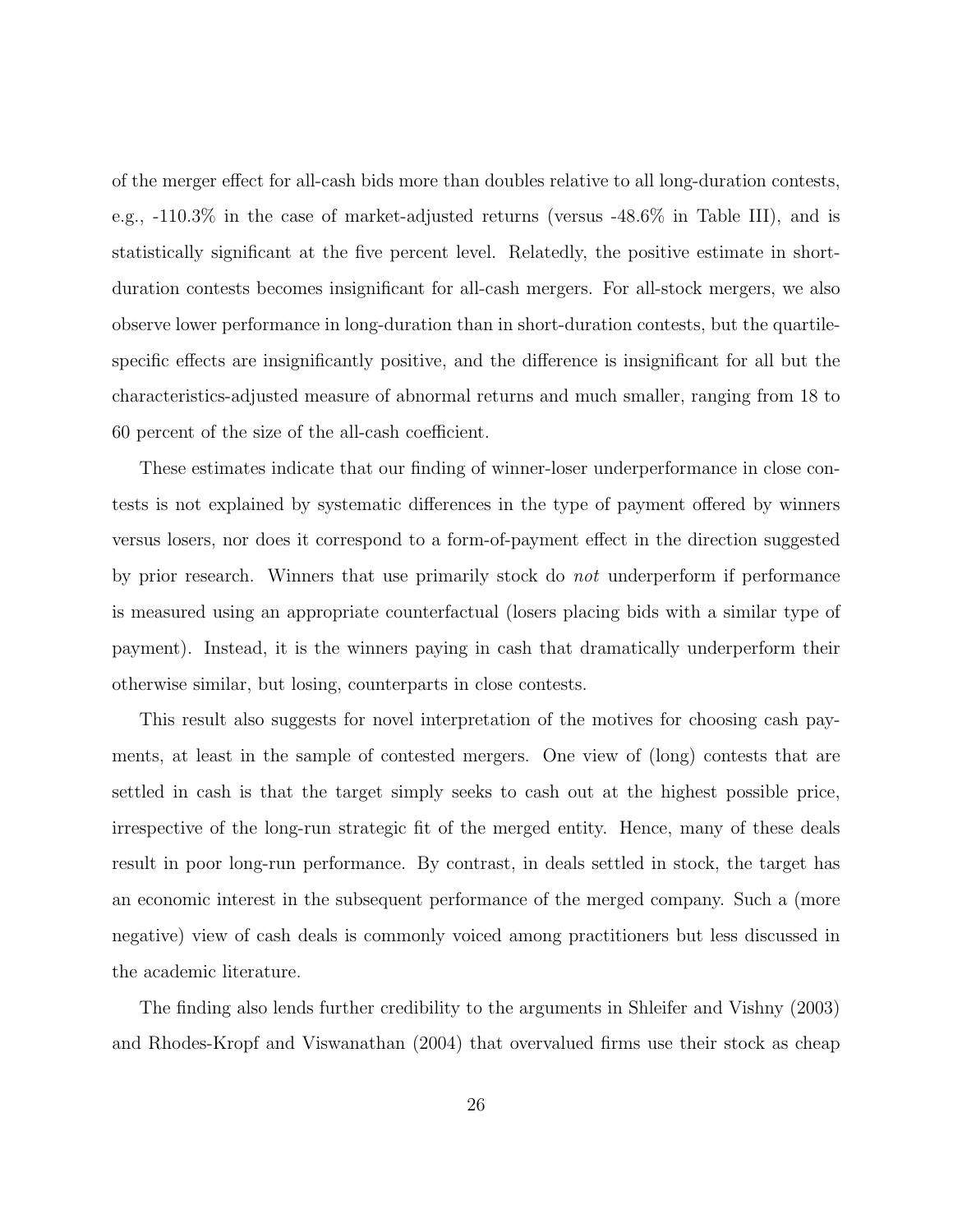of the merger effect for all-cash bids more than doubles relative to all long-duration contests, e.g., -110.3% in the case of market-adjusted returns (versus -48.6% in Table III), and is statistically significant at the five percent level. Relatedly, the positive estimate in short-duration contests becomes insignificant for all-cash mergers. For all-stock mergers, we also observe lower performance in long-duration than in short-duration contests, but the quartile-specific effects are insignificantly positive, and the difference is insignificant for all but the characteristics-adjusted measure of abnormal returns and much smaller, ranging from 18 to 60 percent of the size of the all-cash coefficient.

These estimates indicate that our finding of winner-loser underperformance in close contests is not explained by systematic differences in the type of payment offered by winners versus losers, nor does it correspond to a form-of-payment effect in the direction suggested by prior research. Winners that use primarily stock do *not* underperform if performance is measured using an appropriate counterfactual (losers placing bids with a similar type of payment). Instead, it is the winners paying in cash that dramatically underperform their otherwise similar, but losing, counterparts in close contests.

This result also suggests for novel interpretation of the motives for choosing cash payments, at least in the sample of contested mergers. One view of (long) contests that are settled in cash is that the target simply seeks to cash out at the highest possible price, irrespective of the long-run strategic fit of the merged entity. Hence, many of these deals result in poor long-run performance. By contrast, in deals settled in stock, the target has an economic interest in the subsequent performance of the merged company. Such a (more negative) view of cash deals is commonly voiced among practitioners but less discussed in the academic literature.

The finding also lends further credibility to the arguments in Shleifer and Vishny (2003) and Rhodes-Kropf and Viswanathan (2004) that overvalued firms use their stock as cheap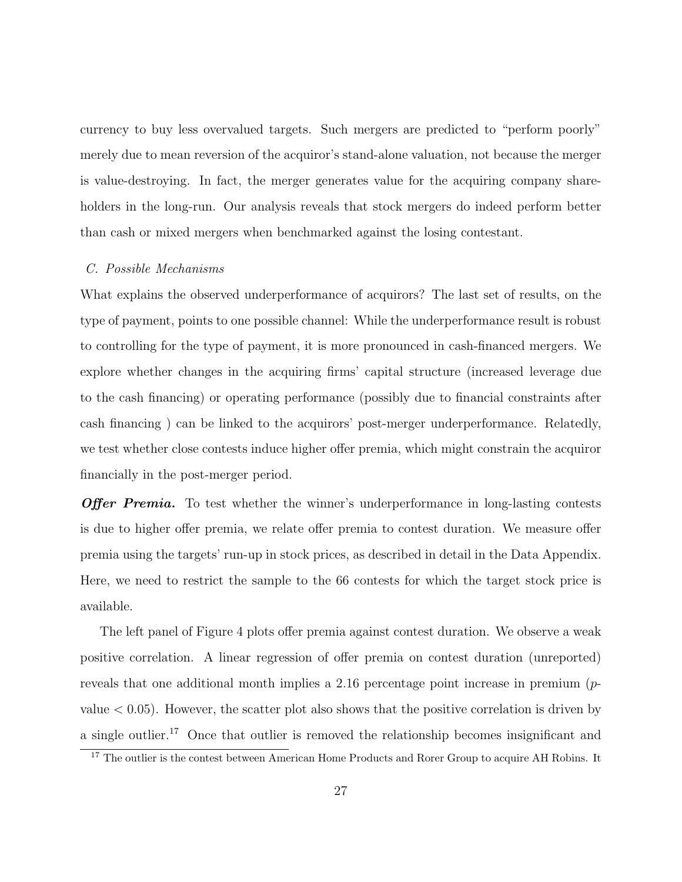currency to buy less overvalued targets. Such mergers are predicted to "perform poorly" merely due to mean reversion of the acquiror's stand-alone valuation, not because the merger is value-destroying. In fact, the merger generates value for the acquiring company shareholders in the long-run. Our analysis reveals that stock mergers do indeed perform better than cash or mixed mergers when benchmarked against the losing contestant.

### *C. Possible Mechanisms*

What explains the observed underperformance of acquirors? The last set of results, on the type of payment, points to one possible channel: While the underperformance result is robust to controlling for the type of payment, it is more pronounced in cash-financed mergers. We explore whether changes in the acquiring firms' capital structure (increased leverage due to the cash financing) or operating performance (possibly due to financial constraints after cash financing ) can be linked to the acquirors' post-merger underperformance. Relatedly, we test whether close contests induce higher offer premia, which might constrain the acquiror financially in the post-merger period.

***Offer Premia.*** To test whether the winner's underperformance in long-lasting contests is due to higher offer premia, we relate offer premia to contest duration. We measure offer premia using the targets' run-up in stock prices, as described in detail in the Data Appendix. Here, we need to restrict the sample to the 66 contests for which the target stock price is available.

The left panel of Figure 4 plots offer premia against contest duration. We observe a weak positive correlation. A linear regression of offer premia on contest duration (unreported) reveals that one additional month implies a 2.16 percentage point increase in premium ($p$-value $< 0.05$). However, the scatter plot also shows that the positive correlation is driven by a single outlier.[17] Once that outlier is removed the relationship becomes insignificant and

[17] The outlier is the contest between American Home Products and Rorer Group to acquire AH Robins. It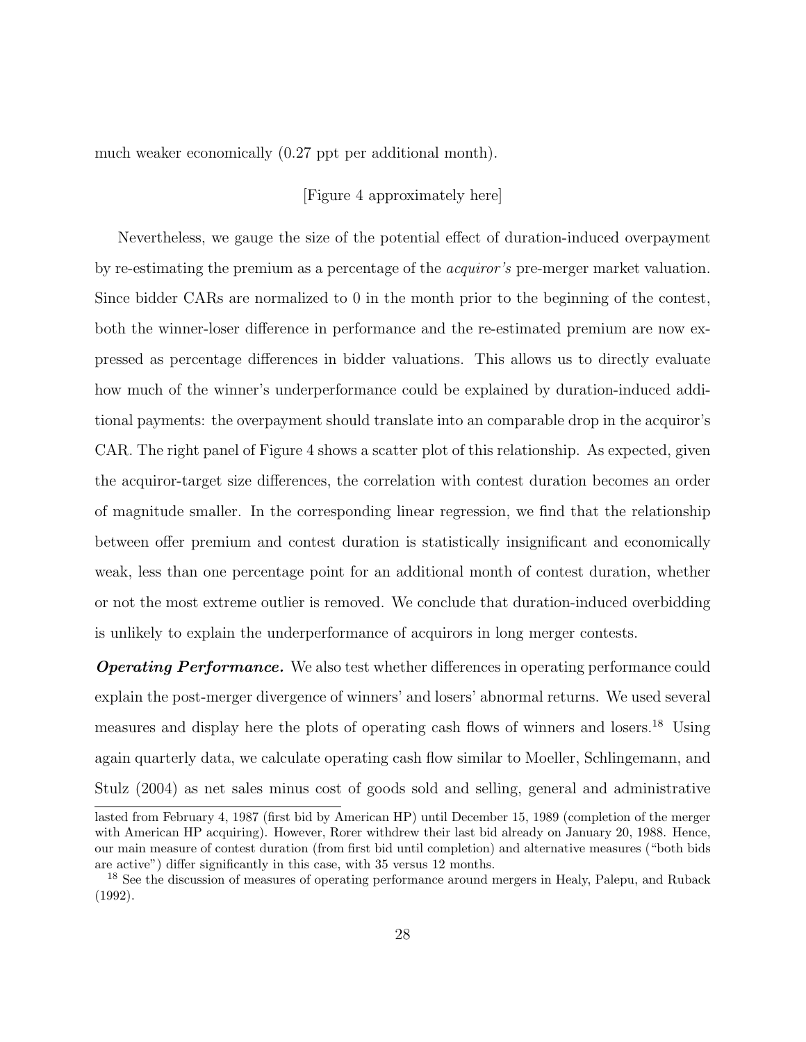much weaker economically (0.27 ppt per additional month).

[Figure 4 approximately here]

Nevertheless, we gauge the size of the potential effect of duration-induced overpayment by re-estimating the premium as a percentage of the *acquiror's* pre-merger market valuation. Since bidder CARs are normalized to 0 in the month prior to the beginning of the contest, both the winner-loser difference in performance and the re-estimated premium are now expressed as percentage differences in bidder valuations. This allows us to directly evaluate how much of the winner's underperformance could be explained by duration-induced additional payments: the overpayment should translate into an comparable drop in the acquiror's CAR. The right panel of Figure 4 shows a scatter plot of this relationship. As expected, given the acquiror-target size differences, the correlation with contest duration becomes an order of magnitude smaller. In the corresponding linear regression, we find that the relationship between offer premium and contest duration is statistically insignificant and economically weak, less than one percentage point for an additional month of contest duration, whether or not the most extreme outlier is removed. We conclude that duration-induced overbidding is unlikely to explain the underperformance of acquirors in long merger contests.

***Operating Performance.*** We also test whether differences in operating performance could explain the post-merger divergence of winners' and losers' abnormal returns. We used several measures and display here the plots of operating cash flows of winners and losers.[18] Using again quarterly data, we calculate operating cash flow similar to Moeller, Schlingemann, and Stulz (2004) as net sales minus cost of goods sold and selling, general and administrative

lasted from February 4, 1987 (first bid by American HP) until December 15, 1989 (completion of the merger with American HP acquiring). However, Rorer withdrew their last bid already on January 20, 1988. Hence, our main measure of contest duration (from first bid until completion) and alternative measures ("both bids are active") differ significantly in this case, with 35 versus 12 months.

[18] See the discussion of measures of operating performance around mergers in Healy, Palepu, and Ruback (1992).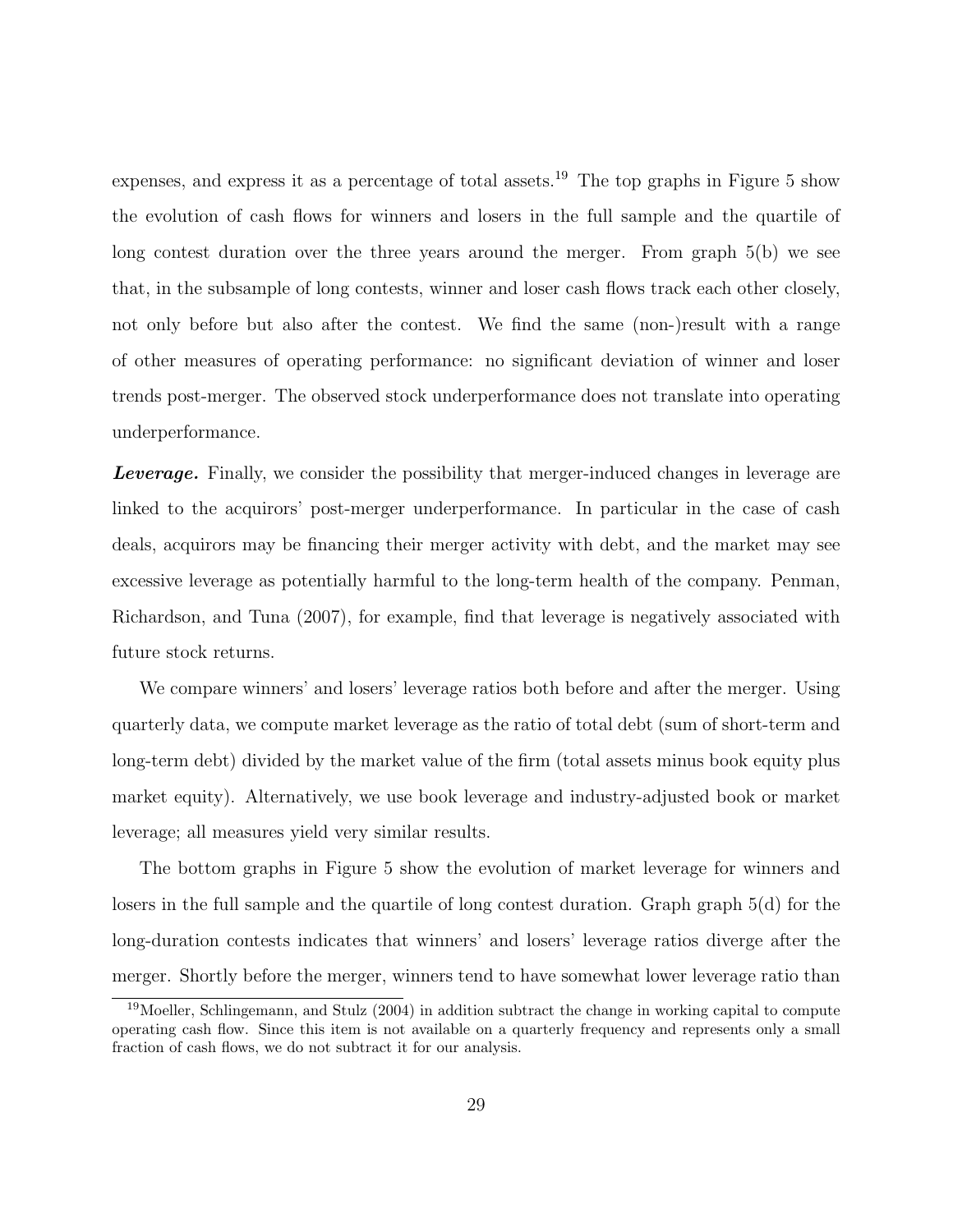expenses, and express it as a percentage of total assets.[19] The top graphs in Figure 5 show the evolution of cash flows for winners and losers in the full sample and the quartile of long contest duration over the three years around the merger. From graph 5(b) we see that, in the subsample of long contests, winner and loser cash flows track each other closely, not only before but also after the contest. We find the same (non-)result with a range of other measures of operating performance: no significant deviation of winner and loser trends post-merger. The observed stock underperformance does not translate into operating underperformance.

***Leverage.*** Finally, we consider the possibility that merger-induced changes in leverage are linked to the acquirors' post-merger underperformance. In particular in the case of cash deals, acquirors may be financing their merger activity with debt, and the market may see excessive leverage as potentially harmful to the long-term health of the company. Penman, Richardson, and Tuna (2007), for example, find that leverage is negatively associated with future stock returns.

We compare winners' and losers' leverage ratios both before and after the merger. Using quarterly data, we compute market leverage as the ratio of total debt (sum of short-term and long-term debt) divided by the market value of the firm (total assets minus book equity plus market equity). Alternatively, we use book leverage and industry-adjusted book or market leverage; all measures yield very similar results.

The bottom graphs in Figure 5 show the evolution of market leverage for winners and losers in the full sample and the quartile of long contest duration. Graph graph 5(d) for the long-duration contests indicates that winners' and losers' leverage ratios diverge after the merger. Shortly before the merger, winners tend to have somewhat lower leverage ratio than

[19] Moeller, Schlingemann, and Stulz (2004) in addition subtract the change in working capital to compute operating cash flow. Since this item is not available on a quarterly frequency and represents only a small fraction of cash flows, we do not subtract it for our analysis.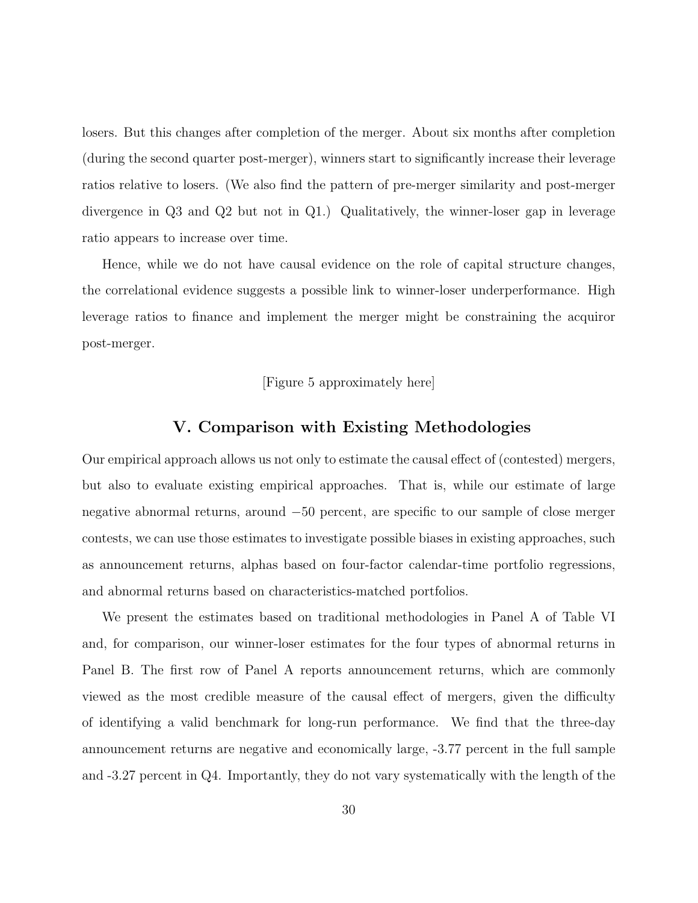losers. But this changes after completion of the merger. About six months after completion (during the second quarter post-merger), winners start to significantly increase their leverage ratios relative to losers. (We also find the pattern of pre-merger similarity and post-merger divergence in Q3 and Q2 but not in Q1.) Qualitatively, the winner-loser gap in leverage ratio appears to increase over time.

Hence, while we do not have causal evidence on the role of capital structure changes, the correlational evidence suggests a possible link to winner-loser underperformance. High leverage ratios to finance and implement the merger might be constraining the acquiror post-merger.

[Figure 5 approximately here]

## V. Comparison with Existing Methodologies

Our empirical approach allows us not only to estimate the causal effect of (contested) mergers, but also to evaluate existing empirical approaches. That is, while our estimate of large negative abnormal returns, around $-50$ percent, are specific to our sample of close merger contests, we can use those estimates to investigate possible biases in existing approaches, such as announcement returns, alphas based on four-factor calendar-time portfolio regressions, and abnormal returns based on characteristics-matched portfolios.

We present the estimates based on traditional methodologies in Panel A of Table VI and, for comparison, our winner-loser estimates for the four types of abnormal returns in Panel B. The first row of Panel A reports announcement returns, which are commonly viewed as the most credible measure of the causal effect of mergers, given the difficulty of identifying a valid benchmark for long-run performance. We find that the three-day announcement returns are negative and economically large, -3.77 percent in the full sample and -3.27 percent in Q4. Importantly, they do not vary systematically with the length of the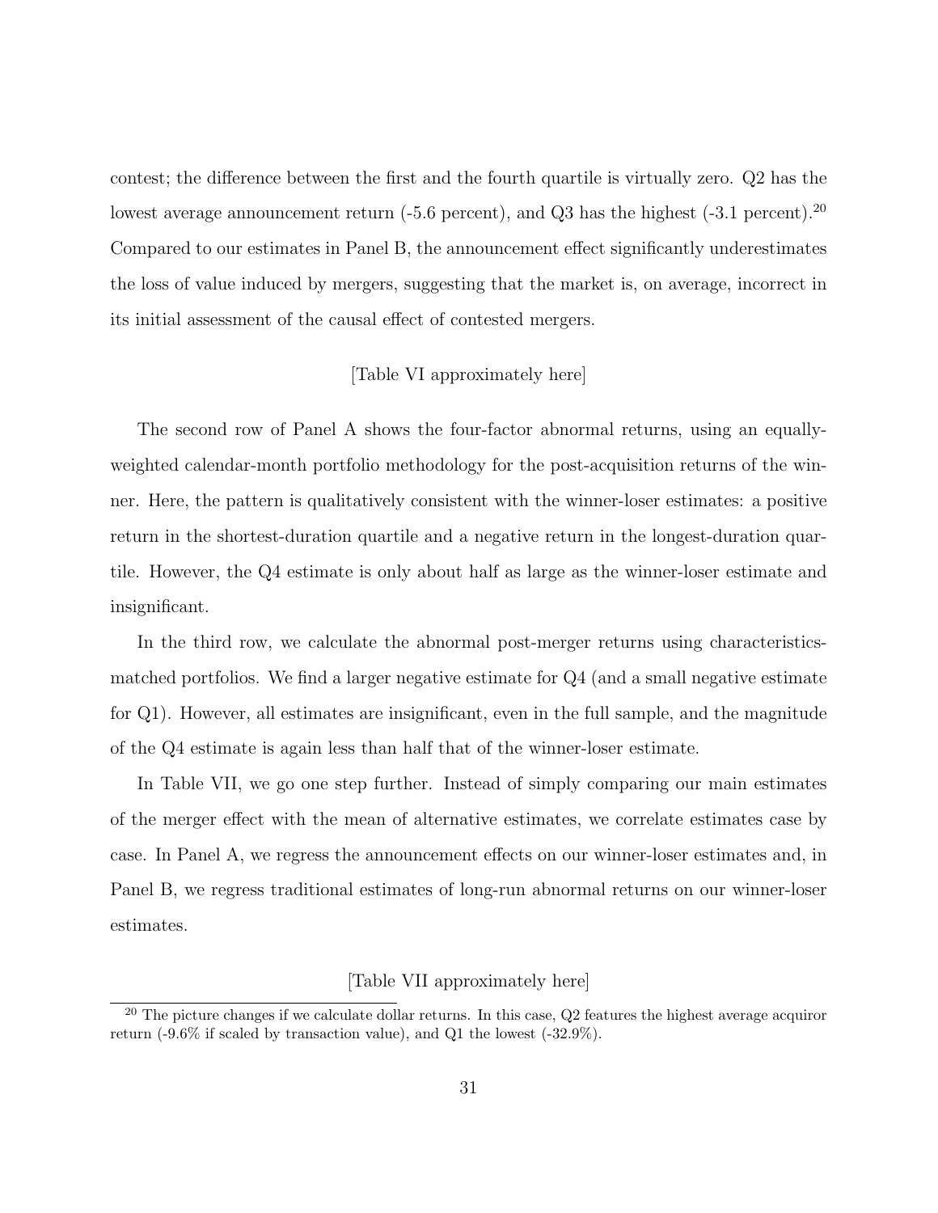contest; the difference between the first and the fourth quartile is virtually zero. Q2 has the lowest average announcement return (-5.6 percent), and Q3 has the highest (-3.1 percent).[20] Compared to our estimates in Panel B, the announcement effect significantly underestimates the loss of value induced by mergers, suggesting that the market is, on average, incorrect in its initial assessment of the causal effect of contested mergers.

[Table VI approximately here]

The second row of Panel A shows the four-factor abnormal returns, using an equally-weighted calendar-month portfolio methodology for the post-acquisition returns of the winner. Here, the pattern is qualitatively consistent with the winner-loser estimates: a positive return in the shortest-duration quartile and a negative return in the longest-duration quartile. However, the Q4 estimate is only about half as large as the winner-loser estimate and insignificant.

In the third row, we calculate the abnormal post-merger returns using characteristics-matched portfolios. We find a larger negative estimate for Q4 (and a small negative estimate for Q1). However, all estimates are insignificant, even in the full sample, and the magnitude of the Q4 estimate is again less than half that of the winner-loser estimate.

In Table VII, we go one step further. Instead of simply comparing our main estimates of the merger effect with the mean of alternative estimates, we correlate estimates case by case. In Panel A, we regress the announcement effects on our winner-loser estimates and, in Panel B, we regress traditional estimates of long-run abnormal returns on our winner-loser estimates.

[Table VII approximately here]

[20] The picture changes if we calculate dollar returns. In this case, Q2 features the highest average acquiror return (-9.6% if scaled by transaction value), and Q1 the lowest (-32.9%).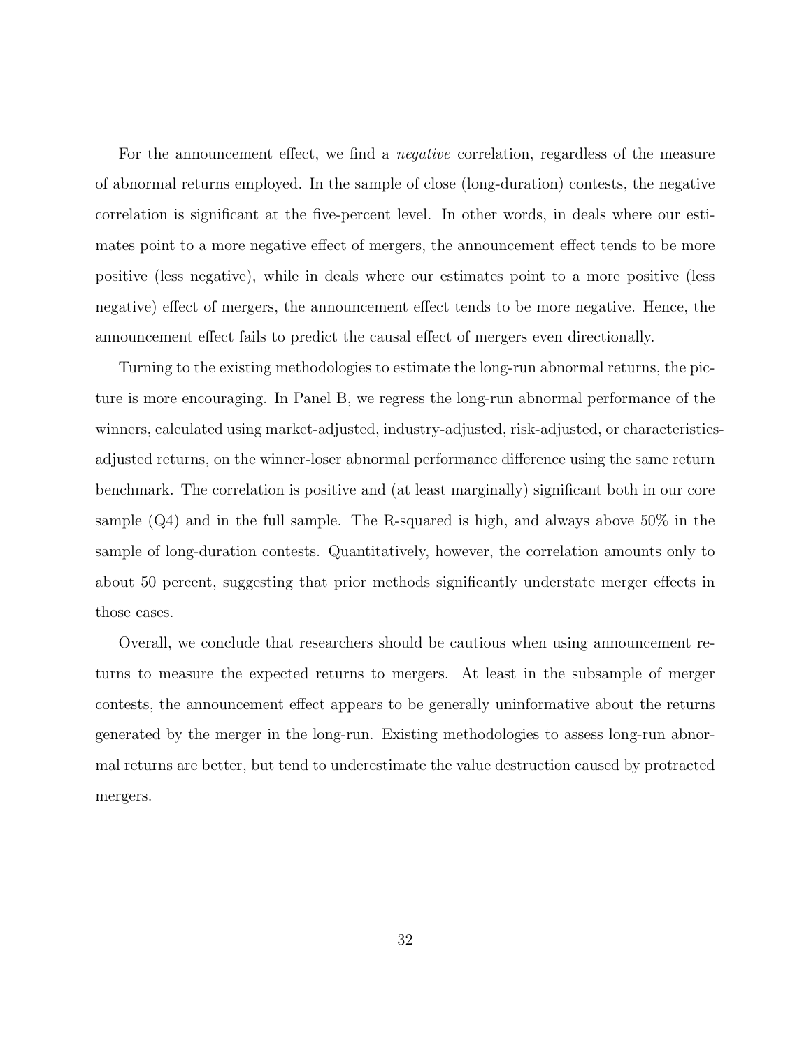For the announcement effect, we find a *negative* correlation, regardless of the measure of abnormal returns employed. In the sample of close (long-duration) contests, the negative correlation is significant at the five-percent level. In other words, in deals where our estimates point to a more negative effect of mergers, the announcement effect tends to be more positive (less negative), while in deals where our estimates point to a more positive (less negative) effect of mergers, the announcement effect tends to be more negative. Hence, the announcement effect fails to predict the causal effect of mergers even directionally.

Turning to the existing methodologies to estimate the long-run abnormal returns, the picture is more encouraging. In Panel B, we regress the long-run abnormal performance of the winners, calculated using market-adjusted, industry-adjusted, risk-adjusted, or characteristics-adjusted returns, on the winner-loser abnormal performance difference using the same return benchmark. The correlation is positive and (at least marginally) significant both in our core sample (Q4) and in the full sample. The R-squared is high, and always above 50% in the sample of long-duration contests. Quantitatively, however, the correlation amounts only to about 50 percent, suggesting that prior methods significantly understate merger effects in those cases.

Overall, we conclude that researchers should be cautious when using announcement returns to measure the expected returns to mergers. At least in the subsample of merger contests, the announcement effect appears to be generally uninformative about the returns generated by the merger in the long-run. Existing methodologies to assess long-run abnormal returns are better, but tend to underestimate the value destruction caused by protracted mergers.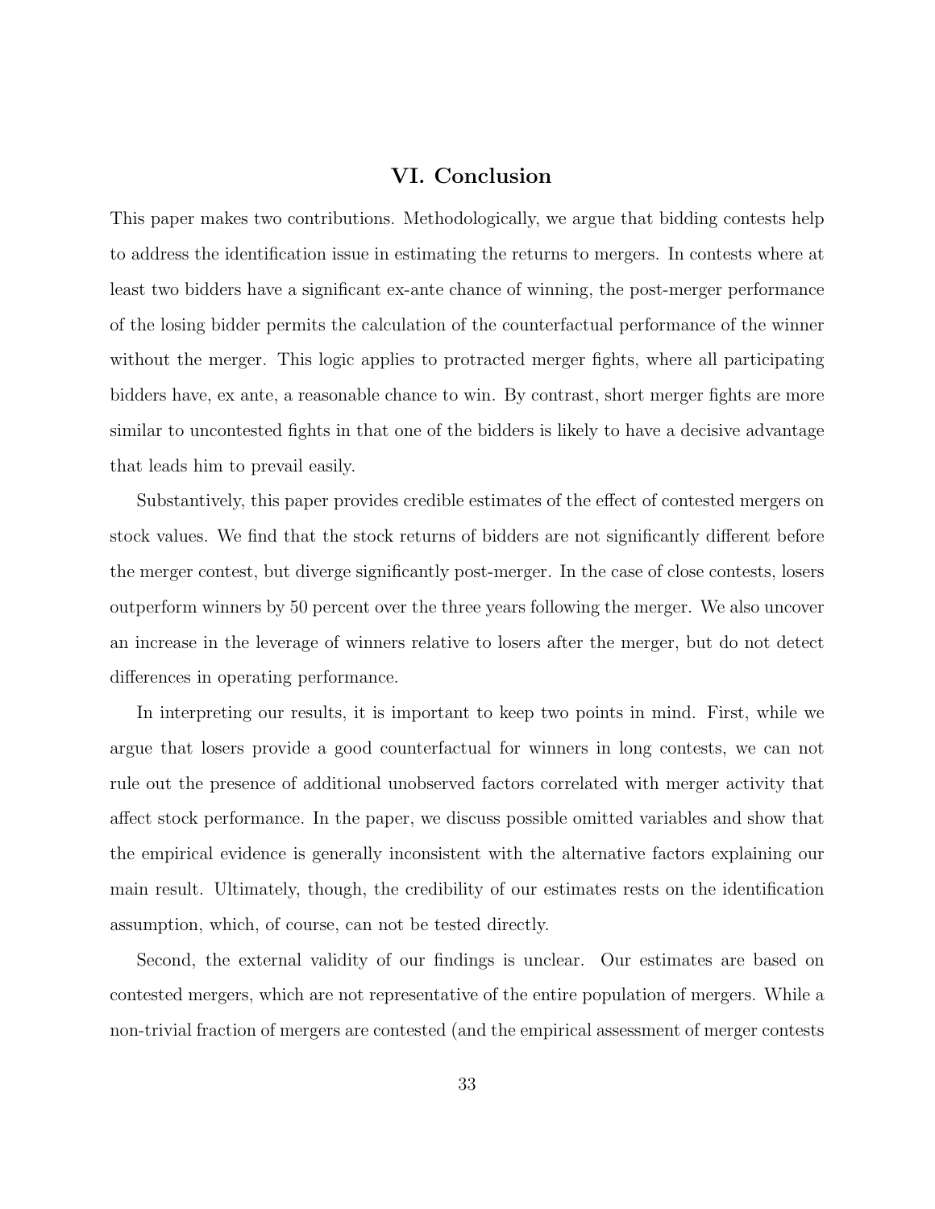## VI. Conclusion

This paper makes two contributions. Methodologically, we argue that bidding contests help to address the identification issue in estimating the returns to mergers. In contests where at least two bidders have a significant ex-ante chance of winning, the post-merger performance of the losing bidder permits the calculation of the counterfactual performance of the winner without the merger. This logic applies to protracted merger fights, where all participating bidders have, ex ante, a reasonable chance to win. By contrast, short merger fights are more similar to uncontested fights in that one of the bidders is likely to have a decisive advantage that leads him to prevail easily.

Substantively, this paper provides credible estimates of the effect of contested mergers on stock values. We find that the stock returns of bidders are not significantly different before the merger contest, but diverge significantly post-merger. In the case of close contests, losers outperform winners by 50 percent over the three years following the merger. We also uncover an increase in the leverage of winners relative to losers after the merger, but do not detect differences in operating performance.

In interpreting our results, it is important to keep two points in mind. First, while we argue that losers provide a good counterfactual for winners in long contests, we can not rule out the presence of additional unobserved factors correlated with merger activity that affect stock performance. In the paper, we discuss possible omitted variables and show that the empirical evidence is generally inconsistent with the alternative factors explaining our main result. Ultimately, though, the credibility of our estimates rests on the identification assumption, which, of course, can not be tested directly.

Second, the external validity of our findings is unclear. Our estimates are based on contested mergers, which are not representative of the entire population of mergers. While a non-trivial fraction of mergers are contested (and the empirical assessment of merger contests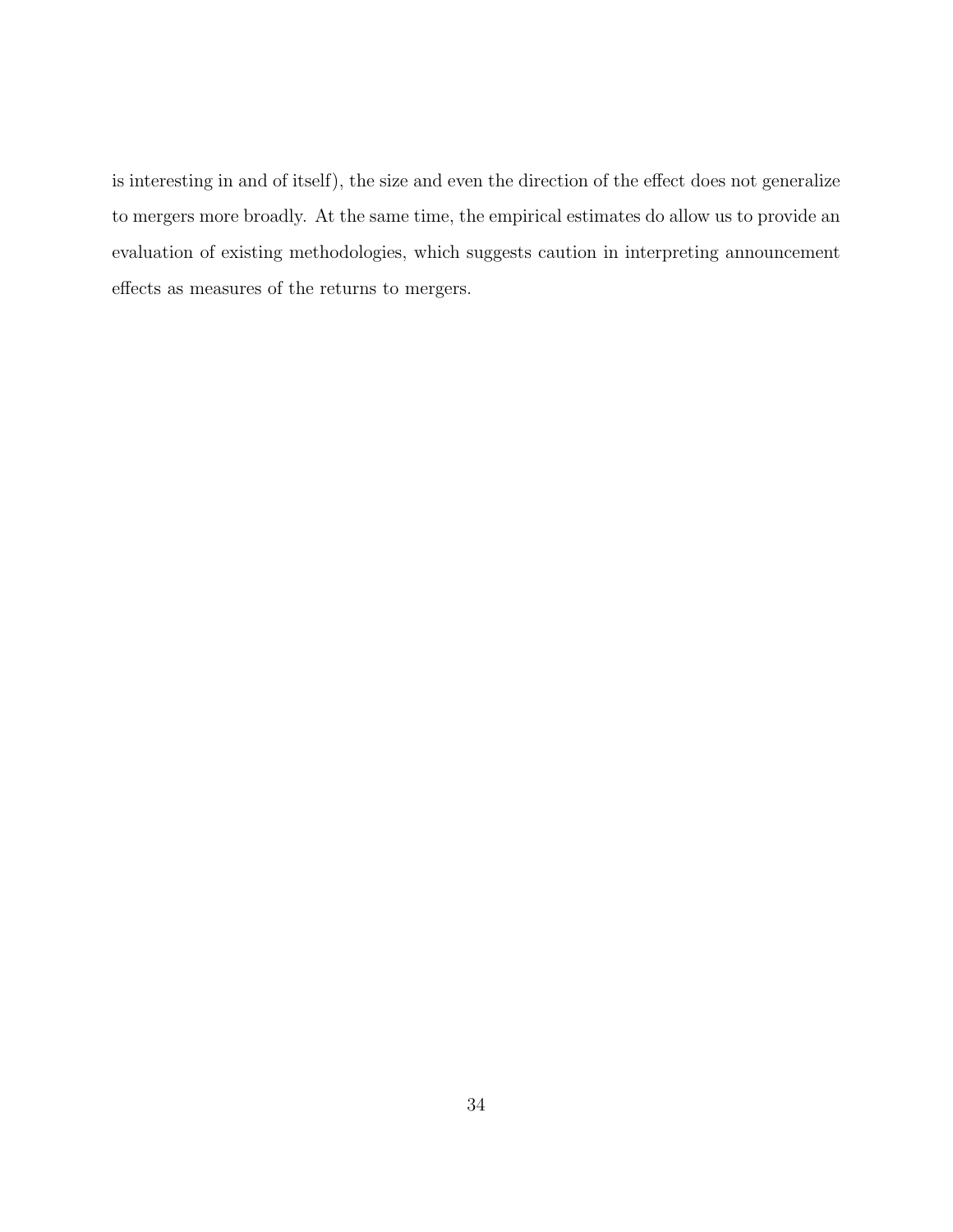is interesting in and of itself), the size and even the direction of the effect does not generalize to mergers more broadly. At the same time, the empirical estimates do allow us to provide an evaluation of existing methodologies, which suggests caution in interpreting announcement effects as measures of the returns to mergers.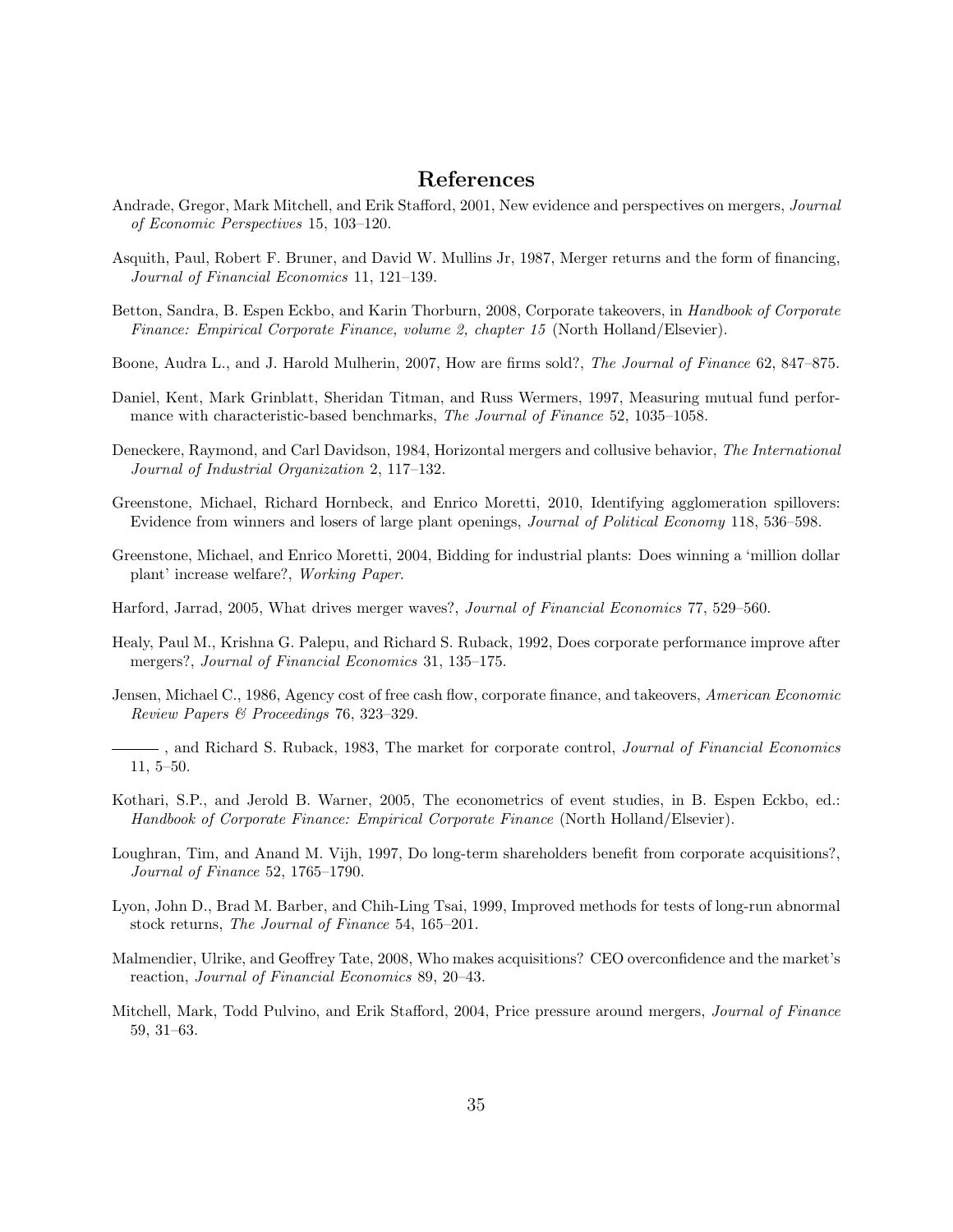# References

Andrade, Gregor, Mark Mitchell, and Erik Stafford, 2001, New evidence and perspectives on mergers, *Journal of Economic Perspectives* 15, 103–120.

Asquith, Paul, Robert F. Bruner, and David W. Mullins Jr, 1987, Merger returns and the form of financing, *Journal of Financial Economics* 11, 121–139.

Betton, Sandra, B. Espen Eckbo, and Karin Thorburn, 2008, Corporate takeovers, in *Handbook of Corporate Finance: Empirical Corporate Finance, volume 2, chapter 15* (North Holland/Elsevier).

Boone, Audra L., and J. Harold Mulherin, 2007, How are firms sold?, *The Journal of Finance* 62, 847–875.

Daniel, Kent, Mark Grinblatt, Sheridan Titman, and Russ Wermers, 1997, Measuring mutual fund performance with characteristic-based benchmarks, *The Journal of Finance* 52, 1035–1058.

Deneckere, Raymond, and Carl Davidson, 1984, Horizontal mergers and collusive behavior, *The International Journal of Industrial Organization* 2, 117–132.

Greenstone, Michael, Richard Hornbeck, and Enrico Moretti, 2010, Identifying agglomeration spillovers: Evidence from winners and losers of large plant openings, *Journal of Political Economy* 118, 536–598.

Greenstone, Michael, and Enrico Moretti, 2004, Bidding for industrial plants: Does winning a 'million dollar plant' increase welfare?, *Working Paper*.

Harford, Jarrad, 2005, What drives merger waves?, *Journal of Financial Economics* 77, 529–560.

Healy, Paul M., Krishna G. Palepu, and Richard S. Ruback, 1992, Does corporate performance improve after mergers?, *Journal of Financial Economics* 31, 135–175.

Jensen, Michael C., 1986, Agency cost of free cash flow, corporate finance, and takeovers, *American Economic Review Papers & Proceedings* 76, 323–329.

———, and Richard S. Ruback, 1983, The market for corporate control, *Journal of Financial Economics* 11, 5–50.

Kothari, S.P., and Jerold B. Warner, 2005, The econometrics of event studies, in B. Espen Eckbo, ed.: *Handbook of Corporate Finance: Empirical Corporate Finance* (North Holland/Elsevier).

Loughran, Tim, and Anand M. Vijh, 1997, Do long-term shareholders benefit from corporate acquisitions?, *Journal of Finance* 52, 1765–1790.

Lyon, John D., Brad M. Barber, and Chih-Ling Tsai, 1999, Improved methods for tests of long-run abnormal stock returns, *The Journal of Finance* 54, 165–201.

Malmendier, Ulrike, and Geoffrey Tate, 2008, Who makes acquisitions? CEO overconfidence and the market's reaction, *Journal of Financial Economics* 89, 20–43.

Mitchell, Mark, Todd Pulvino, and Erik Stafford, 2004, Price pressure around mergers, *Journal of Finance* 59, 31–63.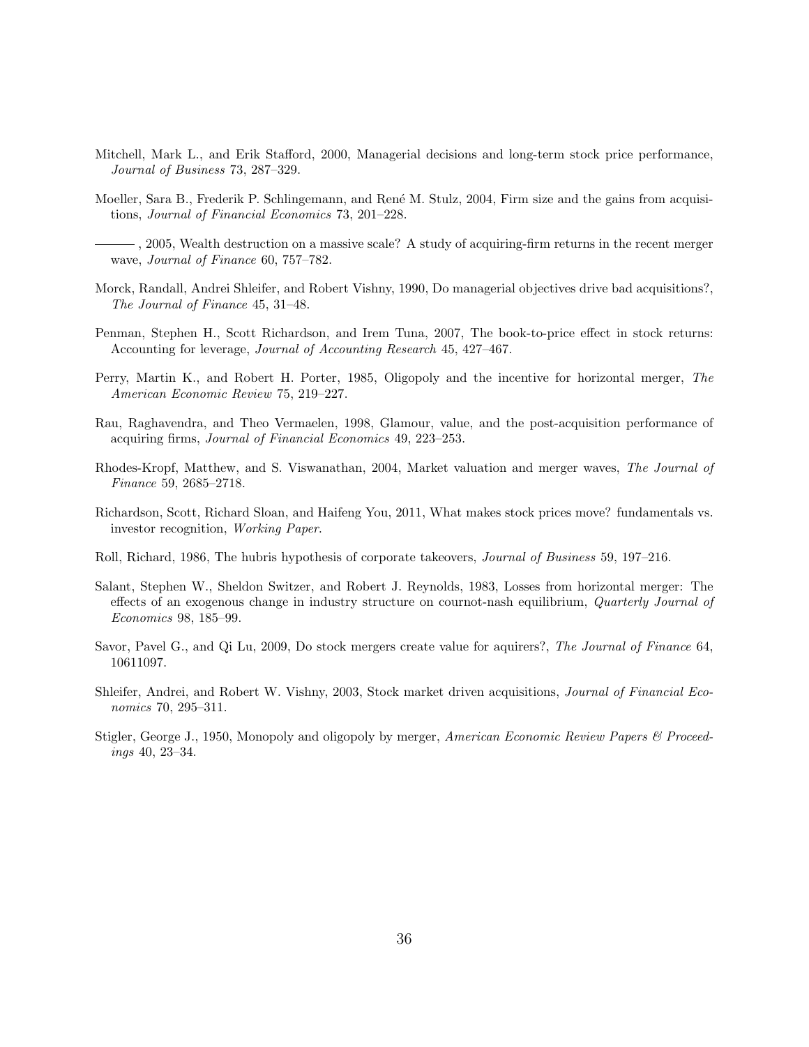Mitchell, Mark L., and Erik Stafford, 2000, Managerial decisions and long-term stock price performance, *Journal of Business* 73, 287–329.

Moeller, Sara B., Frederik P. Schlingemann, and René M. Stulz, 2004, Firm size and the gains from acquisitions, *Journal of Financial Economics* 73, 201–228.

———, 2005, Wealth destruction on a massive scale? A study of acquiring-firm returns in the recent merger wave, *Journal of Finance* 60, 757–782.

Morck, Randall, Andrei Shleifer, and Robert Vishny, 1990, Do managerial objectives drive bad acquisitions?, *The Journal of Finance* 45, 31–48.

Penman, Stephen H., Scott Richardson, and Irem Tuna, 2007, The book-to-price effect in stock returns: Accounting for leverage, *Journal of Accounting Research* 45, 427–467.

Perry, Martin K., and Robert H. Porter, 1985, Oligopoly and the incentive for horizontal merger, *The American Economic Review* 75, 219–227.

Rau, Raghavendra, and Theo Vermaelen, 1998, Glamour, value, and the post-acquisition performance of acquiring firms, *Journal of Financial Economics* 49, 223–253.

Rhodes-Kropf, Matthew, and S. Viswanathan, 2004, Market valuation and merger waves, *The Journal of Finance* 59, 2685–2718.

Richardson, Scott, Richard Sloan, and Haifeng You, 2011, What makes stock prices move? fundamentals vs. investor recognition, *Working Paper*.

Roll, Richard, 1986, The hubris hypothesis of corporate takeovers, *Journal of Business* 59, 197–216.

Salant, Stephen W., Sheldon Switzer, and Robert J. Reynolds, 1983, Losses from horizontal merger: The effects of an exogenous change in industry structure on cournot-nash equilibrium, *Quarterly Journal of Economics* 98, 185–99.

Savor, Pavel G., and Qi Lu, 2009, Do stock mergers create value for aquirers?, *The Journal of Finance* 64, 10611097.

Shleifer, Andrei, and Robert W. Vishny, 2003, Stock market driven acquisitions, *Journal of Financial Economics* 70, 295–311.

Stigler, George J., 1950, Monopoly and oligopoly by merger, *American Economic Review Papers & Proceedings* 40, 23–34.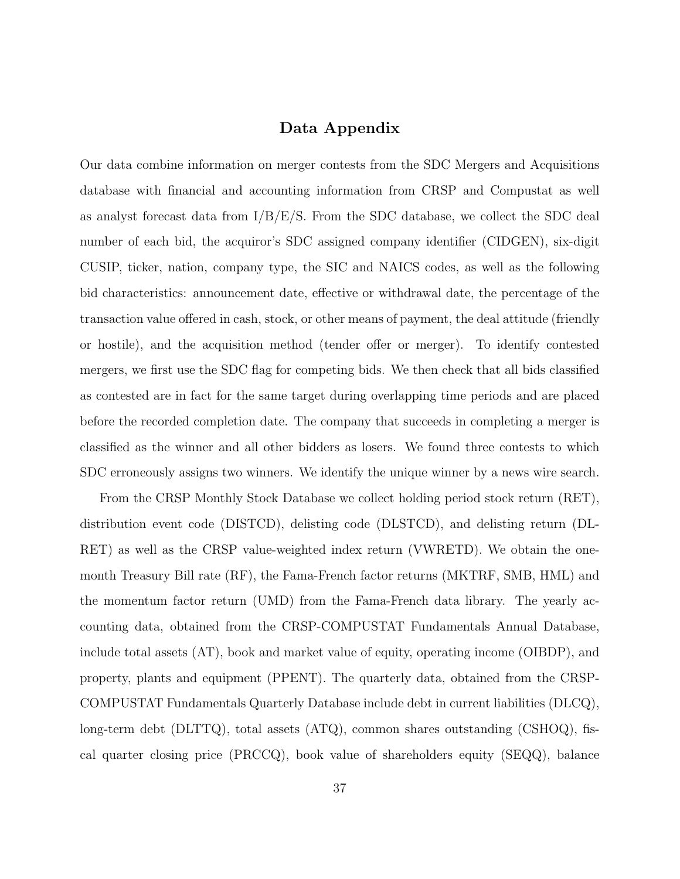# Data Appendix

Our data combine information on merger contests from the SDC Mergers and Acquisitions database with financial and accounting information from CRSP and Compustat as well as analyst forecast data from I/B/E/S. From the SDC database, we collect the SDC deal number of each bid, the acquiror's SDC assigned company identifier (CIDGEN), six-digit CUSIP, ticker, nation, company type, the SIC and NAICS codes, as well as the following bid characteristics: announcement date, effective or withdrawal date, the percentage of the transaction value offered in cash, stock, or other means of payment, the deal attitude (friendly or hostile), and the acquisition method (tender offer or merger). To identify contested mergers, we first use the SDC flag for competing bids. We then check that all bids classified as contested are in fact for the same target during overlapping time periods and are placed before the recorded completion date. The company that succeeds in completing a merger is classified as the winner and all other bidders as losers. We found three contests to which SDC erroneously assigns two winners. We identify the unique winner by a news wire search.

From the CRSP Monthly Stock Database we collect holding period stock return (RET), distribution event code (DISTCD), delisting code (DLSTCD), and delisting return (DLRET) as well as the CRSP value-weighted index return (VWRETD). We obtain the one-month Treasury Bill rate (RF), the Fama-French factor returns (MKTRF, SMB, HML) and the momentum factor return (UMD) from the Fama-French data library. The yearly accounting data, obtained from the CRSP-COMPUSTAT Fundamentals Annual Database, include total assets (AT), book and market value of equity, operating income (OIBDP), and property, plants and equipment (PPENT). The quarterly data, obtained from the CRSP-COMPUSTAT Fundamentals Quarterly Database include debt in current liabilities (DLCQ), long-term debt (DLTTQ), total assets (ATQ), common shares outstanding (CSHOQ), fiscal quarter closing price (PRCCQ), book value of shareholders equity (SEQQ), balance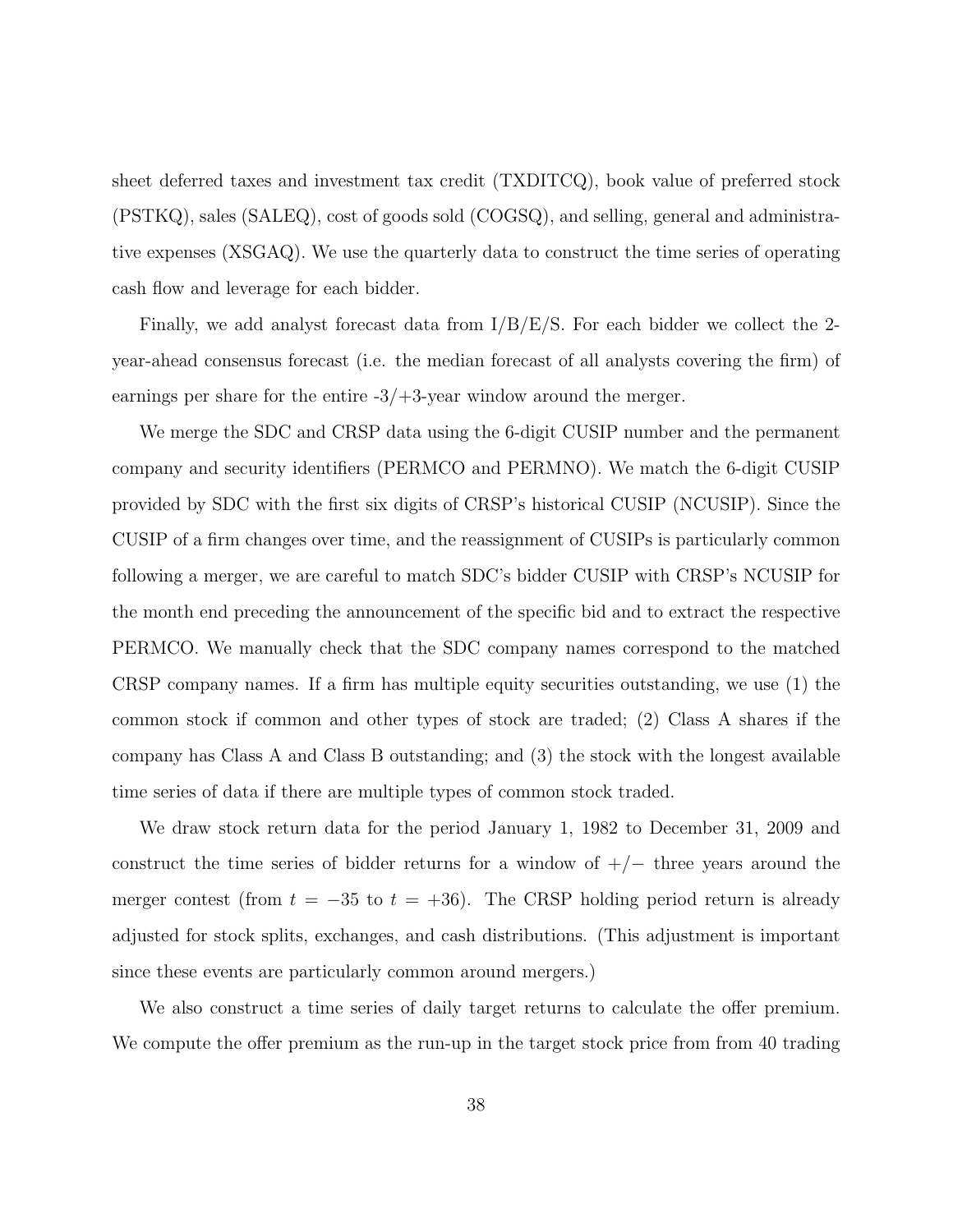sheet deferred taxes and investment tax credit (TXDITCQ), book value of preferred stock (PSTKQ), sales (SALEQ), cost of goods sold (COGSQ), and selling, general and administrative expenses (XSGAQ). We use the quarterly data to construct the time series of operating cash flow and leverage for each bidder.

Finally, we add analyst forecast data from I/B/E/S. For each bidder we collect the 2-year-ahead consensus forecast (i.e. the median forecast of all analysts covering the firm) of earnings per share for the entire -3/+3-year window around the merger.

We merge the SDC and CRSP data using the 6-digit CUSIP number and the permanent company and security identifiers (PERMCO and PERMNO). We match the 6-digit CUSIP provided by SDC with the first six digits of CRSP's historical CUSIP (NCUSIP). Since the CUSIP of a firm changes over time, and the reassignment of CUSIPs is particularly common following a merger, we are careful to match SDC's bidder CUSIP with CRSP's NCUSIP for the month end preceding the announcement of the specific bid and to extract the respective PERMCO. We manually check that the SDC company names correspond to the matched CRSP company names. If a firm has multiple equity securities outstanding, we use (1) the common stock if common and other types of stock are traded; (2) Class A shares if the company has Class A and Class B outstanding; and (3) the stock with the longest available time series of data if there are multiple types of common stock traded.

We draw stock return data for the period January 1, 1982 to December 31, 2009 and construct the time series of bidder returns for a window of $+/-$ three years around the merger contest (from $t = -35$ to $t = +36$). The CRSP holding period return is already adjusted for stock splits, exchanges, and cash distributions. (This adjustment is important since these events are particularly common around mergers.)

We also construct a time series of daily target returns to calculate the offer premium. We compute the offer premium as the run-up in the target stock price from from 40 trading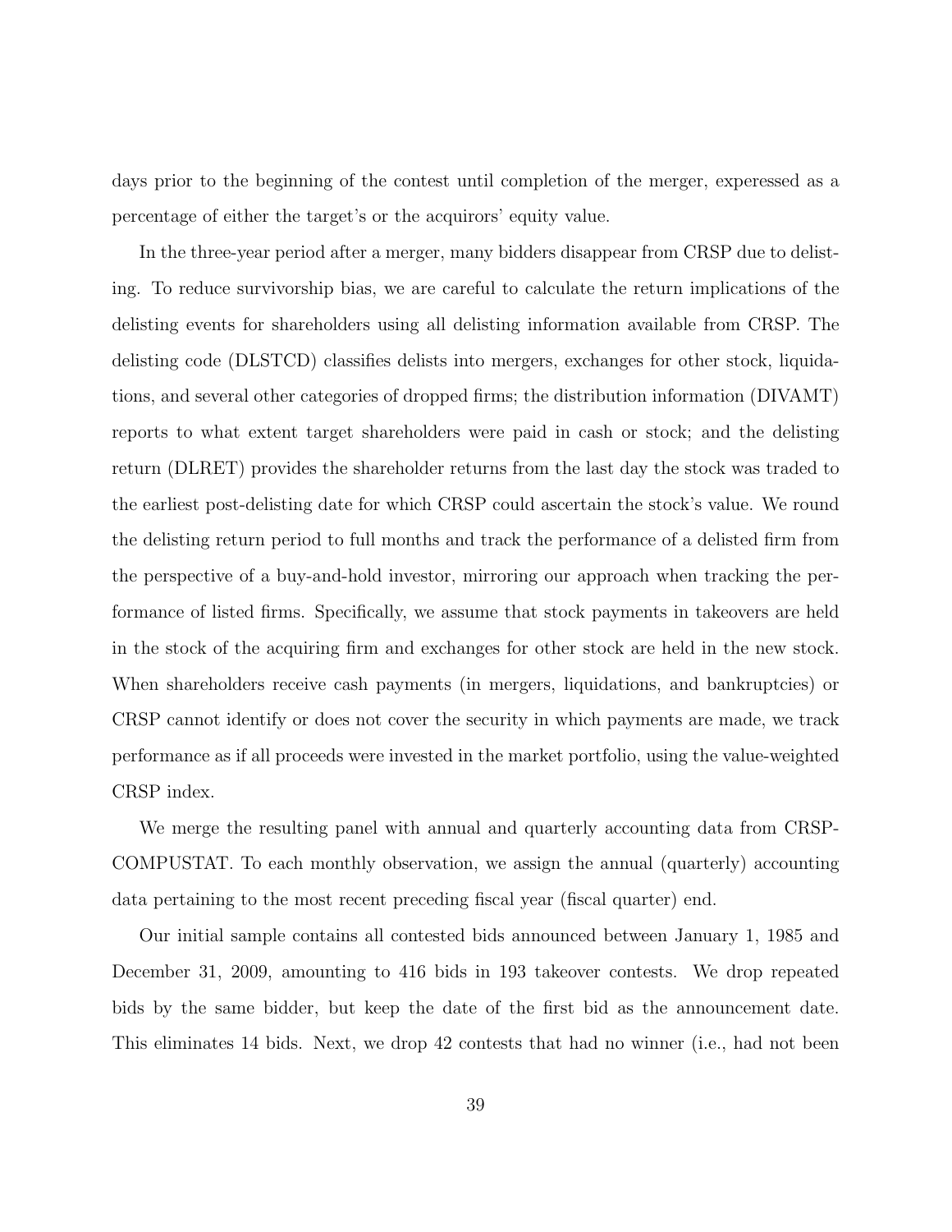days prior to the beginning of the contest until completion of the merger, experessed as a percentage of either the target's or the acquirors' equity value.

In the three-year period after a merger, many bidders disappear from CRSP due to delisting. To reduce survivorship bias, we are careful to calculate the return implications of the delisting events for shareholders using all delisting information available from CRSP. The delisting code (DLSTCD) classifies delists into mergers, exchanges for other stock, liquidations, and several other categories of dropped firms; the distribution information (DIVAMT) reports to what extent target shareholders were paid in cash or stock; and the delisting return (DLRET) provides the shareholder returns from the last day the stock was traded to the earliest post-delisting date for which CRSP could ascertain the stock's value. We round the delisting return period to full months and track the performance of a delisted firm from the perspective of a buy-and-hold investor, mirroring our approach when tracking the performance of listed firms. Specifically, we assume that stock payments in takeovers are held in the stock of the acquiring firm and exchanges for other stock are held in the new stock. When shareholders receive cash payments (in mergers, liquidations, and bankruptcies) or CRSP cannot identify or does not cover the security in which payments are made, we track performance as if all proceeds were invested in the market portfolio, using the value-weighted CRSP index.

We merge the resulting panel with annual and quarterly accounting data from CRSP-COMPUSTAT. To each monthly observation, we assign the annual (quarterly) accounting data pertaining to the most recent preceding fiscal year (fiscal quarter) end.

Our initial sample contains all contested bids announced between January 1, 1985 and December 31, 2009, amounting to 416 bids in 193 takeover contests. We drop repeated bids by the same bidder, but keep the date of the first bid as the announcement date. This eliminates 14 bids. Next, we drop 42 contests that had no winner (i.e., had not been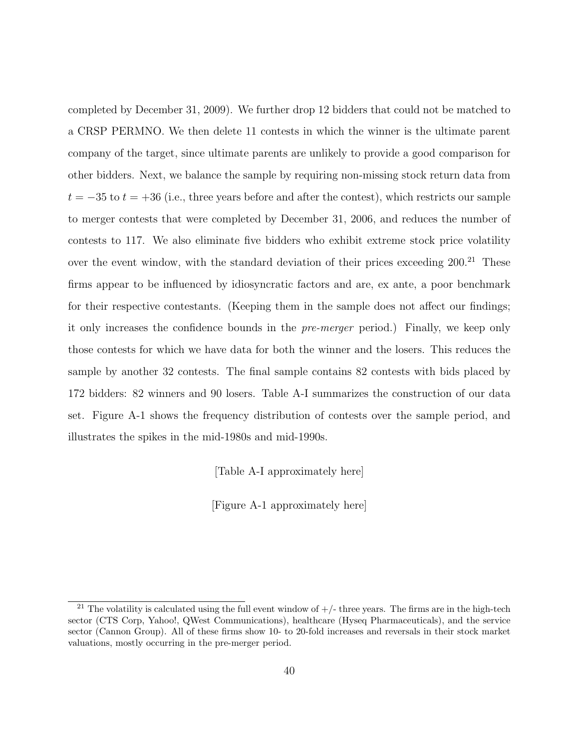completed by December 31, 2009). We further drop 12 bidders that could not be matched to a CRSP PERMNO. We then delete 11 contests in which the winner is the ultimate parent company of the target, since ultimate parents are unlikely to provide a good comparison for other bidders. Next, we balance the sample by requiring non-missing stock return data from $t = -35$ to $t = +36$ (i.e., three years before and after the contest), which restricts our sample to merger contests that were completed by December 31, 2006, and reduces the number of contests to 117. We also eliminate five bidders who exhibit extreme stock price volatility over the event window, with the standard deviation of their prices exceeding 200.[21] These firms appear to be influenced by idiosyncratic factors and are, ex ante, a poor benchmark for their respective contestants. (Keeping them in the sample does not affect our findings; it only increases the confidence bounds in the *pre-merger* period.) Finally, we keep only those contests for which we have data for both the winner and the losers. This reduces the sample by another 32 contests. The final sample contains 82 contests with bids placed by 172 bidders: 82 winners and 90 losers. Table A-I summarizes the construction of our data set. Figure A-1 shows the frequency distribution of contests over the sample period, and illustrates the spikes in the mid-1980s and mid-1990s.

[Table A-I approximately here]

[Figure A-1 approximately here]

[21] The volatility is calculated using the full event window of +/- three years. The firms are in the high-tech sector (CTS Corp, Yahoo!, QWest Communications), healthcare (Hyseq Pharmaceuticals), and the service sector (Cannon Group). All of these firms show 10- to 20-fold increases and reversals in their stock market valuations, mostly occurring in the pre-merger period.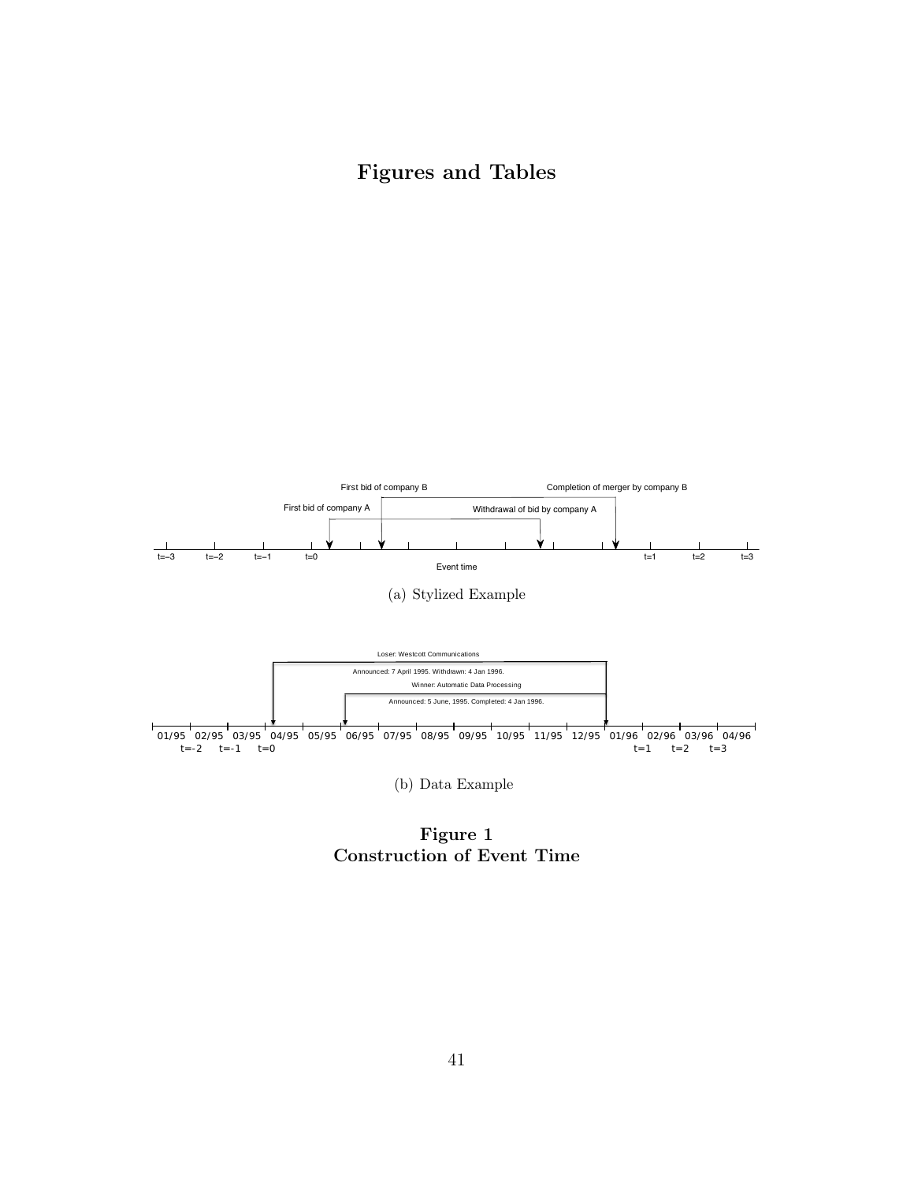# Figures and Tables

(a) Stylized Example

(b) Data Example

**Figure 1**
**Construction of Event Time**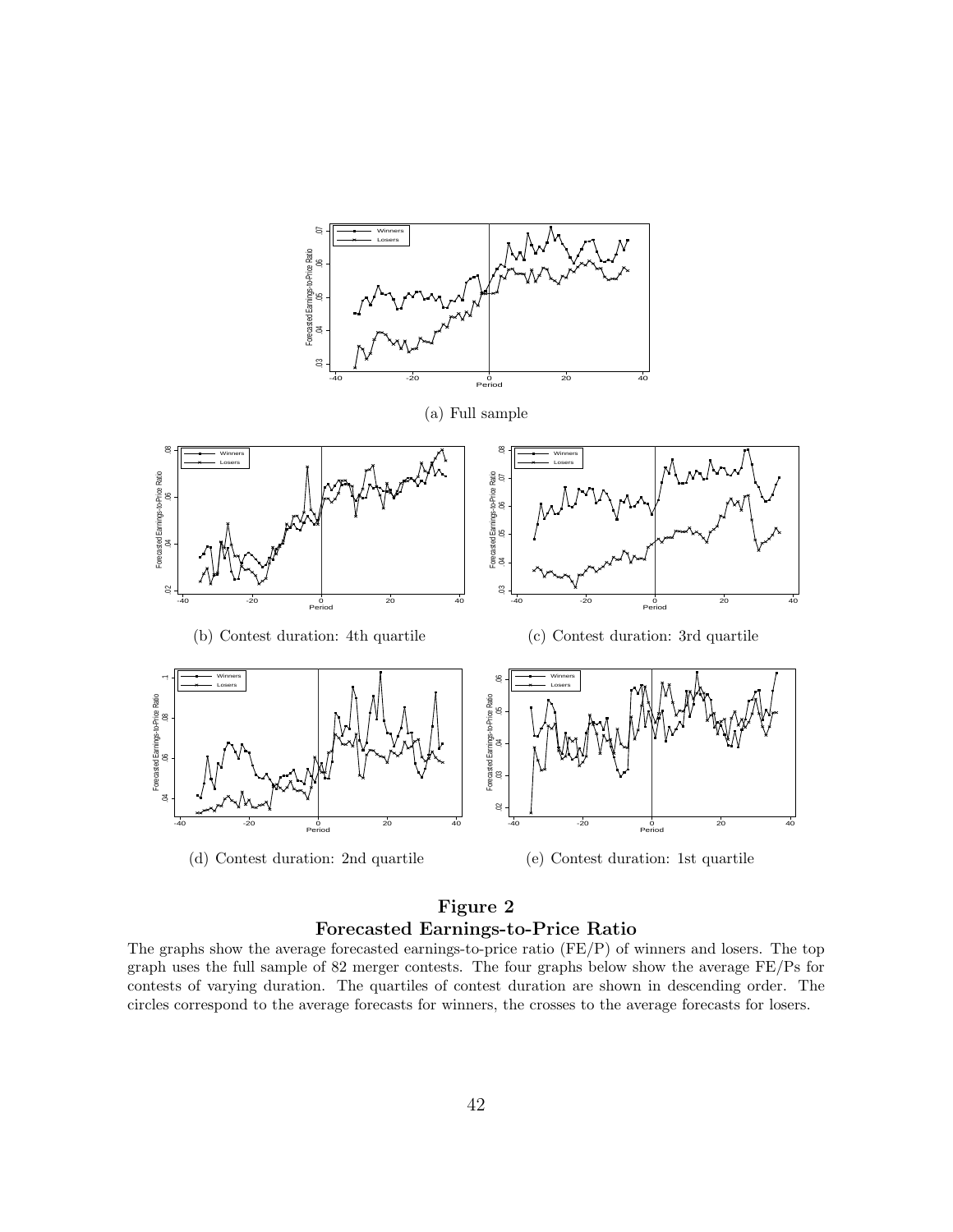(a) Full sample

(b) Contest duration: 4th quartile

(c) Contest duration: 3rd quartile

(d) Contest duration: 2nd quartile

(e) Contest duration: 1st quartile

**Figure 2**
**Forecasted Earnings-to-Price Ratio**

The graphs show the average forecasted earnings-to-price ratio (FE/P) of winners and losers. The top graph uses the full sample of 82 merger contests. The four graphs below show the average FE/Ps for contests of varying duration. The quartiles of contest duration are shown in descending order. The circles correspond to the average forecasts for winners, the crosses to the average forecasts for losers.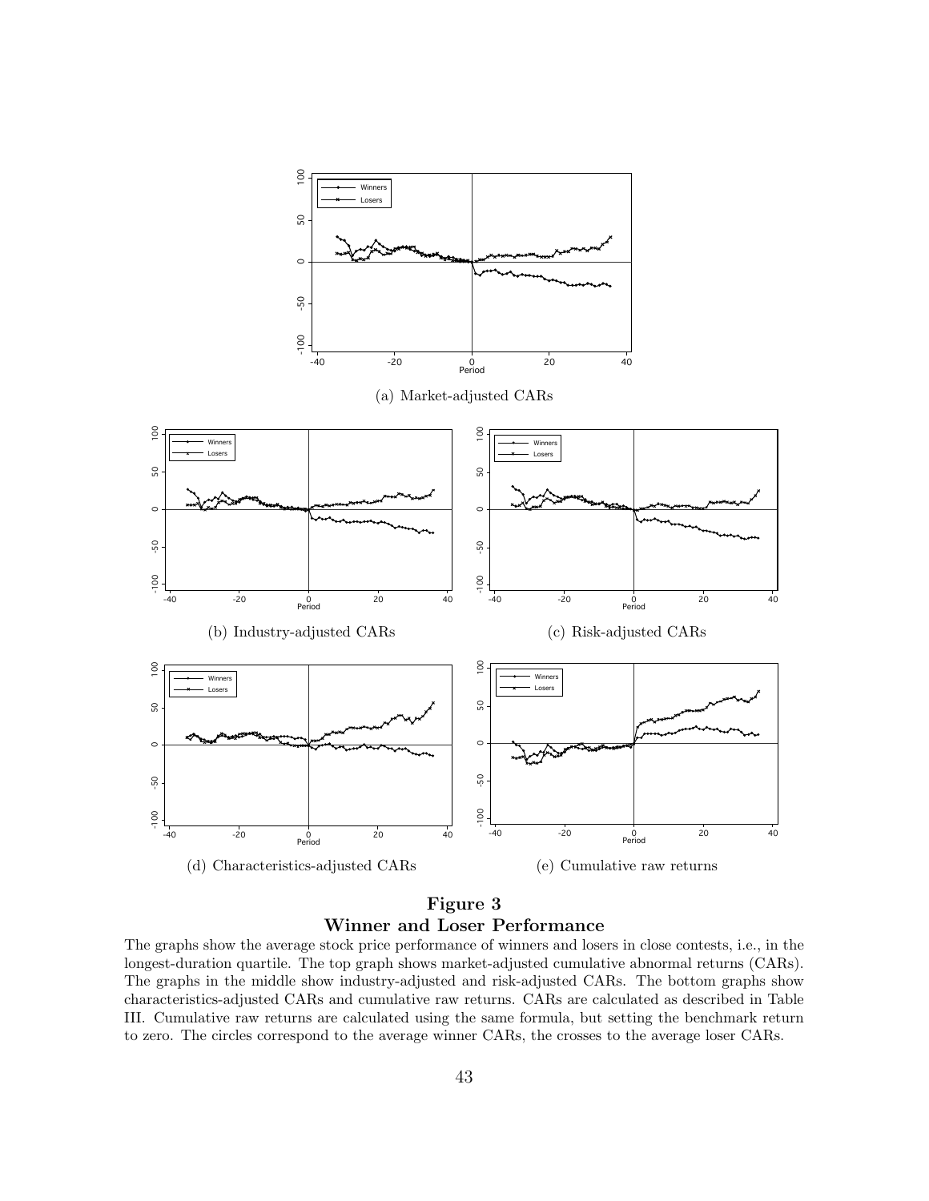(a) Market-adjusted CARs

(b) Industry-adjusted CARs

(c) Risk-adjusted CARs

(d) Characteristics-adjusted CARs

(e) Cumulative raw returns

**Figure 3**
**Winner and Loser Performance**

The graphs show the average stock price performance of winners and losers in close contests, i.e., in the longest-duration quartile. The top graph shows market-adjusted cumulative abnormal returns (CARs). The graphs in the middle show industry-adjusted and risk-adjusted CARs. The bottom graphs show characteristics-adjusted CARs and cumulative raw returns. CARs are calculated as described in Table III. Cumulative raw returns are calculated using the same formula, but setting the benchmark return to zero. The circles correspond to the average winner CARs, the crosses to the average loser CARs.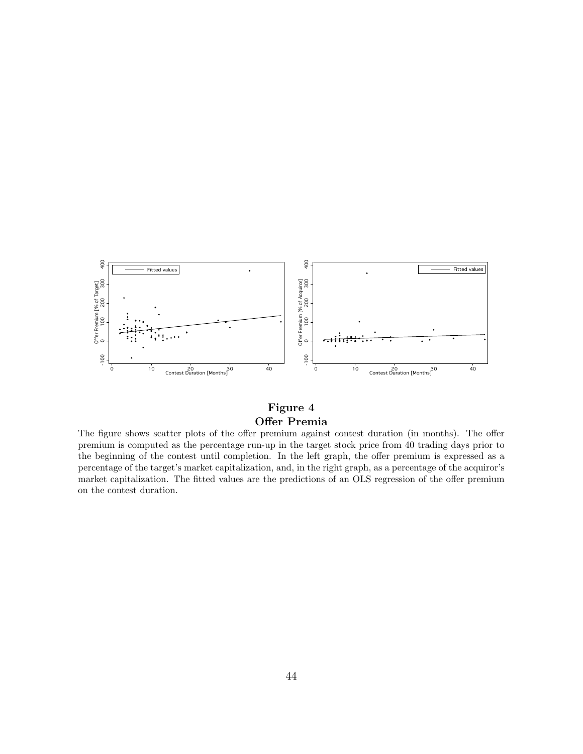**Figure 4**
**Offer Premia**

The figure shows scatter plots of the offer premium against contest duration (in months). The offer premium is computed as the percentage run-up in the target stock price from 40 trading days prior to the beginning of the contest until completion. In the left graph, the offer premium is expressed as a percentage of the target's market capitalization, and, in the right graph, as a percentage of the acquiror's market capitalization. The fitted values are the predictions of an OLS regression of the offer premium on the contest duration.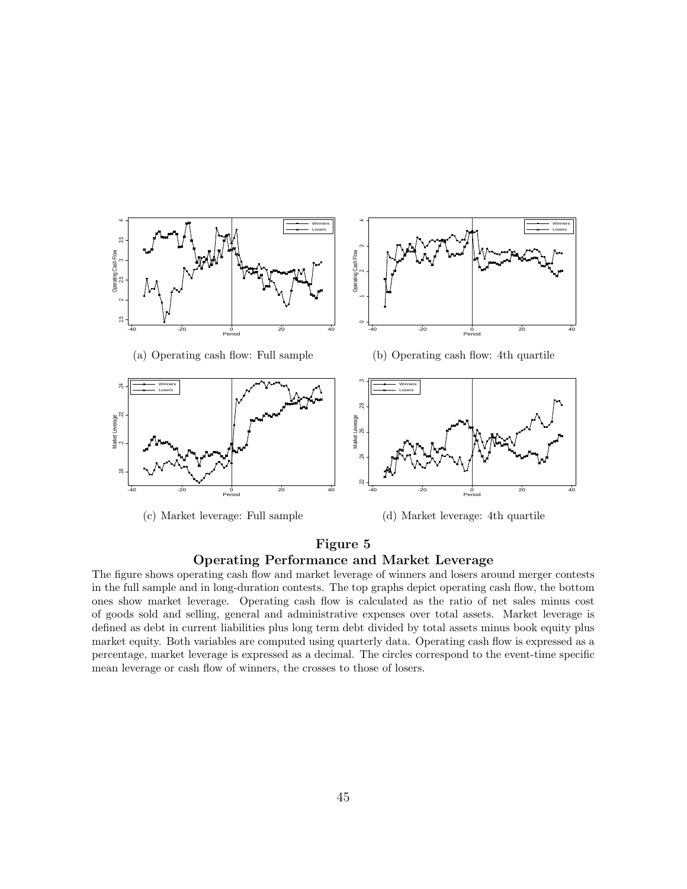(a) Operating cash flow: Full sample

(b) Operating cash flow: 4th quartile

(c) Market leverage: Full sample

(d) Market leverage: 4th quartile

**Figure 5**
**Operating Performance and Market Leverage**

The figure shows operating cash flow and market leverage of winners and losers around merger contests in the full sample and in long-duration contests. The top graphs depict operating cash flow, the bottom ones show market leverage. Operating cash flow is calculated as the ratio of net sales minus cost of goods sold and selling, general and administrative expenses over total assets. Market leverage is defined as debt in current liabilities plus long term debt divided by total assets minus book equity plus market equity. Both variables are computed using quarterly data. Operating cash flow is expressed as a percentage, market leverage is expressed as a decimal. The circles correspond to the event-time specific mean leverage or cash flow of winners, the crosses to those of losers.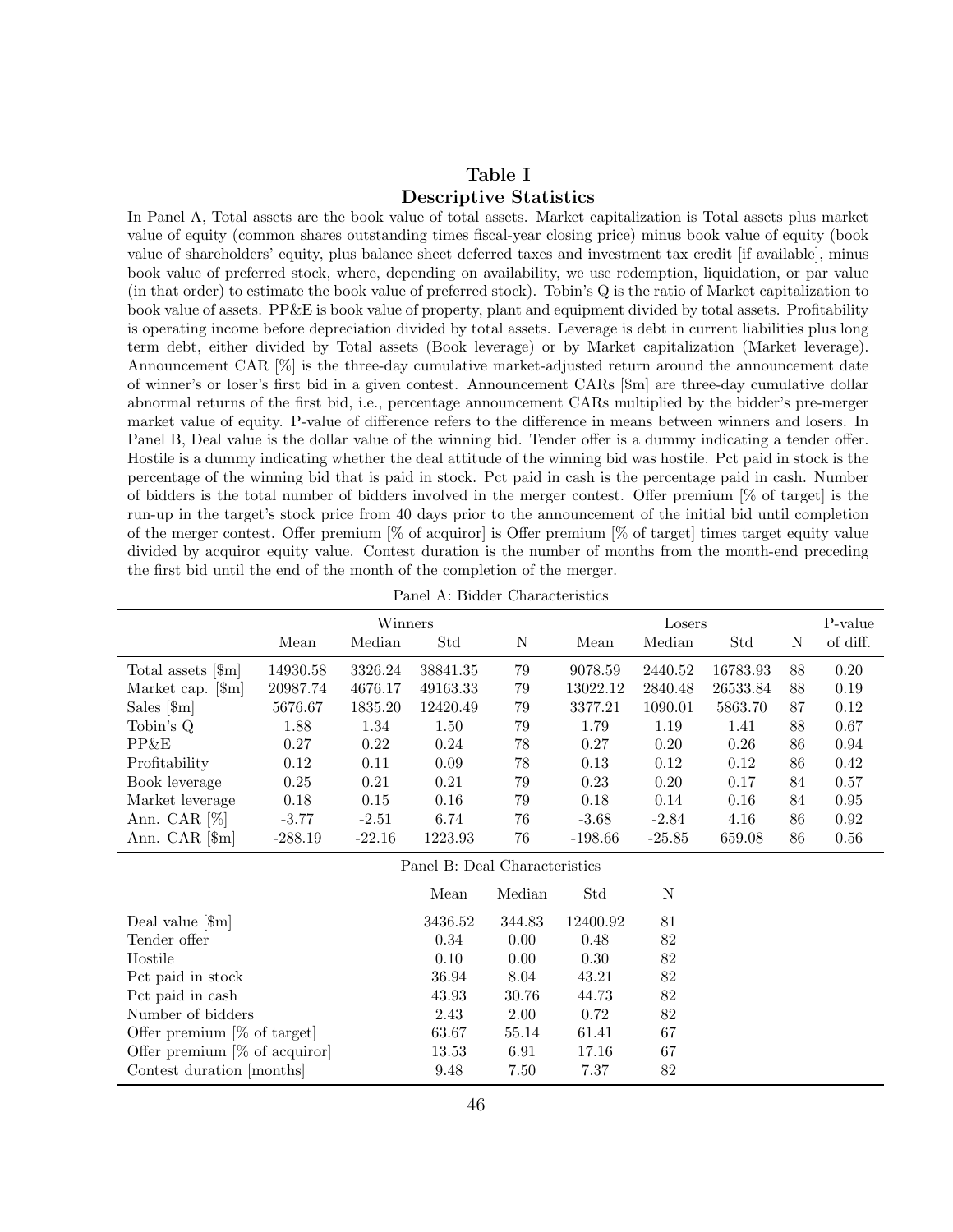# Table I
## Descriptive Statistics

In Panel A, Total assets are the book value of total assets. Market capitalization is Total assets plus market value of equity (common shares outstanding times fiscal-year closing price) minus book value of equity (book value of shareholders' equity, plus balance sheet deferred taxes and investment tax credit [if available], minus book value of preferred stock, where, depending on availability, we use redemption, liquidation, or par value (in that order) to estimate the book value of preferred stock). Tobin's Q is the ratio of Market capitalization to book value of assets. PP&E is book value of property, plant and equipment divided by total assets. Profitability is operating income before depreciation divided by total assets. Leverage is debt in current liabilities plus long term debt, either divided by Total assets (Book leverage) or by Market capitalization (Market leverage). Announcement CAR [%] is the three-day cumulative market-adjusted return around the announcement date of winner's or loser's first bid in a given contest. Announcement CARs [$m] are three-day cumulative dollar abnormal returns of the first bid, i.e., percentage announcement CARs multiplied by the bidder's pre-merger market value of equity. P-value of difference refers to the difference in means between winners and losers. In Panel B, Deal value is the dollar value of the winning bid. Tender offer is a dummy indicating a tender offer. Hostile is a dummy indicating whether the deal attitude of the winning bid was hostile. Pct paid in stock is the percentage of the winning bid that is paid in stock. Pct paid in cash is the percentage paid in cash. Number of bidders is the total number of bidders involved in the merger contest. Offer premium [% of target] is the run-up in the target's stock price from 40 days prior to the announcement of the initial bid until completion of the merger contest. Offer premium [% of acquiror] is Offer premium [% of target] times target equity value divided by acquiror equity value. Contest duration is the number of months from the month-end preceding the first bid until the end of the month of the completion of the merger.

Panel A: Bidder Characteristics

| | Winners | | | | Losers | | | | P-value |
|---|---|---|---|---|---|---|---|---|---|
| | Mean | Median | Std | N | Mean | Median | Std | N | of diff. |
| Total assets [$m] | 14930.58 | 3326.24 | 38841.35 | 79 | 9078.59 | 2440.52 | 16783.93 | 88 | 0.20 |
| Market cap. [$m] | 20987.74 | 4676.17 | 49163.33 | 79 | 13022.12 | 2840.48 | 26533.84 | 88 | 0.19 |
| Sales [$m] | 5676.67 | 1835.20 | 12420.49 | 79 | 3377.21 | 1090.01 | 5863.70 | 87 | 0.12 |
| Tobin's Q | 1.88 | 1.34 | 1.50 | 79 | 1.79 | 1.19 | 1.41 | 88 | 0.67 |
| PP&E | 0.27 | 0.22 | 0.24 | 78 | 0.27 | 0.20 | 0.26 | 86 | 0.94 |
| Profitability | 0.12 | 0.11 | 0.09 | 78 | 0.13 | 0.12 | 0.12 | 86 | 0.42 |
| Book leverage | 0.25 | 0.21 | 0.21 | 79 | 0.23 | 0.20 | 0.17 | 84 | 0.57 |
| Market leverage | 0.18 | 0.15 | 0.16 | 79 | 0.18 | 0.14 | 0.16 | 84 | 0.95 |
| Ann. CAR [%] | -3.77 | -2.51 | 6.74 | 76 | -3.68 | -2.84 | 4.16 | 86 | 0.92 |
| Ann. CAR [$m] | -288.19 | -22.16 | 1223.93 | 76 | -198.66 | -25.85 | 659.08 | 86 | 0.56 |

Panel B: Deal Characteristics

| | Mean | Median | Std | N |
|---|---|---|---|---|
| Deal value [$m] | 3436.52 | 344.83 | 12400.92 | 81 |
| Tender offer | 0.34 | 0.00 | 0.48 | 82 |
| Hostile | 0.10 | 0.00 | 0.30 | 82 |
| Pct paid in stock | 36.94 | 8.04 | 43.21 | 82 |
| Pct paid in cash | 43.93 | 30.76 | 44.73 | 82 |
| Number of bidders | 2.43 | 2.00 | 0.72 | 82 |
| Offer premium [% of target] | 63.67 | 55.14 | 61.41 | 67 |
| Offer premium [% of acquiror] | 13.53 | 6.91 | 17.16 | 67 |
| Contest duration [months] | 9.48 | 7.50 | 7.37 | 82 |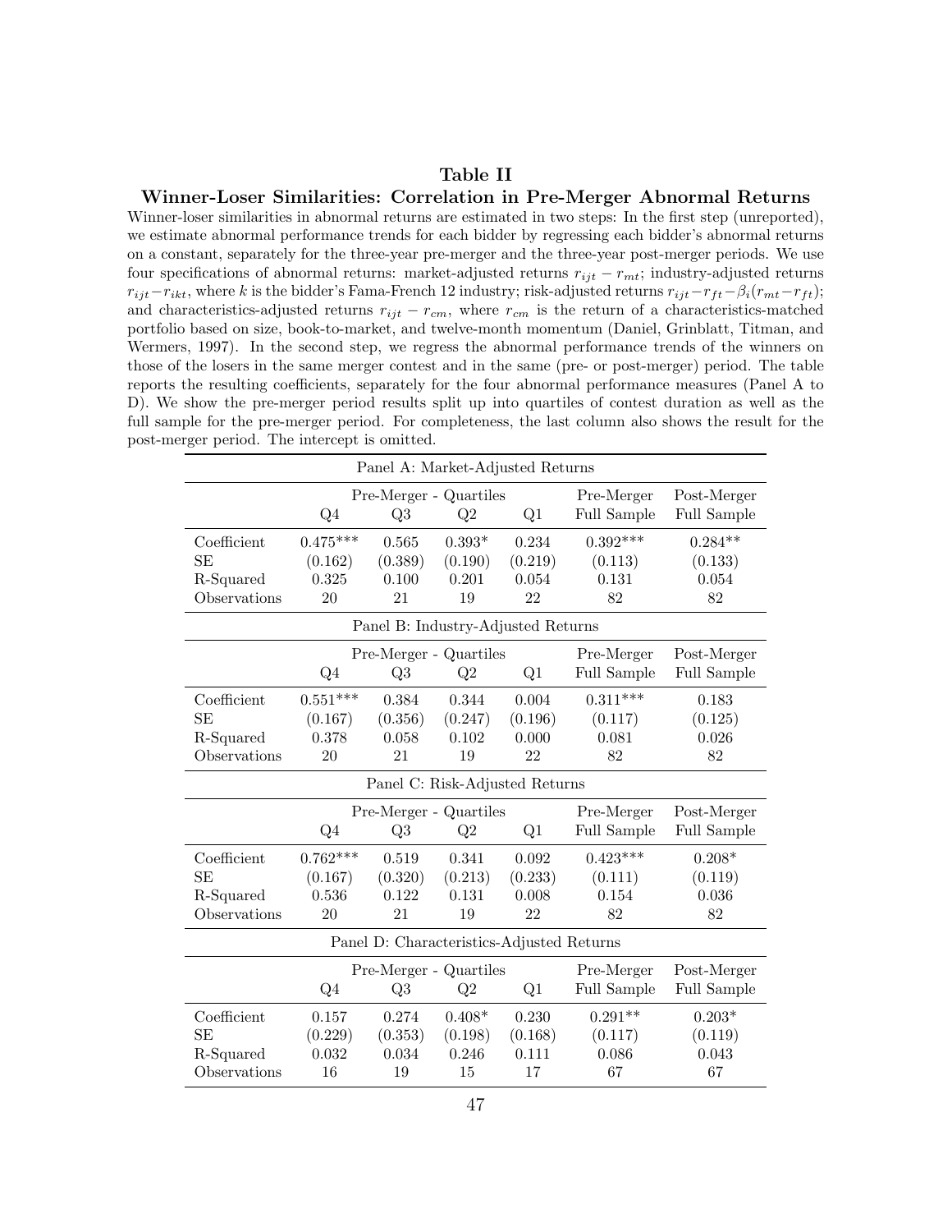## Table II

### Winner-Loser Similarities: Correlation in Pre-Merger Abnormal Returns

Winner-loser similarities in abnormal returns are estimated in two steps: In the first step (unreported), we estimate abnormal performance trends for each bidder by regressing each bidder's abnormal returns on a constant, separately for the three-year pre-merger and the three-year post-merger periods. We use four specifications of abnormal returns: market-adjusted returns $r_{ijt} - r_{mt}$; industry-adjusted returns $r_{ijt} - r_{ikt}$, where $k$ is the bidder's Fama-French 12 industry; risk-adjusted returns $r_{ijt} - r_{ft} - \beta_i(r_{mt} - r_{ft})$; and characteristics-adjusted returns $r_{ijt} - r_{cm}$, where $r_{cm}$ is the return of a characteristics-matched portfolio based on size, book-to-market, and twelve-month momentum (Daniel, Grinblatt, Titman, and Wermers, 1997). In the second step, we regress the abnormal performance trends of the winners on those of the losers in the same merger contest and in the same (pre- or post-merger) period. The table reports the resulting coefficients, separately for the four abnormal performance measures (Panel A to D). We show the pre-merger period results split up into quartiles of contest duration as well as the full sample for the pre-merger period. For completeness, the last column also shows the result for the post-merger period. The intercept is omitted.

**Panel A: Market-Adjusted Returns**

| | Pre-Merger - Quartiles | | | | Pre-Merger | Post-Merger |
|---|---|---|---|---|---|---|
| | Q4 | Q3 | Q2 | Q1 | Full Sample | Full Sample |
| Coefficient | 0.475*** | 0.565 | 0.393* | 0.234 | 0.392*** | 0.284** |
| SE | (0.162) | (0.389) | (0.190) | (0.219) | (0.113) | (0.133) |
| R-Squared | 0.325 | 0.100 | 0.201 | 0.054 | 0.131 | 0.054 |
| Observations | 20 | 21 | 19 | 22 | 82 | 82 |

**Panel B: Industry-Adjusted Returns**

| | Pre-Merger - Quartiles | | | | Pre-Merger | Post-Merger |
|---|---|---|---|---|---|---|
| | Q4 | Q3 | Q2 | Q1 | Full Sample | Full Sample |
| Coefficient | 0.551*** | 0.384 | 0.344 | 0.004 | 0.311*** | 0.183 |
| SE | (0.167) | (0.356) | (0.247) | (0.196) | (0.117) | (0.125) |
| R-Squared | 0.378 | 0.058 | 0.102 | 0.000 | 0.081 | 0.026 |
| Observations | 20 | 21 | 19 | 22 | 82 | 82 |

**Panel C: Risk-Adjusted Returns**

| | Pre-Merger - Quartiles | | | | Pre-Merger | Post-Merger |
|---|---|---|---|---|---|---|
| | Q4 | Q3 | Q2 | Q1 | Full Sample | Full Sample |
| Coefficient | 0.762*** | 0.519 | 0.341 | 0.092 | 0.423*** | 0.208* |
| SE | (0.167) | (0.320) | (0.213) | (0.233) | (0.111) | (0.119) |
| R-Squared | 0.536 | 0.122 | 0.131 | 0.008 | 0.154 | 0.036 |
| Observations | 20 | 21 | 19 | 22 | 82 | 82 |

**Panel D: Characteristics-Adjusted Returns**

| | Pre-Merger - Quartiles | | | | Pre-Merger | Post-Merger |
|---|---|---|---|---|---|---|
| | Q4 | Q3 | Q2 | Q1 | Full Sample | Full Sample |
| Coefficient | 0.157 | 0.274 | 0.408* | 0.230 | 0.291** | 0.203* |
| SE | (0.229) | (0.353) | (0.198) | (0.168) | (0.117) | (0.119) |
| R-Squared | 0.032 | 0.034 | 0.246 | 0.111 | 0.086 | 0.043 |
| Observations | 16 | 19 | 15 | 17 | 67 | 67 |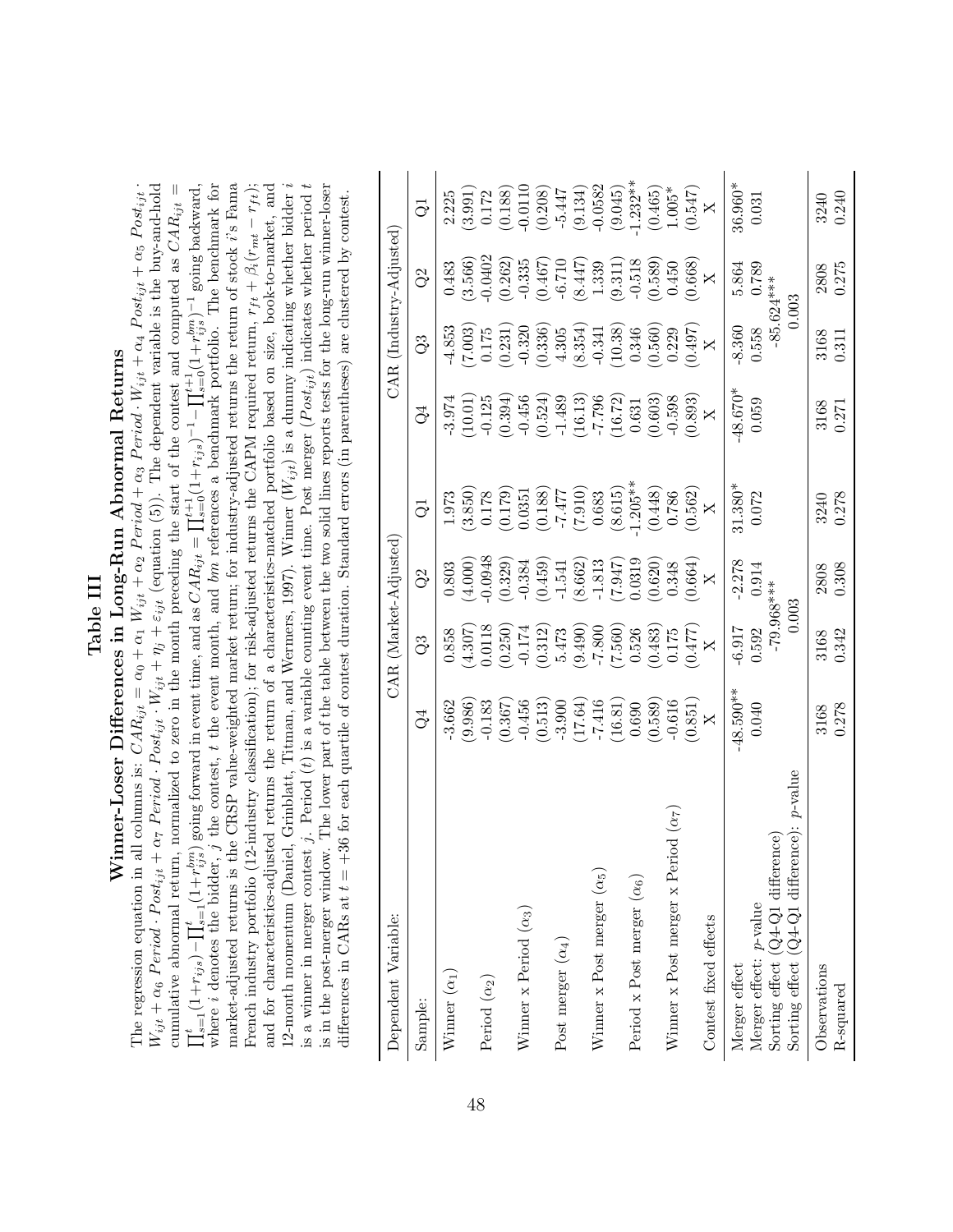# Table III

## Winner-Loser Differences in Long-Run Abnormal Returns

The regression equation in all columns is: $CAR_{ijt} = \alpha_0 + \alpha_1\ W_{ijt} + \alpha_2\ Period + \alpha_3\ Period \cdot W_{ijt} + \alpha_4\ Post_{ijt} + \alpha_5\ Post_{ijt} \cdot W_{ijt} + \alpha_6\ Period \cdot Post_{ijt} + \alpha_7\ Period \cdot Post_{ijt} \cdot W_{ijt} + \eta_j + \varepsilon_{ijt}$ (equation (5)). The dependent variable is the buy-and-hold cumulative abnormal return, normalized to zero in the month preceding the start of the contest and computed as $CAR_{ijt} = \prod_{s=1}^{t}(1+r_{ijs}) - \prod_{s=1}^{t}(1+r_{ijs}^{bm})$ going forward in event time, and as $CAR_{ijt} = \prod_{s=0}^{t+1}(1+r_{ijs})^{-1} - \prod_{s=0}^{t+1}(1+r_{ijs}^{bm})^{-1}$ going backward, where $i$ denotes the bidder, $j$ the contest, $t$ the event month, and $bm$ references a benchmark portfolio. The benchmark for market-adjusted returns is the CRSP value-weighted market return; for industry-adjusted returns the return of stock $i$'s Fama French industry portfolio (12-industry classification); for risk-adjusted returns the CAPM required return, $r_{ft} + \beta_i(r_{mt} - r_{ft})$; and for characteristics-adjusted returns the return of a characteristics-matched portfolio based on size, book-to-market, and 12-month momentum (Daniel, Grinblatt, Titman, and Wermers, 1997). Winner ($W_{ijt}$) is a dummy indicating whether bidder $i$ is a winner in merger contest $j$. Period ($t$) is a variable counting event time. Post merger ($Post_{ijt}$) indicates whether period $t$ is in the post-merger window. The lower part of the table between the two solid lines reports tests for the long-run winner-loser differences in CARs at $t = +36$ for each quartile of contest duration. Standard errors (in parentheses) are clustered by contest.

| Dependent Variable: | CAR (Market-Adjusted) | | | | CAR (Industry-Adjusted) | | | |
|---|---|---|---|---|---|---|---|---|
| Sample: | Q4 | Q3 | Q2 | Q1 | Q4 | Q3 | Q2 | Q1 |
| Winner ($\alpha_1$) | -3.662 | 0.858 | 0.803 | 1.973 | -3.974 | -4.853 | 0.483 | 2.225 |
| | (9.986) | (4.307) | (4.000) | (3.850) | (10.01) | (7.003) | (3.566) | (3.991) |
| Period ($\alpha_2$) | -0.183 | 0.0118 | -0.0948 | 0.178 | -0.125 | 0.175 | -0.0402 | 0.172 |
| | (0.367) | (0.250) | (0.329) | (0.179) | (0.394) | (0.231) | (0.262) | (0.188) |
| Winner x Period ($\alpha_3$) | -0.456 | -0.174 | -0.384 | 0.0351 | -0.456 | -0.320 | -0.335 | -0.0110 |
| | (0.513) | (0.312) | (0.459) | (0.188) | (0.524) | (0.336) | (0.467) | (0.208) |
| Post merger ($\alpha_4$) | -3.900 | 5.473 | -1.541 | -7.477 | -1.489 | 4.305 | -6.710 | -5.447 |
| | (17.64) | (9.490) | (8.662) | (7.910) | (16.13) | (8.354) | (8.447) | (9.134) |
| Winner x Post merger ($\alpha_5$) | -7.416 | -7.800 | -1.813 | 0.683 | -7.796 | -0.341 | 1.339 | -0.0582 |
| | (16.81) | (7.560) | (7.947) | (8.615) | (16.72) | (10.38) | (9.311) | (9.045) |
| Period x Post merger ($\alpha_6$) | 0.690 | 0.526 | 0.0319 | -1.205** | 0.631 | 0.346 | -0.518 | -1.232** |
| | (0.589) | (0.483) | (0.620) | (0.448) | (0.603) | (0.560) | (0.589) | (0.465) |
| Winner x Post merger x Period ($\alpha_7$) | -0.616 | 0.175 | 0.348 | 0.786 | -0.598 | 0.229 | 0.450 | 1.005* |
| | (0.851) | (0.477) | (0.664) | (0.562) | (0.893) | (0.497) | (0.668) | (0.547) |
| Contest fixed effects | X | X | X | X | X | X | X | X |
| Merger effect | -48.590** | -6.917 | -2.278 | 31.380* | -48.670* | -8.360 | 5.864 | 36.960* |
| Merger effect: $p$-value | 0.040 | 0.592 | 0.914 | 0.072 | 0.059 | 0.558 | 0.789 | 0.031 |
| Sorting effect (Q4-Q1 difference) | | -79.968*** | | | | -85.624*** | | |
| Sorting effect (Q4-Q1 difference): $p$-value | | 0.003 | | | | 0.003 | | |
| Observations | 3168 | 3168 | 2808 | 3240 | 3168 | 3168 | 2808 | 3240 |
| R-squared | 0.278 | 0.342 | 0.308 | 0.278 | 0.271 | 0.311 | 0.275 | 0.240 |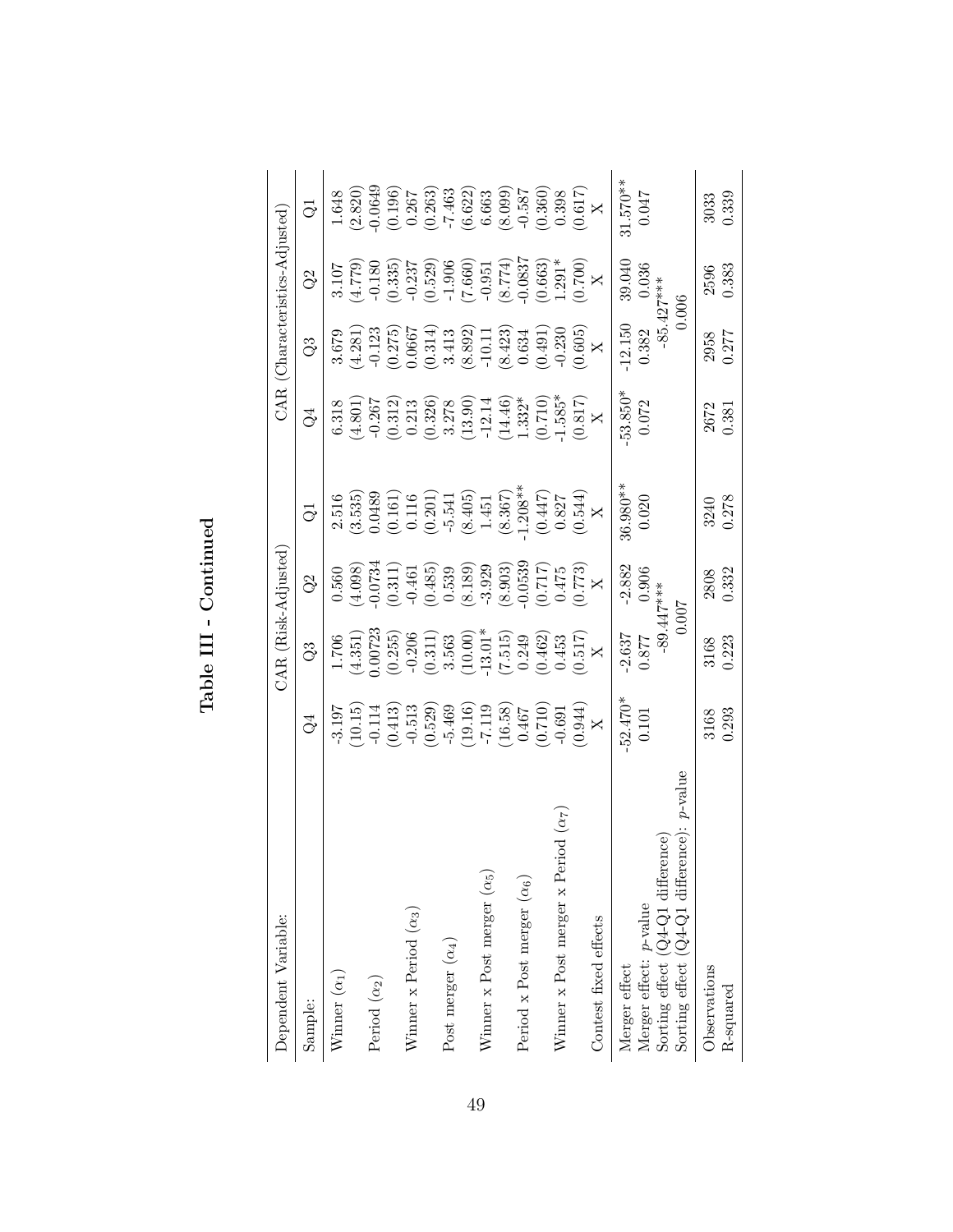# Table III - Continued

| Dependent Variable: | CAR (Risk-Adjusted) | | | | CAR (Characteristics-Adjusted) | | | |
|---|---|---|---|---|---|---|---|---|
| Sample: | Q4 | Q3 | Q2 | Q1 | Q4 | Q3 | Q2 | Q1 |
| Winner ($\alpha_1$) | -3.197 | 1.706 | 0.560 | 2.516 | 6.318 | 3.679 | 3.107 | 1.648 |
| | (10.15) | (4.351) | (4.098) | (3.535) | (4.801) | (4.281) | (4.779) | (2.820) |
| Period ($\alpha_2$) | -0.114 | 0.00723 | -0.0734 | 0.0489 | -0.267 | -0.123 | -0.180 | -0.0649 |
| | (0.413) | (0.255) | (0.311) | (0.161) | (0.312) | (0.275) | (0.335) | (0.196) |
| Winner x Period ($\alpha_3$) | -0.513 | -0.206 | -0.461 | 0.116 | 0.213 | 0.0667 | -0.237 | 0.267 |
| | (0.529) | (0.311) | (0.485) | (0.201) | (0.326) | (0.314) | (0.529) | (0.263) |
| Post merger ($\alpha_4$) | -5.469 | 3.563 | 0.539 | -5.541 | 3.278 | 3.413 | -1.906 | -7.463 |
| | (19.16) | (10.00) | (8.189) | (8.405) | (13.90) | (8.892) | (7.660) | (6.622) |
| Winner x Post merger ($\alpha_5$) | -7.119 | -13.01* | -3.929 | 1.451 | -12.14 | -10.11 | -0.951 | 6.663 |
| | (16.58) | (7.515) | (8.903) | (8.367) | (14.46) | (8.423) | (8.774) | (8.099) |
| Period x Post merger ($\alpha_6$) | 0.467 | 0.249 | -0.0539 | -1.208** | 1.332* | 0.634 | -0.0837 | -0.587 |
| | (0.710) | (0.462) | (0.717) | (0.447) | (0.710) | (0.491) | (0.663) | (0.360) |
| Winner x Post merger x Period ($\alpha_7$) | -0.691 | 0.453 | 0.475 | 0.827 | -1.585* | -0.230 | 1.291* | 0.398 |
| | (0.944) | (0.517) | (0.773) | (0.544) | (0.817) | (0.605) | (0.700) | (0.617) |
| Contest fixed effects | X | X | X | X | X | X | X | X |
| Merger effect | -52.470* | -2.637 | -2.882 | 36.980** | -53.850* | -12.150 | 39.040 | 31.570** |
| Merger effect: $p$-value | 0.101 | 0.877 | 0.906 | 0.020 | 0.072 | 0.382 | 0.036 | 0.047 |
| Sorting effect (Q4-Q1 difference) | | -89.447*** | | | | -85.427*** | | |
| Sorting effect (Q4-Q1 difference): $p$-value | | 0.007 | | | | 0.006 | | |
| Observations | 3168 | 3168 | 2808 | 3240 | 2672 | 2958 | 2596 | 3033 |
| R-squared | 0.293 | 0.223 | 0.332 | 0.278 | 0.381 | 0.277 | 0.383 | 0.339 |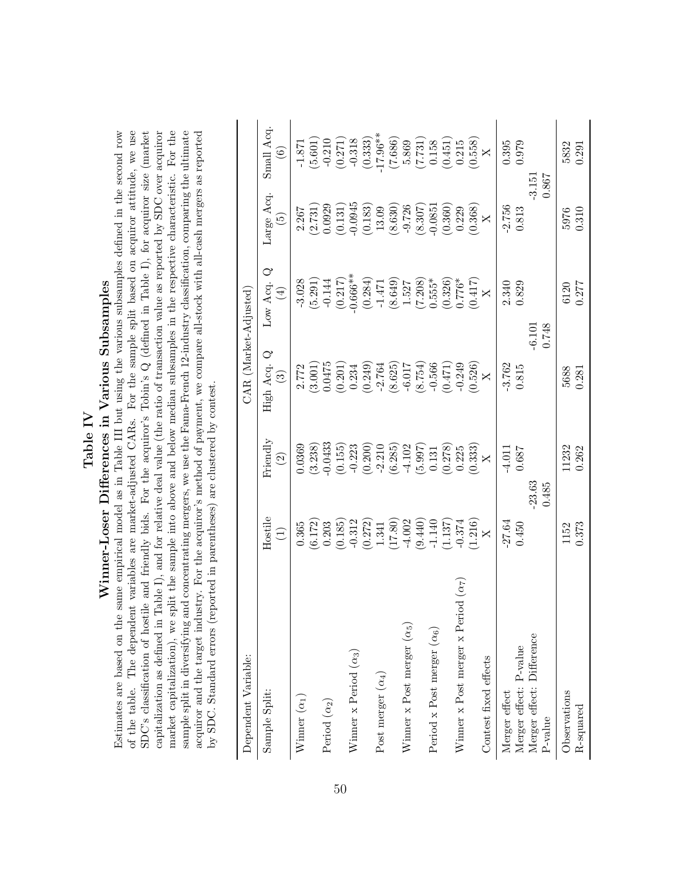# Table IV

## Winner-Loser Differences in Various Subsamples

Estimates are based on the same empirical model as in Table III but using the various subsamples defined in the second row of the table. The dependent variables are market-adjusted CARs. For the sample split based on acquiror attitude, we use SDC's classification of hostile and friendly bids. For the acquiror's Tobin's Q (defined in Table I), for acquiror size (market capitalization as defined in Table I), and for relative deal value (the ratio of transaction value as reported by SDC over acquiror market capitalization), we split the sample into above and below median subsamples in the respective characteristic. For the sample split in diversifying and concentrating mergers, we use the Fama-French 12-industry classification, comparing the ultimate acquiror and the target industry. For the acquiror's method of payment, we compare all-stock with all-cash mergers as reported by SDC. Standard errors (reported in parentheses) are clustered by contest.

| Dependent Variable: | CAR (Market-Adjusted) | | | | | |
|---|---|---|---|---|---|---|
| Sample Split: | Hostile (1) | Friendly (2) | High Acq. Q (3) | Low Acq. Q (4) | Large Acq. (5) | Small Acq. (6) |
| Winner ($\alpha_1$) | 0.365 | 0.0369 | 2.772 | -3.028 | 2.267 | -1.871 |
| | (6.172) | (3.238) | (3.001) | (5.291) | (2.731) | (5.601) |
| Period ($\alpha_2$) | 0.203 | -0.0433 | 0.0475 | -0.144 | 0.0929 | -0.210 |
| | (0.185) | (0.155) | (0.201) | (0.217) | (0.131) | (0.271) |
| Winner x Period ($\alpha_3$) | -0.312 | -0.223 | 0.234 | -0.666** | -0.0945 | -0.318 |
| | (0.272) | (0.200) | (0.249) | (0.284) | (0.183) | (0.333) |
| Post merger ($\alpha_4$) | 1.341 | -2.210 | -2.764 | -1.471 | 13.09 | -17.96** |
| | (17.80) | (6.285) | (8.625) | (8.649) | (8.630) | (7.686) |
| Winner x Post merger ($\alpha_5$) | -4.002 | -4.102 | -6.017 | 1.527 | -9.726 | 5.869 |
| | (9.440) | (5.997) | (8.754) | (7.208) | (8.307) | (7.731) |
| Period x Post merger ($\alpha_6$) | -1.140 | 0.131 | -0.566 | 0.555* | -0.0851 | 0.158 |
| | (1.137) | (0.278) | (0.471) | (0.326) | (0.360) | (0.451) |
| Winner x Post merger x Period ($\alpha_7$) | -0.374 | 0.225 | -0.249 | 0.776* | 0.229 | 0.215 |
| | (1.216) | (0.333) | (0.526) | (0.417) | (0.368) | (0.558) |
| Contest fixed effects | X | X | X | X | X | X |
| Merger effect | -27.64 | -4.011 | -3.762 | 2.340 | -2.756 | 0.395 |
| Merger effect: P-value | 0.450 | 0.687 | 0.815 | 0.829 | 0.813 | 0.979 |
| Merger effect: Difference | -23.63 | | -6.101 | | -3.151 | |
| P-value | 0.485 | | 0.748 | | 0.867 | |
| Observations | 1152 | 11232 | 5688 | 6120 | 5976 | 5832 |
| R-squared | 0.373 | 0.262 | 0.281 | 0.277 | 0.310 | 0.291 |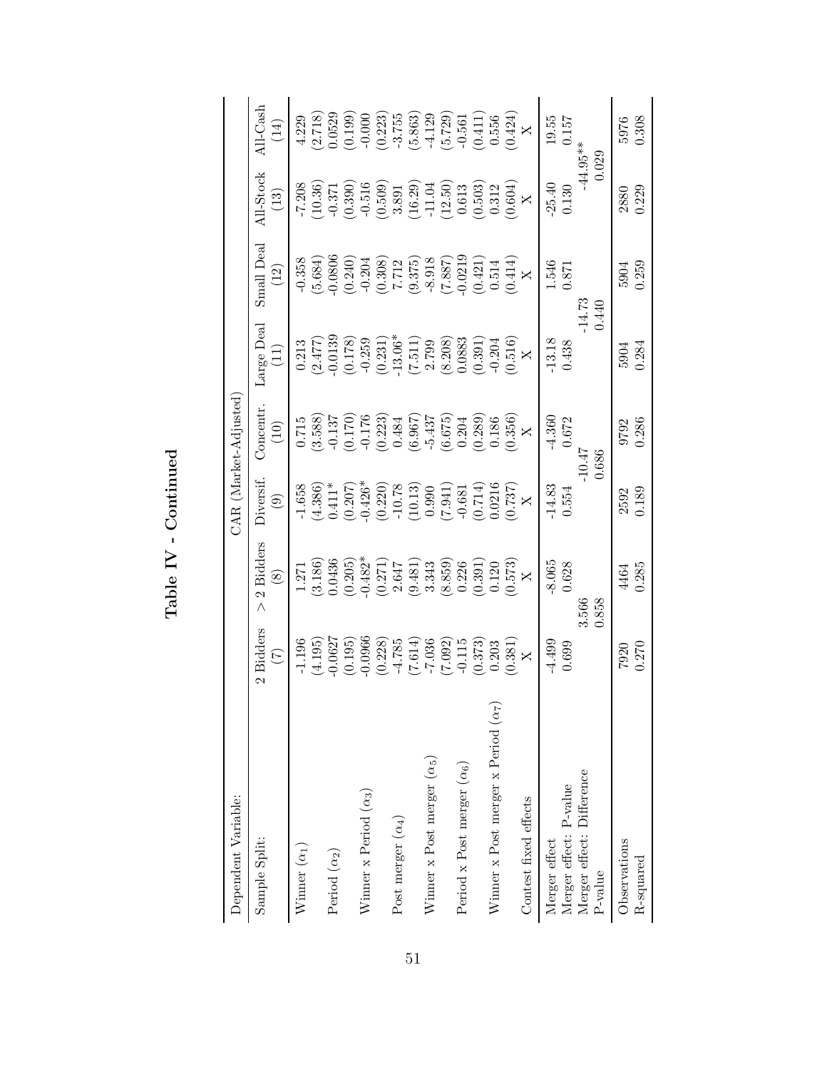# Table IV - Continued

| Dependent Variable: | CAR (Market-Adjusted) | | | | | | | |
|---|---|---|---|---|---|---|---|---|
| Sample Split: | 2 Bidders | > 2 Bidders | Diversif. | Concentr. | Large Deal | Small Deal | All-Stock | All-Cash |
| | (7) | (8) | (9) | (10) | (11) | (12) | (13) | (14) |
| Winner ($\alpha_1$) | -1.196 | 1.271 | -1.658 | 0.715 | 0.213 | -0.358 | -7.208 | 4.229 |
| | (4.195) | (3.186) | (4.386) | (3.588) | (2.477) | (5.684) | (10.36) | (2.718) |
| Period ($\alpha_2$) | -0.0627 | 0.0436 | 0.411* | -0.137 | -0.0139 | -0.0806 | -0.371 | 0.0529 |
| | (0.195) | (0.205) | (0.207) | (0.170) | (0.178) | (0.240) | (0.390) | (0.199) |
| Winner x Period ($\alpha_3$) | -0.0966 | -0.482* | -0.426* | -0.176 | -0.259 | -0.204 | -0.516 | -0.000 |
| | (0.228) | (0.271) | (0.220) | (0.223) | (0.231) | (0.308) | (0.509) | (0.223) |
| Post merger ($\alpha_4$) | -4.785 | 2.647 | -10.78 | 0.484 | -13.06* | 7.712 | 3.891 | -3.755 |
| | (7.614) | (9.481) | (10.13) | (6.967) | (7.511) | (9.375) | (16.29) | (5.863) |
| Winner x Post merger ($\alpha_5$) | -7.036 | 3.343 | 0.990 | -5.437 | 2.799 | -8.918 | -11.04 | -4.129 |
| | (7.092) | (8.859) | (7.941) | (6.675) | (8.208) | (7.887) | (12.50) | (5.729) |
| Period x Post merger ($\alpha_6$) | -0.115 | 0.226 | -0.681 | 0.204 | 0.0883 | -0.0219 | 0.613 | -0.561 |
| | (0.373) | (0.391) | (0.714) | (0.289) | (0.391) | (0.421) | (0.503) | (0.411) |
| Winner x Post merger x Period ($\alpha_7$) | 0.203 | 0.120 | 0.0216 | 0.186 | -0.204 | 0.514 | 0.312 | 0.556 |
| | (0.381) | (0.573) | (0.737) | (0.356) | (0.516) | (0.414) | (0.604) | (0.424) |
| Contest fixed effects | X | X | X | X | X | X | X | X |
| Merger effect | -4.499 | -8.065 | -14.83 | -4.360 | -13.18 | 1.546 | -25.40 | 19.55 |
| Merger effect: P-value | 0.699 | 0.628 | 0.554 | 0.672 | 0.438 | 0.871 | 0.130 | 0.157 |
| Merger effect: Difference | 3.566 | | -10.47 | | -14.73 | | -44.95** | |
| P-value | 0.858 | | 0.686 | | 0.440 | | 0.029 | |
| Observations | 7920 | 4464 | 2592 | 9792 | 5904 | 5904 | 2880 | 5976 |
| R-squared | 0.270 | 0.285 | 0.189 | 0.286 | 0.284 | 0.259 | 0.229 | 0.308 |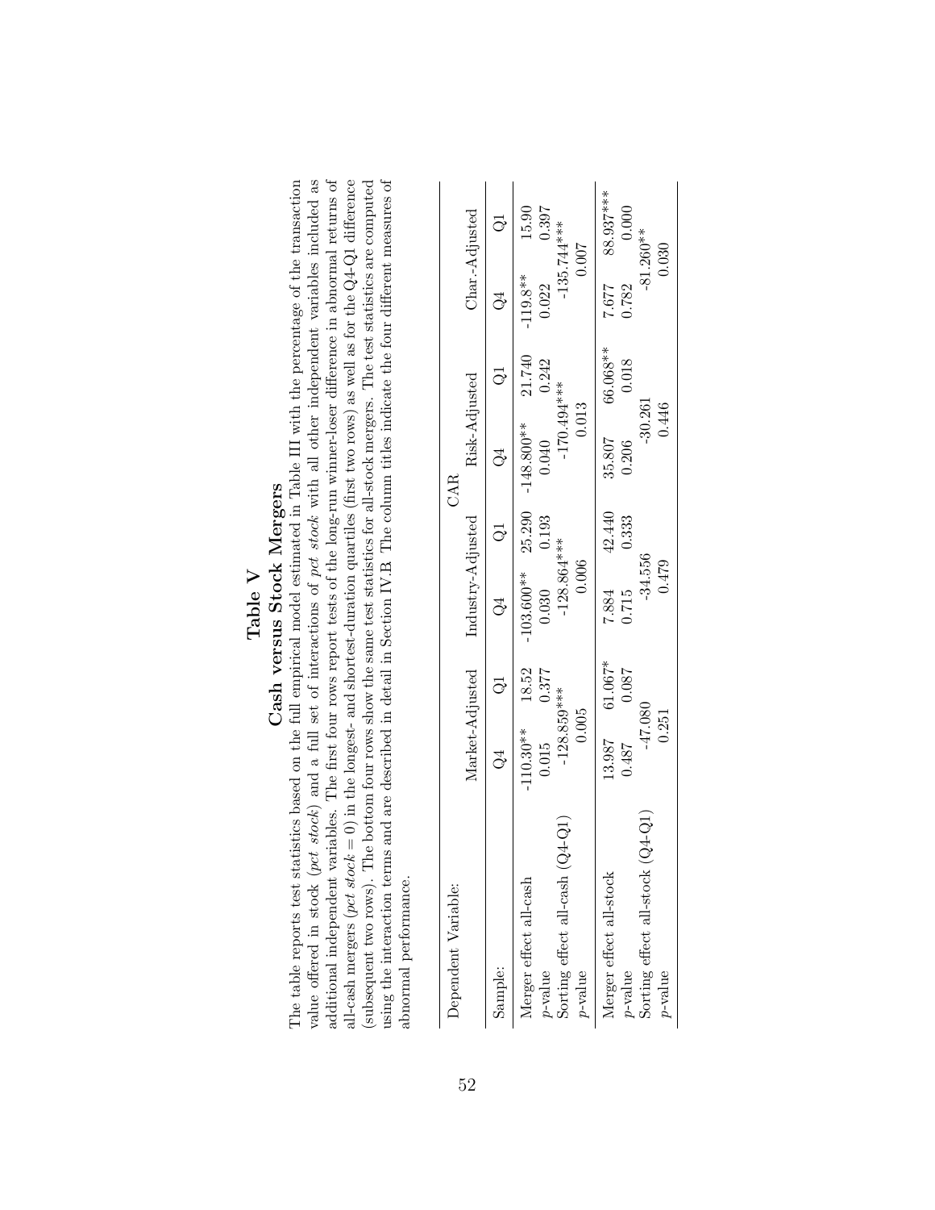# Table V

## Cash versus Stock Mergers

The table reports test statistics based on the full empirical model estimated in Table III with the percentage of the transaction value offered in stock (*pct stock*) and a full set of interactions of *pct stock* with all other independent variables included as additional independent variables. The first four rows report tests of the long-run winner-loser difference in abnormal returns of all-cash mergers (*pct stock* = 0) in the longest- and shortest-duration quartiles (first two rows) as well as for the Q4-Q1 difference (subsequent two rows). The bottom four rows show the same test statistics for all-stock mergers. The test statistics are computed using the interaction terms and are described in detail in Section IV.B. The column titles indicate the four different measures of abnormal performance.

| Dependent Variable: | CAR | | | | | | | |
|---|---|---|---|---|---|---|---|---|
| | Market-Adjusted | | Industry-Adjusted | | Risk-Adjusted | | Char.-Adjusted | |
| Sample: | Q4 | Q1 | Q4 | Q1 | Q4 | Q1 | Q4 | Q1 |
| Merger effect all-cash | -110.30** | 18.52 | -103.600** | 25.290 | -148.800** | 21.740 | -119.8** | 15.90 |
| *p*-value | 0.015 | 0.377 | 0.030 | 0.193 | 0.040 | 0.242 | 0.022 | 0.397 |
| Sorting effect all-cash (Q4-Q1) | -128.859*** | | -128.864*** | | -170.494*** | | -135.744*** | |
| *p*-value | 0.005 | | 0.006 | | 0.013 | | 0.007 | |
| Merger effect all-stock | 13.987 | 61.067* | 7.884 | 42.440 | 35.807 | 66.068** | 7.677 | 88.937*** |
| *p*-value | 0.487 | 0.087 | 0.715 | 0.333 | 0.206 | 0.018 | 0.782 | 0.000 |
| Sorting effect all-stock (Q4-Q1) | -47.080 | | -34.556 | | -30.261 | | -81.260** | |
| *p*-value | 0.251 | | 0.479 | | 0.446 | | 0.030 | |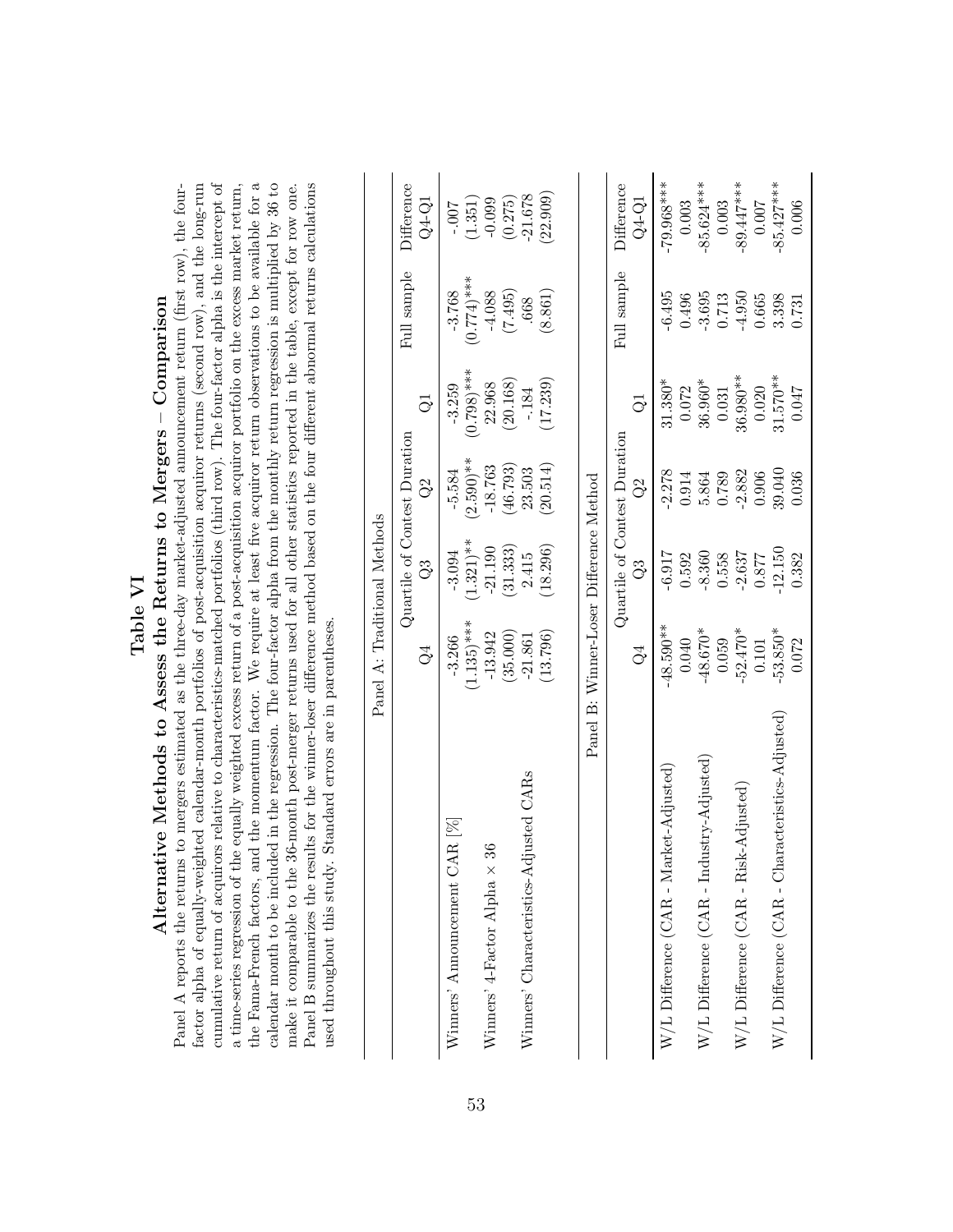# Table VI

## Alternative Methods to Assess the Returns to Mergers – Comparison

Panel A reports the returns to mergers estimated as the three-day market-adjusted announcement return (first row), the four-factor alpha of equally-weighted calendar-month portfolios of post-acquisition acquiror returns (second row), and the long-run cumulative return of acquirors relative to characteristics-matched portfolios (third row). The four-factor alpha is the intercept of a time-series regression of the equally weighted excess return of a post-acquisition acquiror portfolio on the excess market return, the Fama-French factors, and the momentum factor. We require at least five acquiror return observations to be available for a calendar month to be included in the regression. The four-factor alpha from the monthly return regression is multiplied by 36 to make it comparable to the 36-month post-merger returns used for all other statistics reported in the table, except for row one. Panel B summarizes the results for the winner-loser difference method based on the four different abnormal returns calculations used throughout this study. Standard errors are in parentheses.

| | Quartile of Contest Duration | | | | Full sample | Difference |
|---|---|---|---|---|---|---|
| | Q4 | Q3 | Q2 | Q1 | | Q4-Q1 |
| **Panel A: Traditional Methods** | | | | | | |
| Winners' Announcement CAR [%] | -3.266 | -3.094 | -5.584 | -3.259 | -3.768 | -.007 |
| | (1.135)*** | (1.321)** | (2.590)** | (0.798)*** | (0.774)*** | (1.351) |
| Winners' 4-Factor Alpha × 36 | -13.942 | -21.190 | -18.763 | 22.968 | -4.088 | -0.099 |
| | (35.000) | (31.333) | (46.793) | (20.168) | (7.495) | (0.275) |
| Winners' Characteristics-Adjusted CARs | -21.861 | 2.415 | 23.503 | -.184 | .668 | -21.678 |
| | (13.796) | (18.296) | (20.514) | (17.239) | (8.861) | (22.909) |
| **Panel B: Winner-Loser Difference Method** | | | | | | |
| W/L Difference (CAR - Market-Adjusted) | -48.590** | -6.917 | -2.278 | 31.380* | -6.495 | -79.968*** |
| | 0.040 | 0.592 | 0.914 | 0.072 | 0.496 | 0.003 |
| W/L Difference (CAR - Industry-Adjusted) | -48.670* | -8.360 | 5.864 | 36.960* | -3.695 | -85.624*** |
| | 0.059 | 0.558 | 0.789 | 0.031 | 0.713 | 0.003 |
| W/L Difference (CAR - Risk-Adjusted) | -52.470* | -2.637 | -2.882 | 36.980** | -4.950 | -89.447*** |
| | 0.101 | 0.877 | 0.906 | 0.020 | 0.665 | 0.007 |
| W/L Difference (CAR - Characteristics-Adjusted) | -53.850* | -12.150 | 39.040 | 31.570** | 3.398 | -85.427*** |
| | 0.072 | 0.382 | 0.036 | 0.047 | 0.731 | 0.006 |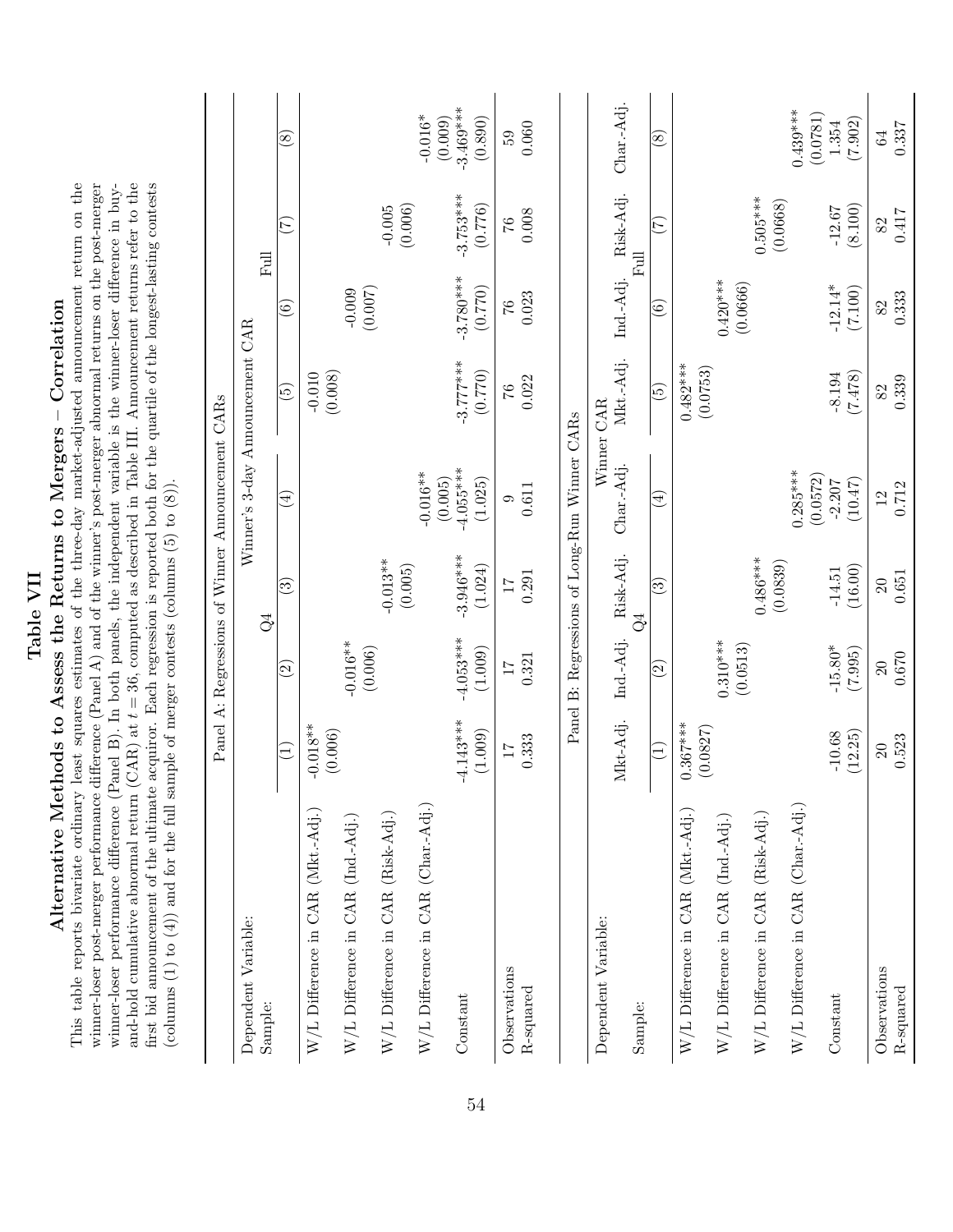# Table VII

## Alternative Methods to Assess the Returns to Mergers – Correlation

This table reports bivariate ordinary least squares estimates of the three-day market-adjusted announcement return on the winner-loser post-merger performance difference (Panel A) and of the winner's post-merger abnormal returns on the post-merger winner-loser performance difference (Panel B). In both panels, the independent variable is the winner-loser difference in buy-and-hold cumulative abnormal return (CAR) at $t = 36$, computed as described in Table III. Announcement returns refer to the first bid announcement of the ultimate acquiror. Each regression is reported both for the quartile of the longest-lasting contests (columns (1) to (4)) and for the full sample of merger contests (columns (5) to (8)).

**Panel A: Regressions of Winner Announcement CARs**

| Dependent Variable: | Winner's 3-day Announcement CAR | | | | | | | |
|---|---|---|---|---|---|---|---|---|
| Sample: | Q4 | | | | Full | | | |
| | (1) | (2) | (3) | (4) | (5) | (6) | (7) | (8) |
| W/L Difference in CAR (Mkt.-Adj.) | -0.018** | | | | -0.010 | | | |
| | (0.006) | | | | (0.008) | | | |
| W/L Difference in CAR (Ind.-Adj.) | | -0.016** | | | | -0.009 | | |
| | | (0.006) | | | | (0.007) | | |
| W/L Difference in CAR (Risk-Adj.) | | | -0.013** | | | | -0.005 | |
| | | | (0.005) | | | | (0.006) | |
| W/L Difference in CAR (Char.-Adj.) | | | | -0.016** | | | | -0.016* |
| | | | | (0.005) | | | | (0.009) |
| Constant | -4.143*** | -4.053*** | -3.946*** | -4.055*** | -3.777*** | -3.780*** | -3.753*** | -3.469*** |
| | (1.009) | (1.009) | (1.024) | (1.025) | (0.770) | (0.770) | (0.776) | (0.890) |
| Observations | 17 | 17 | 17 | 9 | 76 | 76 | 76 | 59 |
| R-squared | 0.333 | 0.321 | 0.291 | 0.611 | 0.022 | 0.023 | 0.008 | 0.060 |

**Panel B: Regressions of Long-Run Winner CARs**

| Dependent Variable: | Winner CAR | | | | | | | |
|---|---|---|---|---|---|---|---|---|
| | Mkt.-Adj. | Ind.-Adj. | Risk-Adj. | Char.-Adj. | Mkt.-Adj. | Ind.-Adj. | Risk-Adj. | Char.-Adj. |
| Sample: | Q4 | | | | Full | | | |
| | (1) | (2) | (3) | (4) | (5) | (6) | (7) | (8) |
| W/L Difference in CAR (Mkt.-Adj.) | 0.367*** | | | | 0.482*** | | | |
| | (0.0827) | | | | (0.0753) | | | |
| W/L Difference in CAR (Ind.-Adj.) | | 0.310*** | | | | 0.420*** | | |
| | | (0.0513) | | | | (0.0666) | | |
| W/L Difference in CAR (Risk-Adj.) | | | 0.486*** | | | | 0.505*** | |
| | | | (0.0839) | | | | (0.0668) | |
| W/L Difference in CAR (Char.-Adj.) | | | | 0.285*** | | | | 0.439*** |
| | | | | (0.0572) | | | | (0.0781) |
| Constant | -10.68 | -15.80* | -14.51 | -2.207 | -8.194 | -12.14* | -12.67 | 1.354 |
| | (12.25) | (7.995) | (16.00) | (10.47) | (7.478) | (7.100) | (8.100) | (7.902) |
| Observations | 20 | 20 | 20 | 12 | 82 | 82 | 82 | 64 |
| R-squared | 0.523 | 0.670 | 0.651 | 0.712 | 0.339 | 0.333 | 0.417 | 0.337 |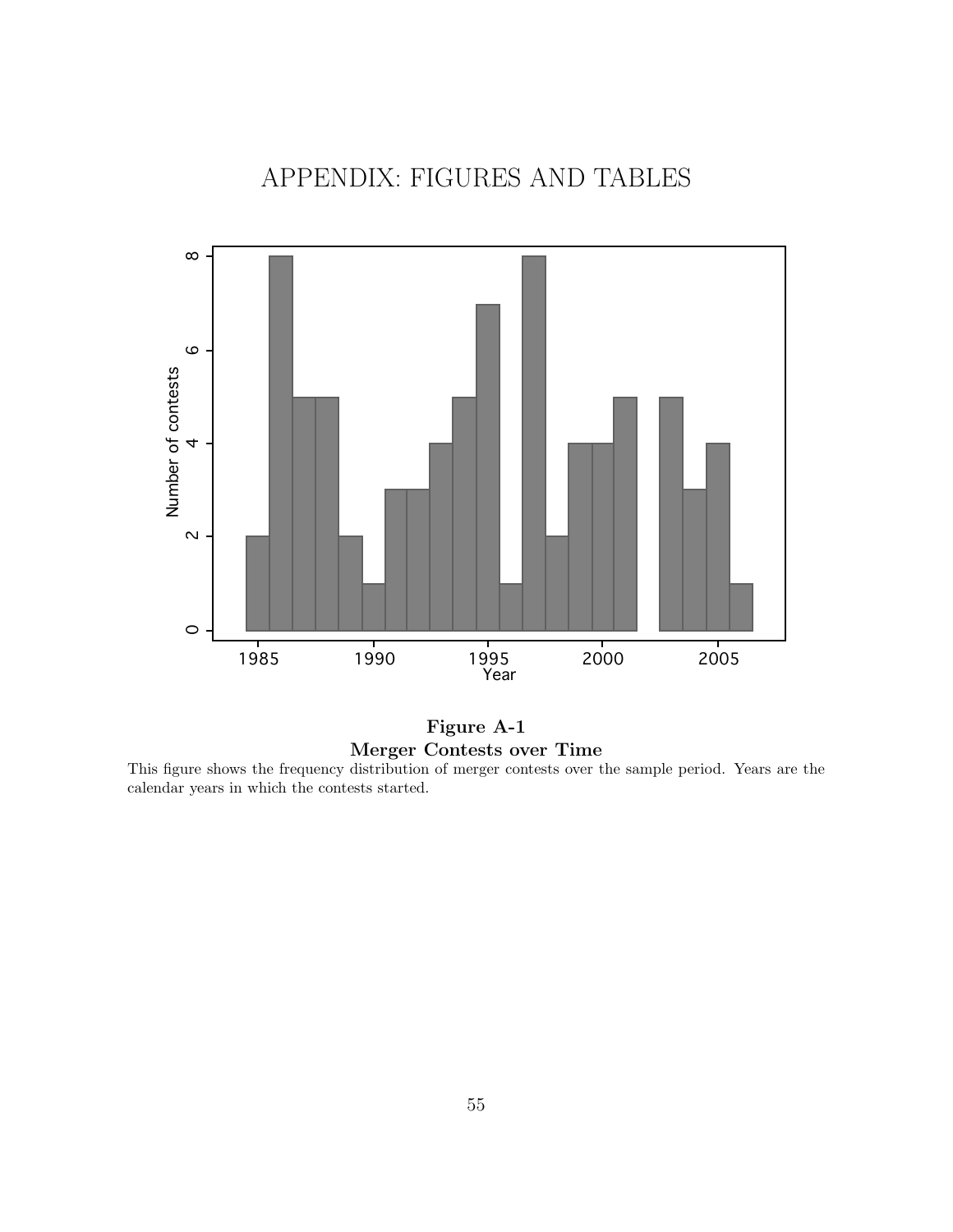# APPENDIX: FIGURES AND TABLES

**Figure A-1**
**Merger Contests over Time**

This figure shows the frequency distribution of merger contests over the sample period. Years are the calendar years in which the contests started.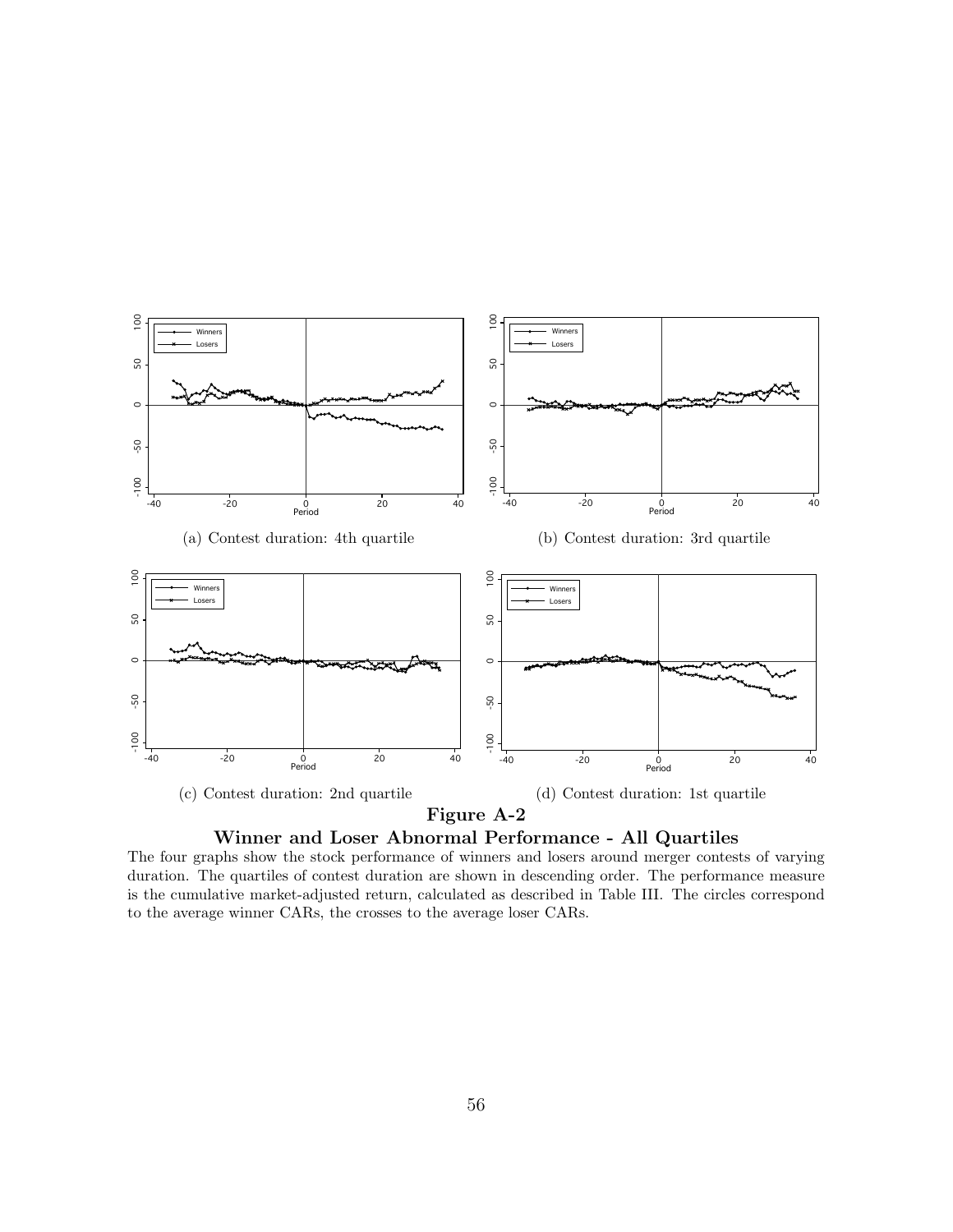(a) Contest duration: 4th quartile

(b) Contest duration: 3rd quartile

(c) Contest duration: 2nd quartile

(d) Contest duration: 1st quartile

**Figure A-2**

**Winner and Loser Abnormal Performance - All Quartiles**

The four graphs show the stock performance of winners and losers around merger contests of varying duration. The quartiles of contest duration are shown in descending order. The performance measure is the cumulative market-adjusted return, calculated as described in Table III. The circles correspond to the average winner CARs, the crosses to the average loser CARs.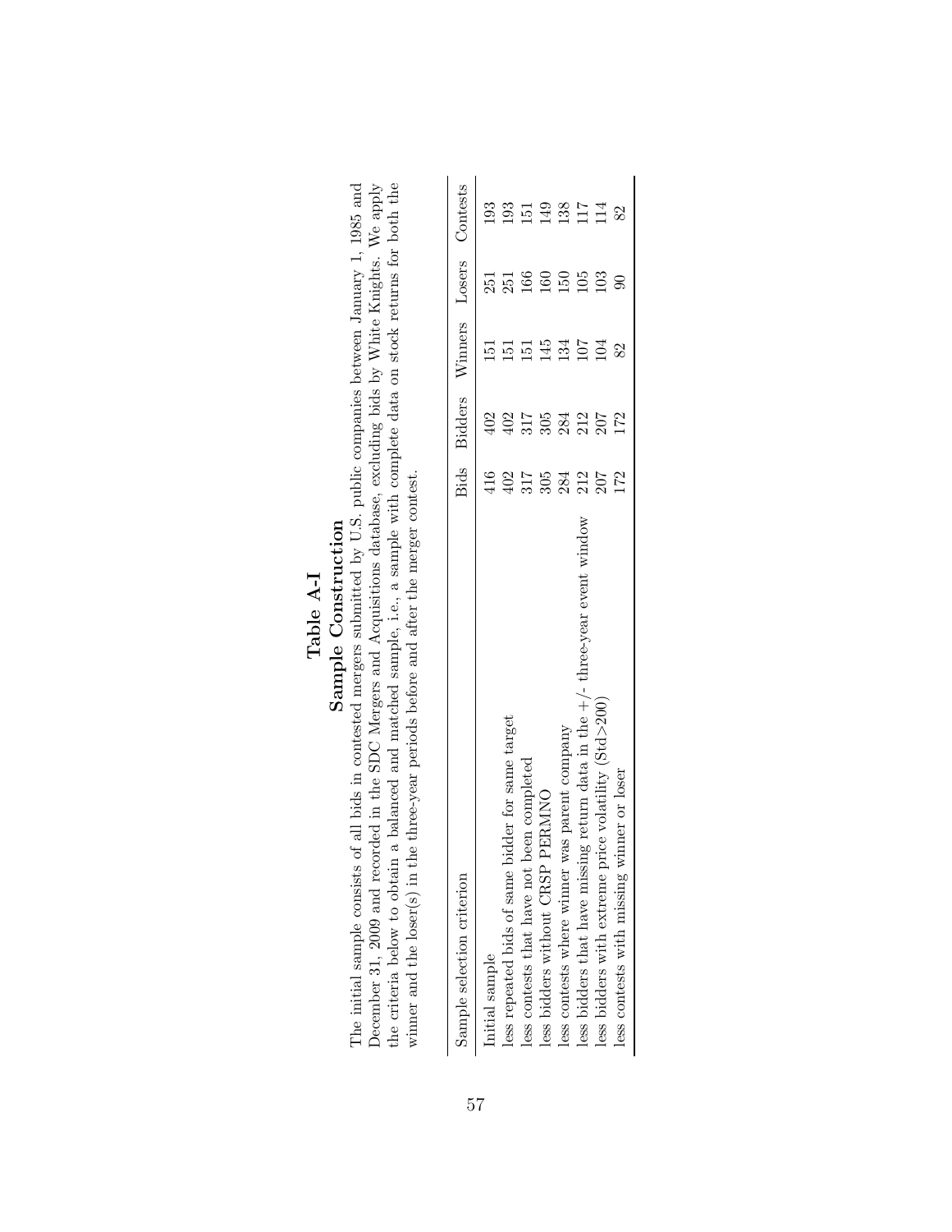# Table A-I

## Sample Construction

The initial sample consists of all bids in contested mergers submitted by U.S. public companies between January 1, 1985 and December 31, 2009 and recorded in the SDC Mergers and Acquisitions database, excluding bids by White Knights. We apply the criteria below to obtain a balanced and matched sample, i.e., a sample with complete data on stock returns for both the winner and the loser(s) in the three-year periods before and after the merger contest.

| Sample selection criterion | Bids | Bidders | Winners | Losers | Contests |
|---|---|---|---|---|---|
| Initial sample | 416 | 402 | 151 | 251 | 193 |
| less repeated bids of same bidder for same target | 402 | 402 | 151 | 251 | 193 |
| less contests that have not been completed | 317 | 317 | 151 | 166 | 151 |
| less bidders without CRSP PERMNO | 305 | 305 | 145 | 160 | 149 |
| less contests where winner was parent company | 284 | 284 | 134 | 150 | 138 |
| less bidders that have missing return data in the +/- three-year event window | 212 | 212 | 107 | 105 | 117 |
| less bidders with extreme price volatility (Std>200) | 207 | 207 | 104 | 103 | 114 |
| less contests with missing winner or loser | 172 | 172 | 82 | 90 | 82 |